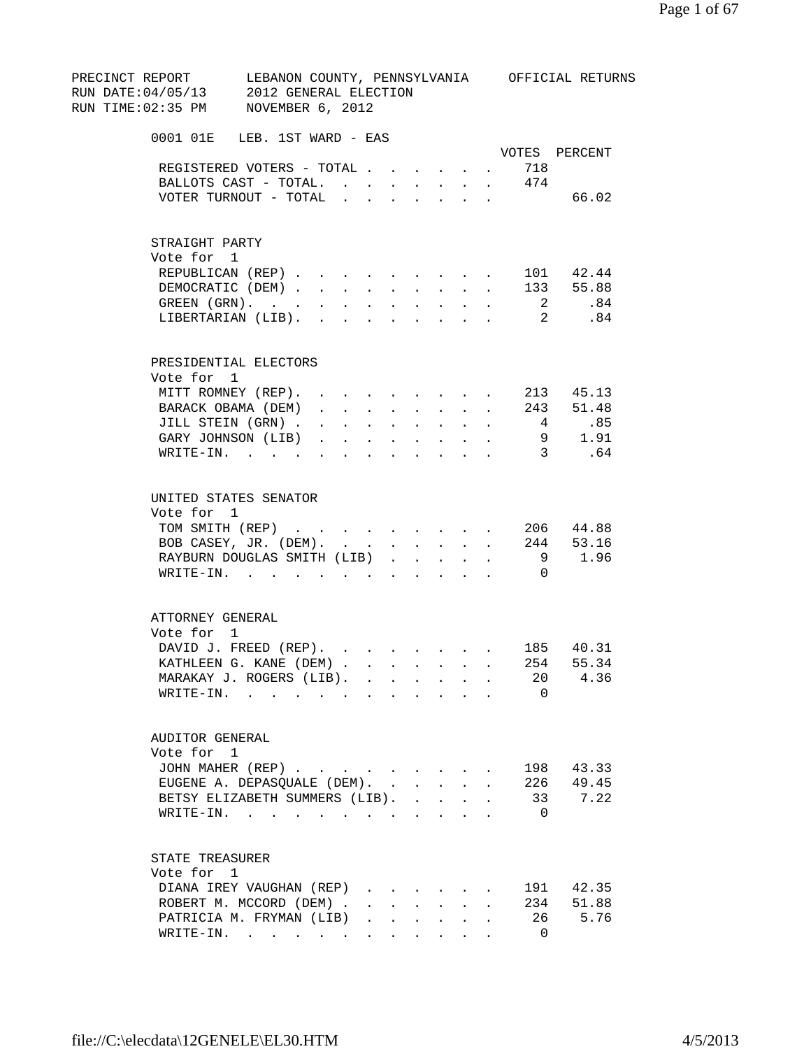PRECINCT REPORT LEBANON COUNTY, PENNSYLVANIA OFFICIAL RETURNS
RUN DATE:04/05/13 2012 GENERAL ELECTION
RUN TIME:02:35 PM NOVEMBER 6, 2012

## 0001 01E LEB. 1ST WARD - EAS

| | VOTES | PERCENT |
|---|---|---|
| REGISTERED VOTERS - TOTAL | 718 | |
| BALLOTS CAST - TOTAL. | 474 | |
| VOTER TURNOUT - TOTAL | | 66.02 |

### STRAIGHT PARTY
Vote for 1

| | VOTES | PERCENT |
|---|---|---|
| REPUBLICAN (REP) | 101 | 42.44 |
| DEMOCRATIC (DEM) | 133 | 55.88 |
| GREEN (GRN). | 2 | .84 |
| LIBERTARIAN (LIB). | 2 | .84 |

### PRESIDENTIAL ELECTORS
Vote for 1

| | VOTES | PERCENT |
|---|---|---|
| MITT ROMNEY (REP). | 213 | 45.13 |
| BARACK OBAMA (DEM) | 243 | 51.48 |
| JILL STEIN (GRN) | 4 | .85 |
| GARY JOHNSON (LIB) | 9 | 1.91 |
| WRITE-IN. | 3 | .64 |

### UNITED STATES SENATOR
Vote for 1

| | VOTES | PERCENT |
|---|---|---|
| TOM SMITH (REP) | 206 | 44.88 |
| BOB CASEY, JR. (DEM). | 244 | 53.16 |
| RAYBURN DOUGLAS SMITH (LIB) | 9 | 1.96 |
| WRITE-IN. | 0 | |

### ATTORNEY GENERAL
Vote for 1

| | VOTES | PERCENT |
|---|---|---|
| DAVID J. FREED (REP). | 185 | 40.31 |
| KATHLEEN G. KANE (DEM) | 254 | 55.34 |
| MARAKAY J. ROGERS (LIB). | 20 | 4.36 |
| WRITE-IN. | 0 | |

### AUDITOR GENERAL
Vote for 1

| | VOTES | PERCENT |
|---|---|---|
| JOHN MAHER (REP) | 198 | 43.33 |
| EUGENE A. DEPASQUALE (DEM). | 226 | 49.45 |
| BETSY ELIZABETH SUMMERS (LIB). | 33 | 7.22 |
| WRITE-IN. | 0 | |

### STATE TREASURER
Vote for 1

| | VOTES | PERCENT |
|---|---|---|
| DIANA IREY VAUGHAN (REP) | 191 | 42.35 |
| ROBERT M. MCCORD (DEM) | 234 | 51.88 |
| PATRICIA M. FRYMAN (LIB) | 26 | 5.76 |
| WRITE-IN. | 0 | |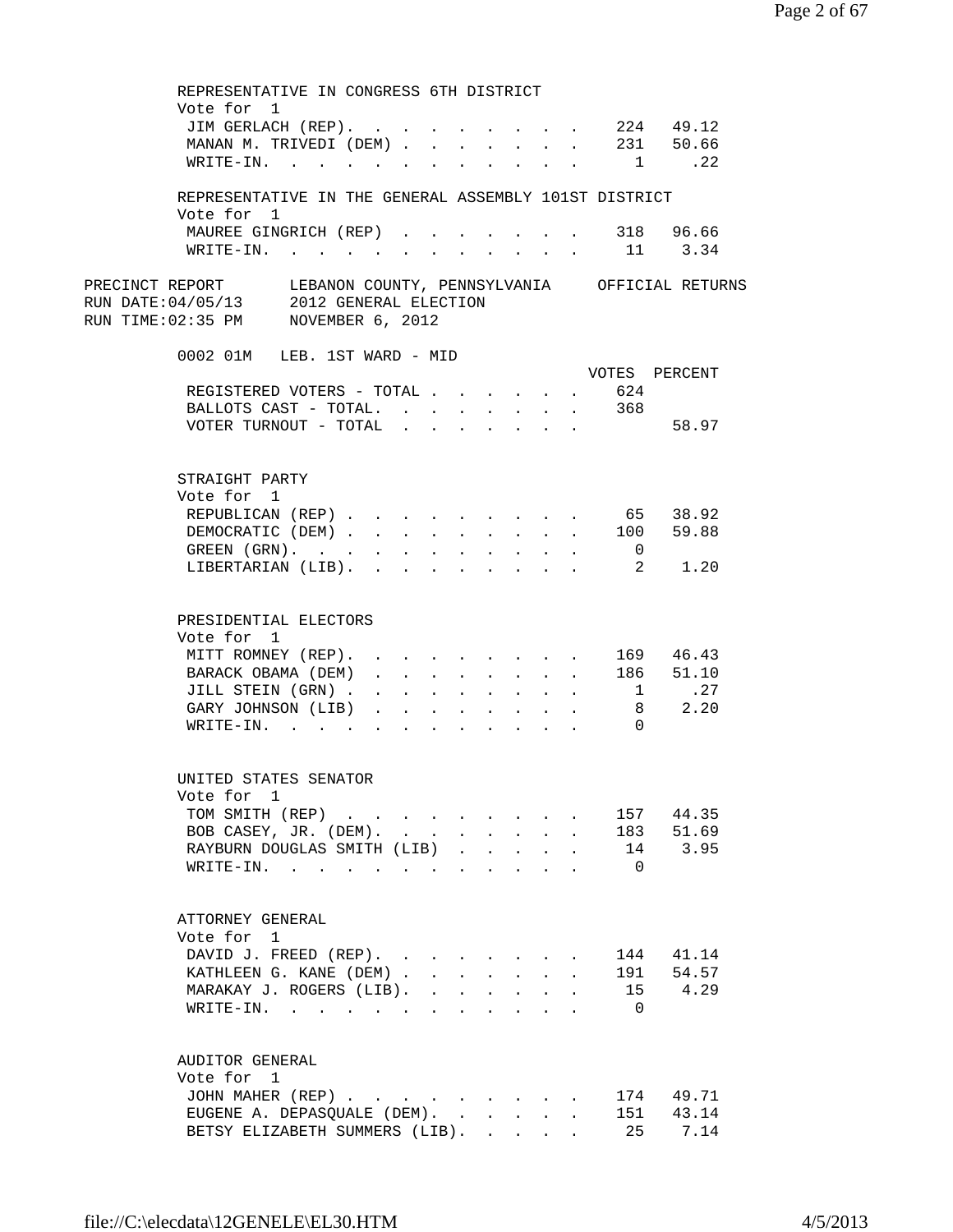REPRESENTATIVE IN CONGRESS 6TH DISTRICT
Vote for 1

| | | |
|---|---|---|
| JIM GERLACH (REP) | 224 | 49.12 |
| MANAN M. TRIVEDI (DEM) | 231 | 50.66 |
| WRITE-IN. | 1 | .22 |

REPRESENTATIVE IN THE GENERAL ASSEMBLY 101ST DISTRICT
Vote for 1

| | | |
|---|---|---|
| MAUREE GINGRICH (REP) | 318 | 96.66 |
| WRITE-IN. | 11 | 3.34 |

PRECINCT REPORT LEBANON COUNTY, PENNSYLVANIA OFFICIAL RETURNS
RUN DATE:04/05/13 2012 GENERAL ELECTION
RUN TIME:02:35 PM NOVEMBER 6, 2012

0002 01M LEB. 1ST WARD - MID

| | VOTES | PERCENT |
|---|---|---|
| REGISTERED VOTERS - TOTAL | 624 | |
| BALLOTS CAST - TOTAL. | 368 | |
| VOTER TURNOUT - TOTAL | | 58.97 |

STRAIGHT PARTY
Vote for 1

| | | |
|---|---|---|
| REPUBLICAN (REP) | 65 | 38.92 |
| DEMOCRATIC (DEM) | 100 | 59.88 |
| GREEN (GRN). | 0 | |
| LIBERTARIAN (LIB). | 2 | 1.20 |

PRESIDENTIAL ELECTORS
Vote for 1

| | | |
|---|---|---|
| MITT ROMNEY (REP). | 169 | 46.43 |
| BARACK OBAMA (DEM) | 186 | 51.10 |
| JILL STEIN (GRN) | 1 | .27 |
| GARY JOHNSON (LIB) | 8 | 2.20 |
| WRITE-IN. | 0 | |

UNITED STATES SENATOR
Vote for 1

| | | |
|---|---|---|
| TOM SMITH (REP) | 157 | 44.35 |
| BOB CASEY, JR. (DEM). | 183 | 51.69 |
| RAYBURN DOUGLAS SMITH (LIB) | 14 | 3.95 |
| WRITE-IN. | 0 | |

ATTORNEY GENERAL
Vote for 1

| | | |
|---|---|---|
| DAVID J. FREED (REP). | 144 | 41.14 |
| KATHLEEN G. KANE (DEM) | 191 | 54.57 |
| MARAKAY J. ROGERS (LIB). | 15 | 4.29 |
| WRITE-IN. | 0 | |

AUDITOR GENERAL
Vote for 1

| | | |
|---|---|---|
| JOHN MAHER (REP) | 174 | 49.71 |
| EUGENE A. DEPASQUALE (DEM). | 151 | 43.14 |
| BETSY ELIZABETH SUMMERS (LIB). | 25 | 7.14 |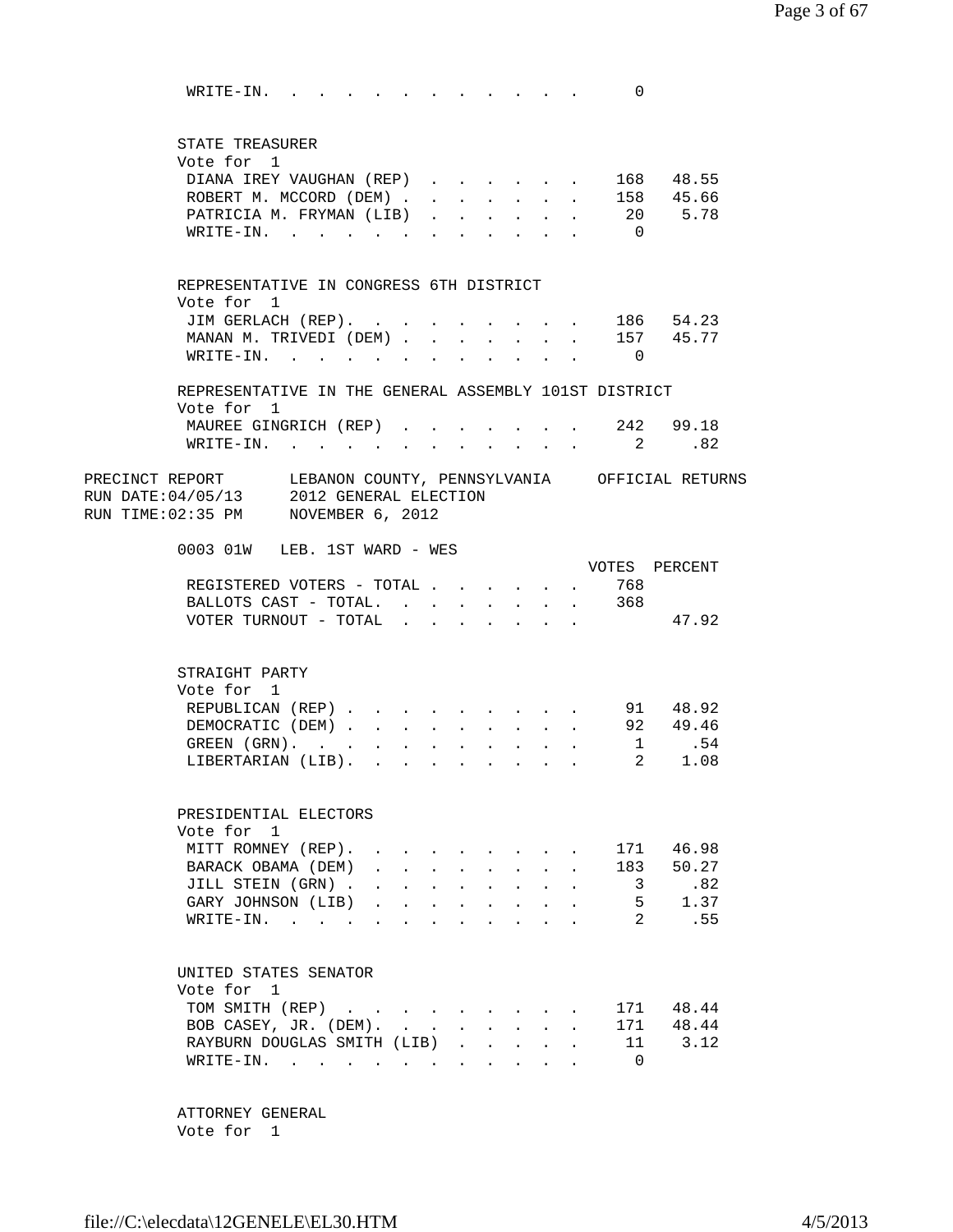| | | |
|---|---|---|
| WRITE-IN. | 0 | |

STATE TREASURER
Vote for 1

| | | |
|---|---|---|
| DIANA IREY VAUGHAN (REP) | 168 | 48.55 |
| ROBERT M. MCCORD (DEM) | 158 | 45.66 |
| PATRICIA M. FRYMAN (LIB) | 20 | 5.78 |
| WRITE-IN. | 0 | |

REPRESENTATIVE IN CONGRESS 6TH DISTRICT
Vote for 1

| | | |
|---|---|---|
| JIM GERLACH (REP). | 186 | 54.23 |
| MANAN M. TRIVEDI (DEM) | 157 | 45.77 |
| WRITE-IN. | 0 | |

REPRESENTATIVE IN THE GENERAL ASSEMBLY 101ST DISTRICT
Vote for 1

| | | |
|---|---|---|
| MAUREE GINGRICH (REP) | 242 | 99.18 |
| WRITE-IN. | 2 | .82 |

PRECINCT REPORT LEBANON COUNTY, PENNSYLVANIA OFFICIAL RETURNS
RUN DATE:04/05/13 2012 GENERAL ELECTION
RUN TIME:02:35 PM NOVEMBER 6, 2012

0003 01W LEB. 1ST WARD - WES

| | VOTES | PERCENT |
|---|---|---|
| REGISTERED VOTERS - TOTAL | 768 | |
| BALLOTS CAST - TOTAL. | 368 | |
| VOTER TURNOUT - TOTAL | | 47.92 |

STRAIGHT PARTY
Vote for 1

| | | |
|---|---|---|
| REPUBLICAN (REP) | 91 | 48.92 |
| DEMOCRATIC (DEM) | 92 | 49.46 |
| GREEN (GRN). | 1 | .54 |
| LIBERTARIAN (LIB). | 2 | 1.08 |

PRESIDENTIAL ELECTORS
Vote for 1

| | | |
|---|---|---|
| MITT ROMNEY (REP). | 171 | 46.98 |
| BARACK OBAMA (DEM) | 183 | 50.27 |
| JILL STEIN (GRN) | 3 | .82 |
| GARY JOHNSON (LIB) | 5 | 1.37 |
| WRITE-IN. | 2 | .55 |

UNITED STATES SENATOR
Vote for 1

| | | |
|---|---|---|
| TOM SMITH (REP) | 171 | 48.44 |
| BOB CASEY, JR. (DEM). | 171 | 48.44 |
| RAYBURN DOUGLAS SMITH (LIB) | 11 | 3.12 |
| WRITE-IN. | 0 | |

ATTORNEY GENERAL
Vote for 1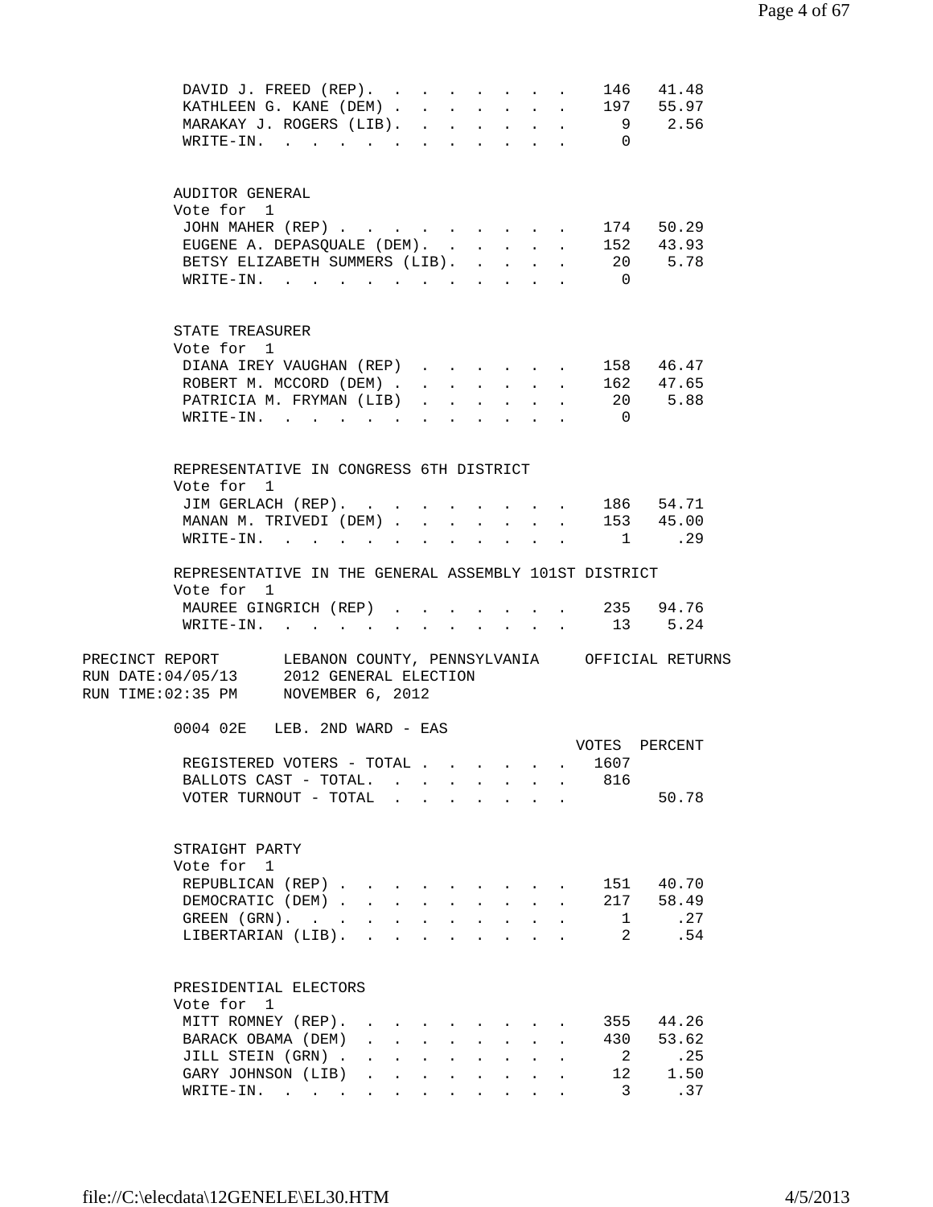| | | |
|---|---|---|
| DAVID J. FREED (REP) | 146 | 41.48 |
| KATHLEEN G. KANE (DEM) | 197 | 55.97 |
| MARAKAY J. ROGERS (LIB) | 9 | 2.56 |
| WRITE-IN | 0 | |

AUDITOR GENERAL
Vote for 1

| | | |
|---|---|---|
| JOHN MAHER (REP) | 174 | 50.29 |
| EUGENE A. DEPASQUALE (DEM) | 152 | 43.93 |
| BETSY ELIZABETH SUMMERS (LIB) | 20 | 5.78 |
| WRITE-IN | 0 | |

STATE TREASURER
Vote for 1

| | | |
|---|---|---|
| DIANA IREY VAUGHAN (REP) | 158 | 46.47 |
| ROBERT M. MCCORD (DEM) | 162 | 47.65 |
| PATRICIA M. FRYMAN (LIB) | 20 | 5.88 |
| WRITE-IN | 0 | |

REPRESENTATIVE IN CONGRESS 6TH DISTRICT
Vote for 1

| | | |
|---|---|---|
| JIM GERLACH (REP) | 186 | 54.71 |
| MANAN M. TRIVEDI (DEM) | 153 | 45.00 |
| WRITE-IN | 1 | .29 |

REPRESENTATIVE IN THE GENERAL ASSEMBLY 101ST DISTRICT
Vote for 1

| | | |
|---|---|---|
| MAUREE GINGRICH (REP) | 235 | 94.76 |
| WRITE-IN | 13 | 5.24 |

PRECINCT REPORT　LEBANON COUNTY, PENNSYLVANIA　OFFICIAL RETURNS
RUN DATE:04/05/13　2012 GENERAL ELECTION
RUN TIME:02:35 PM　NOVEMBER 6, 2012

0004 02E　LEB. 2ND WARD - EAS

| | VOTES | PERCENT |
|---|---|---|
| REGISTERED VOTERS - TOTAL | 1607 | |
| BALLOTS CAST - TOTAL | 816 | |
| VOTER TURNOUT - TOTAL | | 50.78 |

STRAIGHT PARTY
Vote for 1

| | | |
|---|---|---|
| REPUBLICAN (REP) | 151 | 40.70 |
| DEMOCRATIC (DEM) | 217 | 58.49 |
| GREEN (GRN) | 1 | .27 |
| LIBERTARIAN (LIB) | 2 | .54 |

PRESIDENTIAL ELECTORS
Vote for 1

| | | |
|---|---|---|
| MITT ROMNEY (REP) | 355 | 44.26 |
| BARACK OBAMA (DEM) | 430 | 53.62 |
| JILL STEIN (GRN) | 2 | .25 |
| GARY JOHNSON (LIB) | 12 | 1.50 |
| WRITE-IN | 3 | .37 |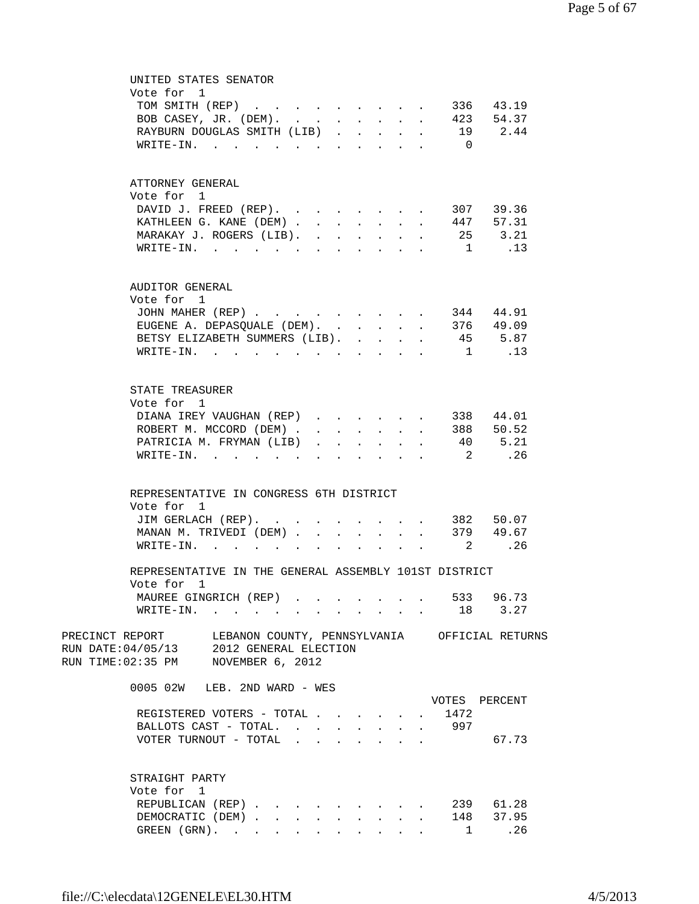UNITED STATES SENATOR
Vote for 1

| | | |
|---|---|---|
| TOM SMITH (REP) | 336 | 43.19 |
| BOB CASEY, JR. (DEM). | 423 | 54.37 |
| RAYBURN DOUGLAS SMITH (LIB) | 19 | 2.44 |
| WRITE-IN. | 0 | |

ATTORNEY GENERAL
Vote for 1

| | | |
|---|---|---|
| DAVID J. FREED (REP). | 307 | 39.36 |
| KATHLEEN G. KANE (DEM) | 447 | 57.31 |
| MARAKAY J. ROGERS (LIB). | 25 | 3.21 |
| WRITE-IN. | 1 | .13 |

AUDITOR GENERAL
Vote for 1

| | | |
|---|---|---|
| JOHN MAHER (REP) | 344 | 44.91 |
| EUGENE A. DEPASQUALE (DEM). | 376 | 49.09 |
| BETSY ELIZABETH SUMMERS (LIB). | 45 | 5.87 |
| WRITE-IN. | 1 | .13 |

STATE TREASURER
Vote for 1

| | | |
|---|---|---|
| DIANA IREY VAUGHAN (REP) | 338 | 44.01 |
| ROBERT M. MCCORD (DEM) | 388 | 50.52 |
| PATRICIA M. FRYMAN (LIB) | 40 | 5.21 |
| WRITE-IN. | 2 | .26 |

REPRESENTATIVE IN CONGRESS 6TH DISTRICT
Vote for 1

| | | |
|---|---|---|
| JIM GERLACH (REP). | 382 | 50.07 |
| MANAN M. TRIVEDI (DEM) | 379 | 49.67 |
| WRITE-IN. | 2 | .26 |

REPRESENTATIVE IN THE GENERAL ASSEMBLY 101ST DISTRICT
Vote for 1

| | | |
|---|---|---|
| MAUREE GINGRICH (REP) | 533 | 96.73 |
| WRITE-IN. | 18 | 3.27 |

PRECINCT REPORT LEBANON COUNTY, PENNSYLVANIA OFFICIAL RETURNS
RUN DATE:04/05/13 2012 GENERAL ELECTION
RUN TIME:02:35 PM NOVEMBER 6, 2012

0005 02W LEB. 2ND WARD - WES

| | VOTES | PERCENT |
|---|---|---|
| REGISTERED VOTERS - TOTAL | 1472 | |
| BALLOTS CAST - TOTAL. | 997 | |
| VOTER TURNOUT - TOTAL | | 67.73 |

STRAIGHT PARTY
Vote for 1

| | | |
|---|---|---|
| REPUBLICAN (REP) | 239 | 61.28 |
| DEMOCRATIC (DEM) | 148 | 37.95 |
| GREEN (GRN). | 1 | .26 |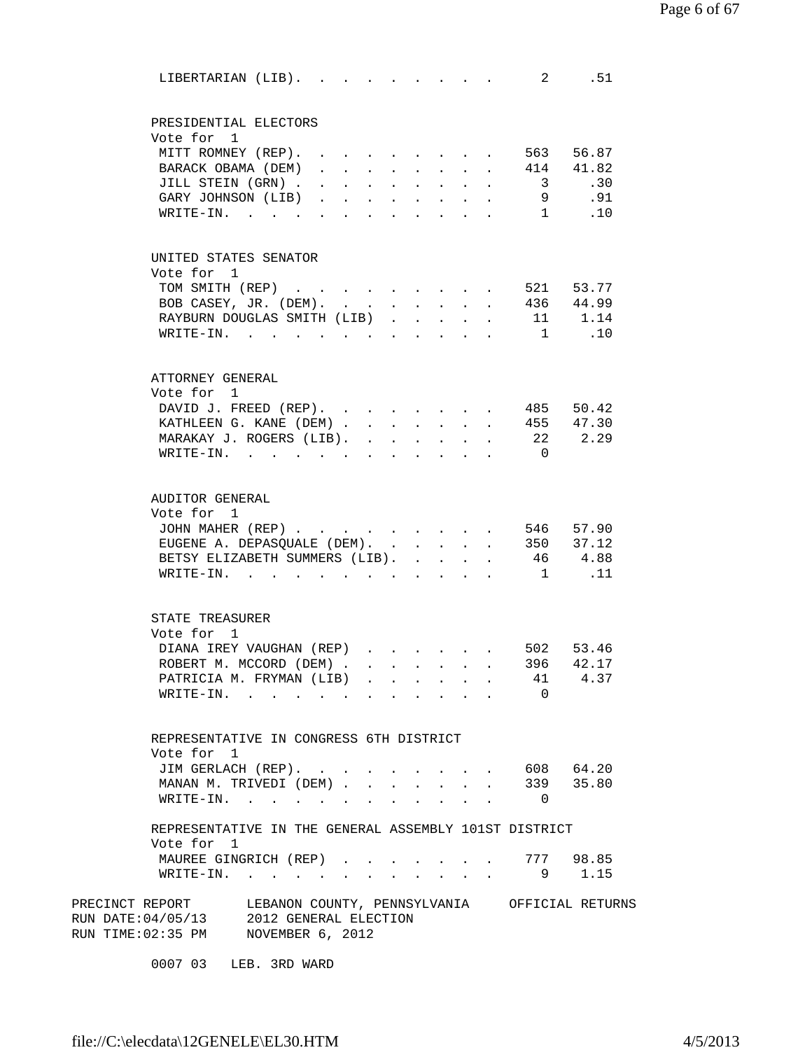| | | |
|---|---|---|
| LIBERTARIAN (LIB) | 2 | .51 |

PRESIDENTIAL ELECTORS
Vote for 1

| | | |
|---|---|---|
| MITT ROMNEY (REP) | 563 | 56.87 |
| BARACK OBAMA (DEM) | 414 | 41.82 |
| JILL STEIN (GRN) | 3 | .30 |
| GARY JOHNSON (LIB) | 9 | .91 |
| WRITE-IN. | 1 | .10 |

UNITED STATES SENATOR
Vote for 1

| | | |
|---|---|---|
| TOM SMITH (REP) | 521 | 53.77 |
| BOB CASEY, JR. (DEM) | 436 | 44.99 |
| RAYBURN DOUGLAS SMITH (LIB) | 11 | 1.14 |
| WRITE-IN. | 1 | .10 |

ATTORNEY GENERAL
Vote for 1

| | | |
|---|---|---|
| DAVID J. FREED (REP) | 485 | 50.42 |
| KATHLEEN G. KANE (DEM) | 455 | 47.30 |
| MARAKAY J. ROGERS (LIB) | 22 | 2.29 |
| WRITE-IN. | 0 | |

AUDITOR GENERAL
Vote for 1

| | | |
|---|---|---|
| JOHN MAHER (REP) | 546 | 57.90 |
| EUGENE A. DEPASQUALE (DEM) | 350 | 37.12 |
| BETSY ELIZABETH SUMMERS (LIB) | 46 | 4.88 |
| WRITE-IN. | 1 | .11 |

STATE TREASURER
Vote for 1

| | | |
|---|---|---|
| DIANA IREY VAUGHAN (REP) | 502 | 53.46 |
| ROBERT M. MCCORD (DEM) | 396 | 42.17 |
| PATRICIA M. FRYMAN (LIB) | 41 | 4.37 |
| WRITE-IN. | 0 | |

REPRESENTATIVE IN CONGRESS 6TH DISTRICT
Vote for 1

| | | |
|---|---|---|
| JIM GERLACH (REP) | 608 | 64.20 |
| MANAN M. TRIVEDI (DEM) | 339 | 35.80 |
| WRITE-IN. | 0 | |

REPRESENTATIVE IN THE GENERAL ASSEMBLY 101ST DISTRICT
Vote for 1

| | | |
|---|---|---|
| MAUREE GINGRICH (REP) | 777 | 98.85 |
| WRITE-IN. | 9 | 1.15 |

PRECINCT REPORT LEBANON COUNTY, PENNSYLVANIA OFFICIAL RETURNS
RUN DATE:04/05/13 2012 GENERAL ELECTION
RUN TIME:02:35 PM NOVEMBER 6, 2012

0007 03 LEB. 3RD WARD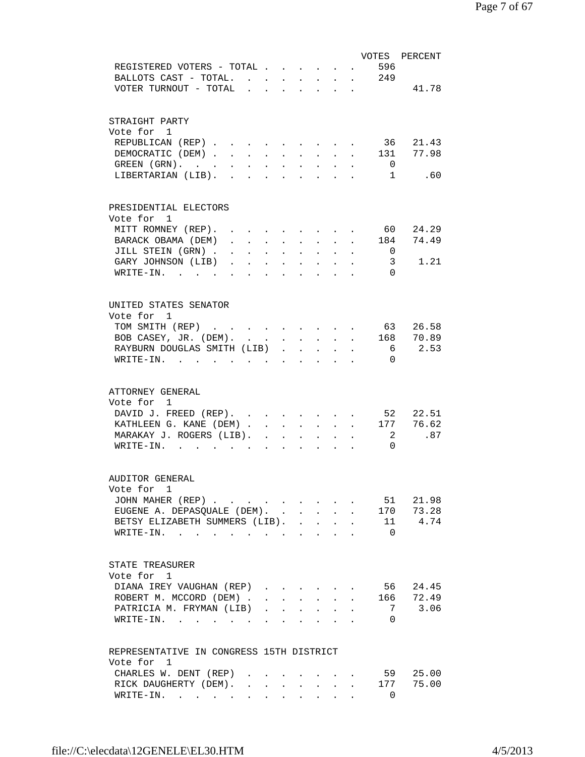| | VOTES | PERCENT |
|---|---|---|
| REGISTERED VOTERS - TOTAL | 596 | |
| BALLOTS CAST - TOTAL. | 249 | |
| VOTER TURNOUT - TOTAL | | 41.78 |

STRAIGHT PARTY
Vote for 1

| | VOTES | PERCENT |
|---|---|---|
| REPUBLICAN (REP) | 36 | 21.43 |
| DEMOCRATIC (DEM) | 131 | 77.98 |
| GREEN (GRN). | 0 | |
| LIBERTARIAN (LIB). | 1 | .60 |

PRESIDENTIAL ELECTORS
Vote for 1

| | VOTES | PERCENT |
|---|---|---|
| MITT ROMNEY (REP). | 60 | 24.29 |
| BARACK OBAMA (DEM) | 184 | 74.49 |
| JILL STEIN (GRN) | 0 | |
| GARY JOHNSON (LIB) | 3 | 1.21 |
| WRITE-IN. | 0 | |

UNITED STATES SENATOR
Vote for 1

| | VOTES | PERCENT |
|---|---|---|
| TOM SMITH (REP) | 63 | 26.58 |
| BOB CASEY, JR. (DEM). | 168 | 70.89 |
| RAYBURN DOUGLAS SMITH (LIB) | 6 | 2.53 |
| WRITE-IN. | 0 | |

ATTORNEY GENERAL
Vote for 1

| | VOTES | PERCENT |
|---|---|---|
| DAVID J. FREED (REP). | 52 | 22.51 |
| KATHLEEN G. KANE (DEM) | 177 | 76.62 |
| MARAKAY J. ROGERS (LIB). | 2 | .87 |
| WRITE-IN. | 0 | |

AUDITOR GENERAL
Vote for 1

| | VOTES | PERCENT |
|---|---|---|
| JOHN MAHER (REP) | 51 | 21.98 |
| EUGENE A. DEPASQUALE (DEM). | 170 | 73.28 |
| BETSY ELIZABETH SUMMERS (LIB). | 11 | 4.74 |
| WRITE-IN. | 0 | |

STATE TREASURER
Vote for 1

| | VOTES | PERCENT |
|---|---|---|
| DIANA IREY VAUGHAN (REP) | 56 | 24.45 |
| ROBERT M. MCCORD (DEM) | 166 | 72.49 |
| PATRICIA M. FRYMAN (LIB) | 7 | 3.06 |
| WRITE-IN. | 0 | |

REPRESENTATIVE IN CONGRESS 15TH DISTRICT
Vote for 1

| | VOTES | PERCENT |
|---|---|---|
| CHARLES W. DENT (REP) | 59 | 25.00 |
| RICK DAUGHERTY (DEM). | 177 | 75.00 |
| WRITE-IN. | 0 | |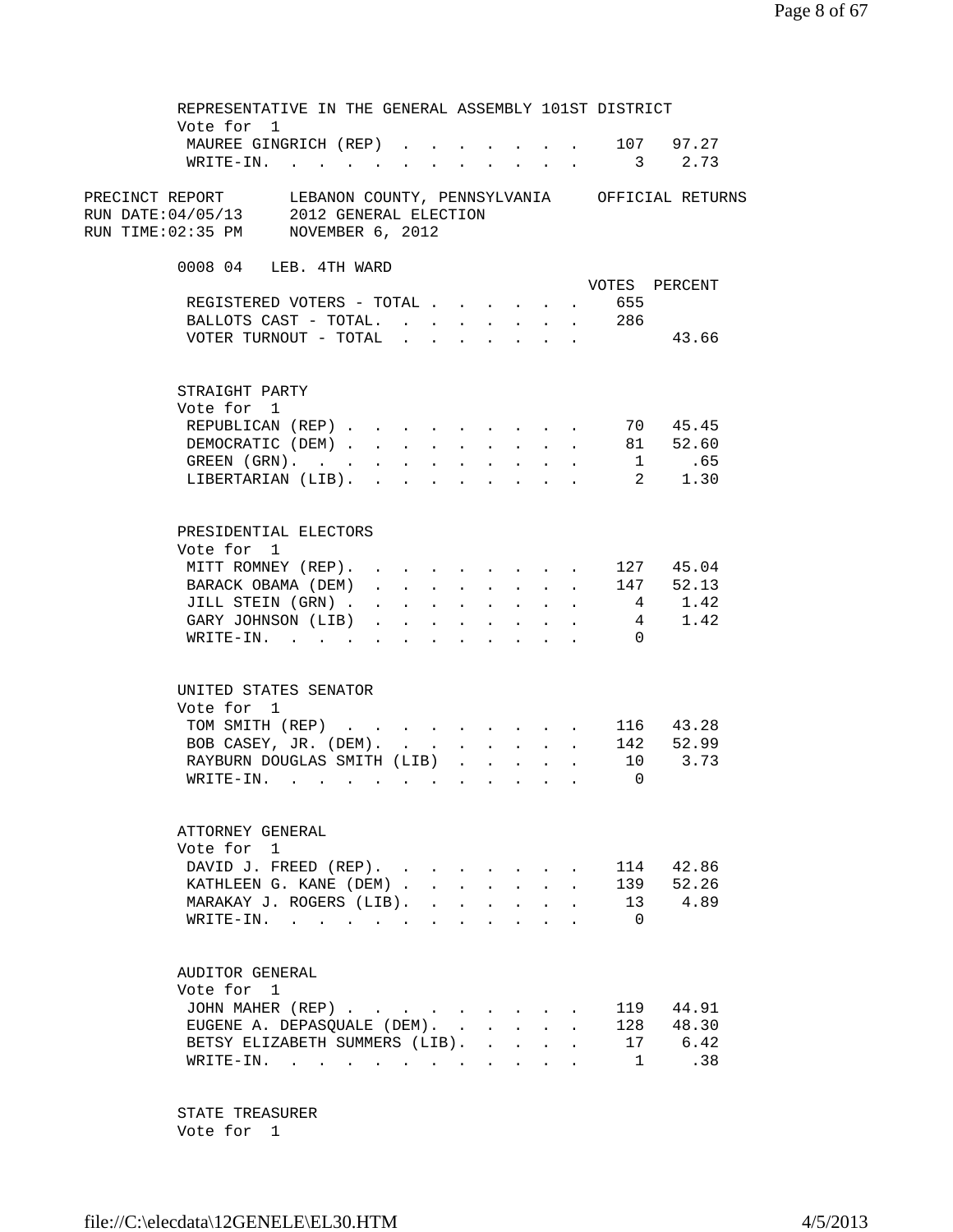REPRESENTATIVE IN THE GENERAL ASSEMBLY 101ST DISTRICT
Vote for 1

| | VOTES | PERCENT |
|---|---|---|
| MAUREE GINGRICH (REP) | 107 | 97.27 |
| WRITE-IN. | 3 | 2.73 |

PRECINCT REPORT LEBANON COUNTY, PENNSYLVANIA OFFICIAL RETURNS
RUN DATE:04/05/13 2012 GENERAL ELECTION
RUN TIME:02:35 PM NOVEMBER 6, 2012

0008 04 LEB. 4TH WARD

| | VOTES | PERCENT |
|---|---|---|
| REGISTERED VOTERS - TOTAL | 655 | |
| BALLOTS CAST - TOTAL. | 286 | |
| VOTER TURNOUT - TOTAL | | 43.66 |

STRAIGHT PARTY
Vote for 1

| | VOTES | PERCENT |
|---|---|---|
| REPUBLICAN (REP) | 70 | 45.45 |
| DEMOCRATIC (DEM) | 81 | 52.60 |
| GREEN (GRN). | 1 | .65 |
| LIBERTARIAN (LIB). | 2 | 1.30 |

PRESIDENTIAL ELECTORS
Vote for 1

| | VOTES | PERCENT |
|---|---|---|
| MITT ROMNEY (REP). | 127 | 45.04 |
| BARACK OBAMA (DEM) | 147 | 52.13 |
| JILL STEIN (GRN) | 4 | 1.42 |
| GARY JOHNSON (LIB) | 4 | 1.42 |
| WRITE-IN. | 0 | |

UNITED STATES SENATOR
Vote for 1

| | VOTES | PERCENT |
|---|---|---|
| TOM SMITH (REP) | 116 | 43.28 |
| BOB CASEY, JR. (DEM). | 142 | 52.99 |
| RAYBURN DOUGLAS SMITH (LIB) | 10 | 3.73 |
| WRITE-IN. | 0 | |

ATTORNEY GENERAL
Vote for 1

| | VOTES | PERCENT |
|---|---|---|
| DAVID J. FREED (REP). | 114 | 42.86 |
| KATHLEEN G. KANE (DEM) | 139 | 52.26 |
| MARAKAY J. ROGERS (LIB). | 13 | 4.89 |
| WRITE-IN. | 0 | |

AUDITOR GENERAL
Vote for 1

| | VOTES | PERCENT |
|---|---|---|
| JOHN MAHER (REP) | 119 | 44.91 |
| EUGENE A. DEPASQUALE (DEM). | 128 | 48.30 |
| BETSY ELIZABETH SUMMERS (LIB). | 17 | 6.42 |
| WRITE-IN. | 1 | .38 |

STATE TREASURER
Vote for 1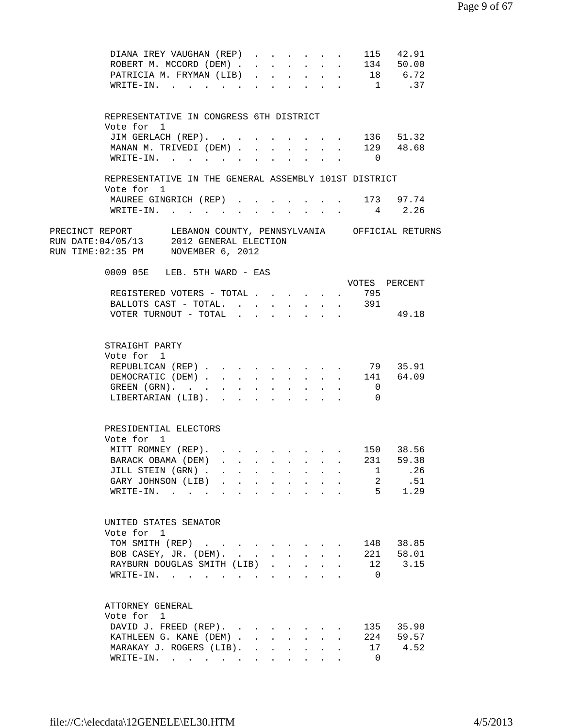| | | |
|---|---|---|
| DIANA IREY VAUGHAN (REP) | 115 | 42.91 |
| ROBERT M. MCCORD (DEM) | 134 | 50.00 |
| PATRICIA M. FRYMAN (LIB) | 18 | 6.72 |
| WRITE-IN. | 1 | .37 |

REPRESENTATIVE IN CONGRESS 6TH DISTRICT
Vote for 1

| | | |
|---|---|---|
| JIM GERLACH (REP). | 136 | 51.32 |
| MANAN M. TRIVEDI (DEM) | 129 | 48.68 |
| WRITE-IN. | 0 | |

REPRESENTATIVE IN THE GENERAL ASSEMBLY 101ST DISTRICT
Vote for 1

| | | |
|---|---|---|
| MAUREE GINGRICH (REP) | 173 | 97.74 |
| WRITE-IN. | 4 | 2.26 |

PRECINCT REPORT LEBANON COUNTY, PENNSYLVANIA OFFICIAL RETURNS
RUN DATE:04/05/13 2012 GENERAL ELECTION
RUN TIME:02:35 PM NOVEMBER 6, 2012

0009 05E LEB. 5TH WARD - EAS

| | VOTES | PERCENT |
|---|---|---|
| REGISTERED VOTERS - TOTAL | 795 | |
| BALLOTS CAST - TOTAL. | 391 | |
| VOTER TURNOUT - TOTAL | | 49.18 |

STRAIGHT PARTY
Vote for 1

| | | |
|---|---|---|
| REPUBLICAN (REP) | 79 | 35.91 |
| DEMOCRATIC (DEM) | 141 | 64.09 |
| GREEN (GRN). | 0 | |
| LIBERTARIAN (LIB). | 0 | |

PRESIDENTIAL ELECTORS
Vote for 1

| | | |
|---|---|---|
| MITT ROMNEY (REP). | 150 | 38.56 |
| BARACK OBAMA (DEM) | 231 | 59.38 |
| JILL STEIN (GRN) | 1 | .26 |
| GARY JOHNSON (LIB) | 2 | .51 |
| WRITE-IN. | 5 | 1.29 |

UNITED STATES SENATOR
Vote for 1

| | | |
|---|---|---|
| TOM SMITH (REP) | 148 | 38.85 |
| BOB CASEY, JR. (DEM). | 221 | 58.01 |
| RAYBURN DOUGLAS SMITH (LIB) | 12 | 3.15 |
| WRITE-IN. | 0 | |

ATTORNEY GENERAL
Vote for 1

| | | |
|---|---|---|
| DAVID J. FREED (REP). | 135 | 35.90 |
| KATHLEEN G. KANE (DEM) | 224 | 59.57 |
| MARAKAY J. ROGERS (LIB). | 17 | 4.52 |
| WRITE-IN. | 0 | |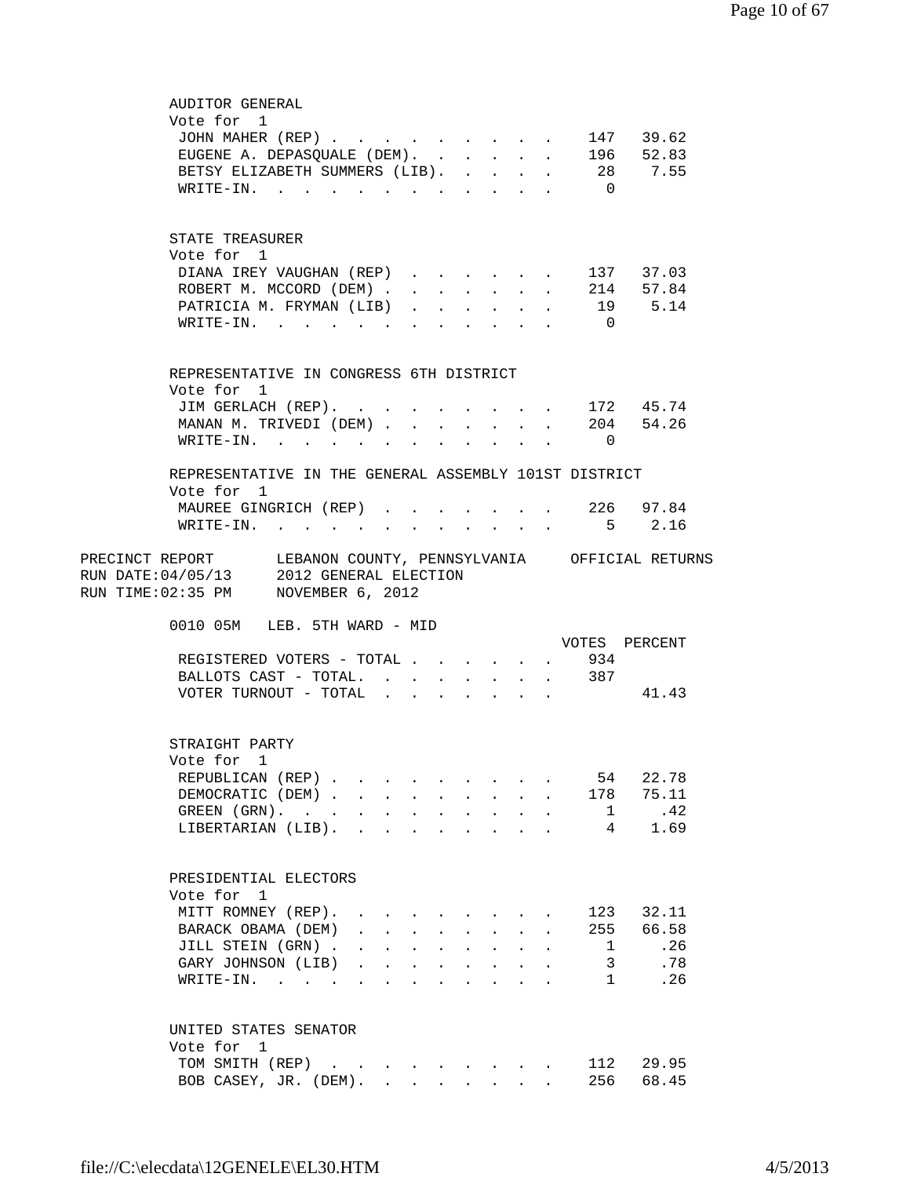AUDITOR GENERAL
Vote for 1

| | Votes | Percent |
|---|---|---|
| JOHN MAHER (REP) | 147 | 39.62 |
| EUGENE A. DEPASQUALE (DEM). | 196 | 52.83 |
| BETSY ELIZABETH SUMMERS (LIB). | 28 | 7.55 |
| WRITE-IN. | 0 | |

STATE TREASURER
Vote for 1

| | Votes | Percent |
|---|---|---|
| DIANA IREY VAUGHAN (REP) | 137 | 37.03 |
| ROBERT M. MCCORD (DEM) | 214 | 57.84 |
| PATRICIA M. FRYMAN (LIB) | 19 | 5.14 |
| WRITE-IN. | 0 | |

REPRESENTATIVE IN CONGRESS 6TH DISTRICT
Vote for 1

| | Votes | Percent |
|---|---|---|
| JIM GERLACH (REP). | 172 | 45.74 |
| MANAN M. TRIVEDI (DEM) | 204 | 54.26 |
| WRITE-IN. | 0 | |

REPRESENTATIVE IN THE GENERAL ASSEMBLY 101ST DISTRICT
Vote for 1

| | Votes | Percent |
|---|---|---|
| MAUREE GINGRICH (REP) | 226 | 97.84 |
| WRITE-IN. | 5 | 2.16 |

PRECINCT REPORT LEBANON COUNTY, PENNSYLVANIA OFFICIAL RETURNS
RUN DATE:04/05/13 2012 GENERAL ELECTION
RUN TIME:02:35 PM NOVEMBER 6, 2012

0010 05M LEB. 5TH WARD - MID

| | VOTES | PERCENT |
|---|---|---|
| REGISTERED VOTERS - TOTAL | 934 | |
| BALLOTS CAST - TOTAL. | 387 | |
| VOTER TURNOUT - TOTAL | | 41.43 |

STRAIGHT PARTY
Vote for 1

| | Votes | Percent |
|---|---|---|
| REPUBLICAN (REP) | 54 | 22.78 |
| DEMOCRATIC (DEM) | 178 | 75.11 |
| GREEN (GRN). | 1 | .42 |
| LIBERTARIAN (LIB). | 4 | 1.69 |

PRESIDENTIAL ELECTORS
Vote for 1

| | Votes | Percent |
|---|---|---|
| MITT ROMNEY (REP). | 123 | 32.11 |
| BARACK OBAMA (DEM) | 255 | 66.58 |
| JILL STEIN (GRN) | 1 | .26 |
| GARY JOHNSON (LIB) | 3 | .78 |
| WRITE-IN. | 1 | .26 |

UNITED STATES SENATOR
Vote for 1

| | Votes | Percent |
|---|---|---|
| TOM SMITH (REP) | 112 | 29.95 |
| BOB CASEY, JR. (DEM). | 256 | 68.45 |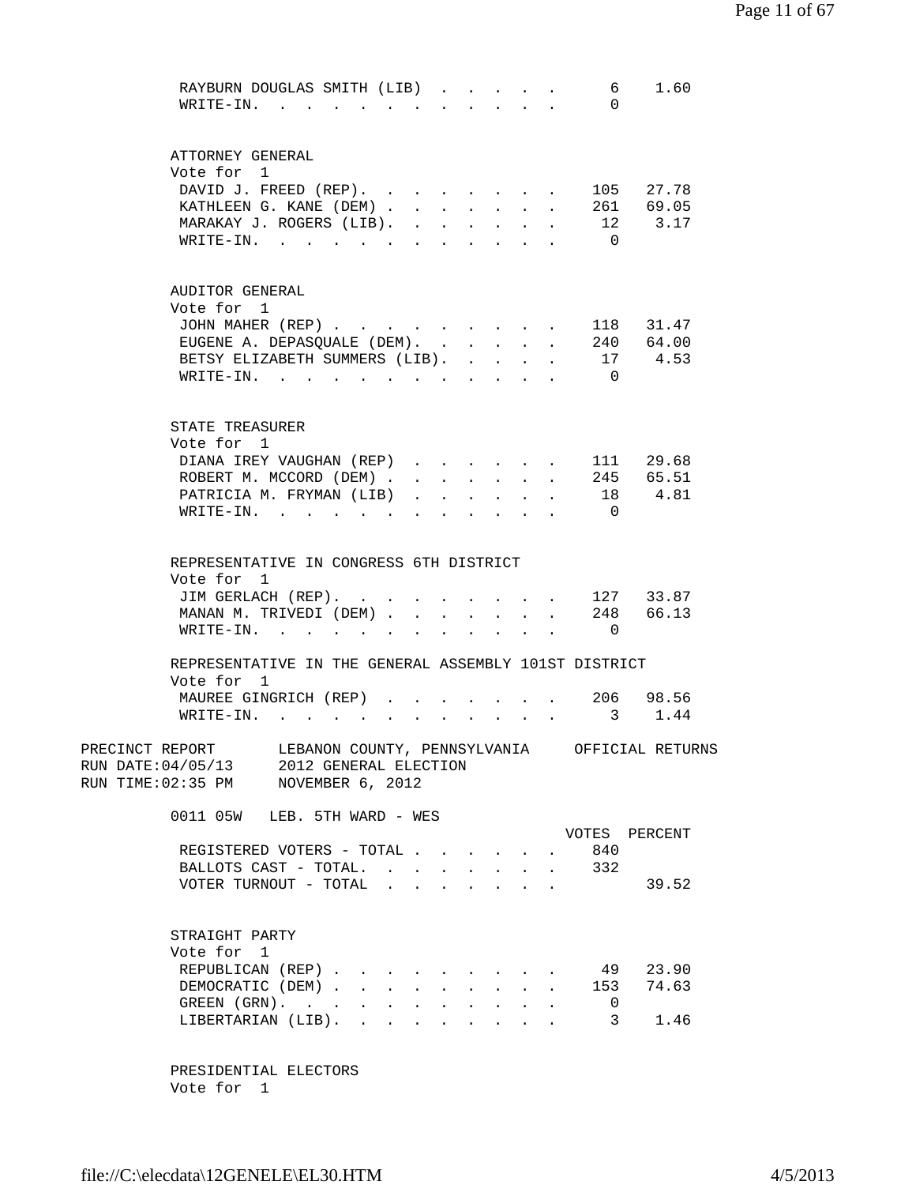| | | |
|---|---|---|
| RAYBURN DOUGLAS SMITH (LIB) | 6 | 1.60 |
| WRITE-IN. | 0 | |

ATTORNEY GENERAL
Vote for 1

| | | |
|---|---|---|
| DAVID J. FREED (REP). | 105 | 27.78 |
| KATHLEEN G. KANE (DEM) | 261 | 69.05 |
| MARAKAY J. ROGERS (LIB). | 12 | 3.17 |
| WRITE-IN. | 0 | |

AUDITOR GENERAL
Vote for 1

| | | |
|---|---|---|
| JOHN MAHER (REP) | 118 | 31.47 |
| EUGENE A. DEPASQUALE (DEM). | 240 | 64.00 |
| BETSY ELIZABETH SUMMERS (LIB). | 17 | 4.53 |
| WRITE-IN. | 0 | |

STATE TREASURER
Vote for 1

| | | |
|---|---|---|
| DIANA IREY VAUGHAN (REP) | 111 | 29.68 |
| ROBERT M. MCCORD (DEM) | 245 | 65.51 |
| PATRICIA M. FRYMAN (LIB) | 18 | 4.81 |
| WRITE-IN. | 0 | |

REPRESENTATIVE IN CONGRESS 6TH DISTRICT
Vote for 1

| | | |
|---|---|---|
| JIM GERLACH (REP). | 127 | 33.87 |
| MANAN M. TRIVEDI (DEM) | 248 | 66.13 |
| WRITE-IN. | 0 | |

REPRESENTATIVE IN THE GENERAL ASSEMBLY 101ST DISTRICT
Vote for 1

| | | |
|---|---|---|
| MAUREE GINGRICH (REP) | 206 | 98.56 |
| WRITE-IN. | 3 | 1.44 |

PRECINCT REPORT LEBANON COUNTY, PENNSYLVANIA OFFICIAL RETURNS
RUN DATE:04/05/13 2012 GENERAL ELECTION
RUN TIME:02:35 PM NOVEMBER 6, 2012

0011 05W LEB. 5TH WARD - WES

| | VOTES | PERCENT |
|---|---|---|
| REGISTERED VOTERS - TOTAL | 840 | |
| BALLOTS CAST - TOTAL. | 332 | |
| VOTER TURNOUT - TOTAL | | 39.52 |

STRAIGHT PARTY
Vote for 1

| | | |
|---|---|---|
| REPUBLICAN (REP) | 49 | 23.90 |
| DEMOCRATIC (DEM) | 153 | 74.63 |
| GREEN (GRN). | 0 | |
| LIBERTARIAN (LIB). | 3 | 1.46 |

PRESIDENTIAL ELECTORS
Vote for 1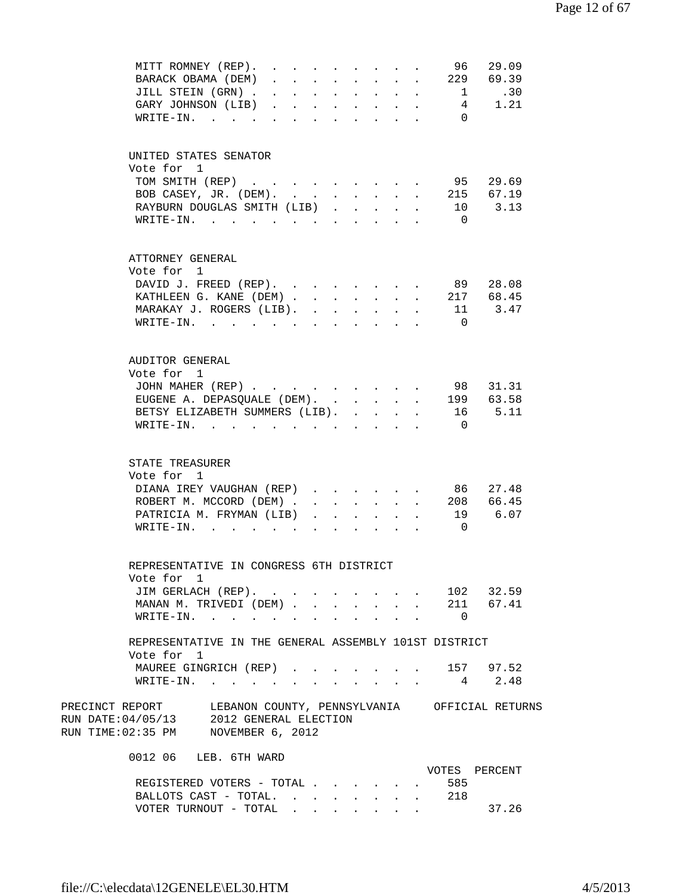| | | |
|---|---|---|
| MITT ROMNEY (REP) | 96 | 29.09 |
| BARACK OBAMA (DEM) | 229 | 69.39 |
| JILL STEIN (GRN) | 1 | .30 |
| GARY JOHNSON (LIB) | 4 | 1.21 |
| WRITE-IN. | 0 | |

UNITED STATES SENATOR
Vote for 1

| | | |
|---|---|---|
| TOM SMITH (REP) | 95 | 29.69 |
| BOB CASEY, JR. (DEM) | 215 | 67.19 |
| RAYBURN DOUGLAS SMITH (LIB) | 10 | 3.13 |
| WRITE-IN. | 0 | |

ATTORNEY GENERAL
Vote for 1

| | | |
|---|---|---|
| DAVID J. FREED (REP) | 89 | 28.08 |
| KATHLEEN G. KANE (DEM) | 217 | 68.45 |
| MARAKAY J. ROGERS (LIB) | 11 | 3.47 |
| WRITE-IN. | 0 | |

AUDITOR GENERAL
Vote for 1

| | | |
|---|---|---|
| JOHN MAHER (REP) | 98 | 31.31 |
| EUGENE A. DEPASQUALE (DEM) | 199 | 63.58 |
| BETSY ELIZABETH SUMMERS (LIB) | 16 | 5.11 |
| WRITE-IN. | 0 | |

STATE TREASURER
Vote for 1

| | | |
|---|---|---|
| DIANA IREY VAUGHAN (REP) | 86 | 27.48 |
| ROBERT M. MCCORD (DEM) | 208 | 66.45 |
| PATRICIA M. FRYMAN (LIB) | 19 | 6.07 |
| WRITE-IN. | 0 | |

REPRESENTATIVE IN CONGRESS 6TH DISTRICT
Vote for 1

| | | |
|---|---|---|
| JIM GERLACH (REP) | 102 | 32.59 |
| MANAN M. TRIVEDI (DEM) | 211 | 67.41 |
| WRITE-IN. | 0 | |

REPRESENTATIVE IN THE GENERAL ASSEMBLY 101ST DISTRICT
Vote for 1

| | | |
|---|---|---|
| MAUREE GINGRICH (REP) | 157 | 97.52 |
| WRITE-IN. | 4 | 2.48 |

PRECINCT REPORT    LEBANON COUNTY, PENNSYLVANIA    OFFICIAL RETURNS
RUN DATE:04/05/13    2012 GENERAL ELECTION
RUN TIME:02:35 PM    NOVEMBER 6, 2012

0012 06 LEB. 6TH WARD

| | VOTES | PERCENT |
|---|---|---|
| REGISTERED VOTERS - TOTAL | 585 | |
| BALLOTS CAST - TOTAL. | 218 | |
| VOTER TURNOUT - TOTAL | | 37.26 |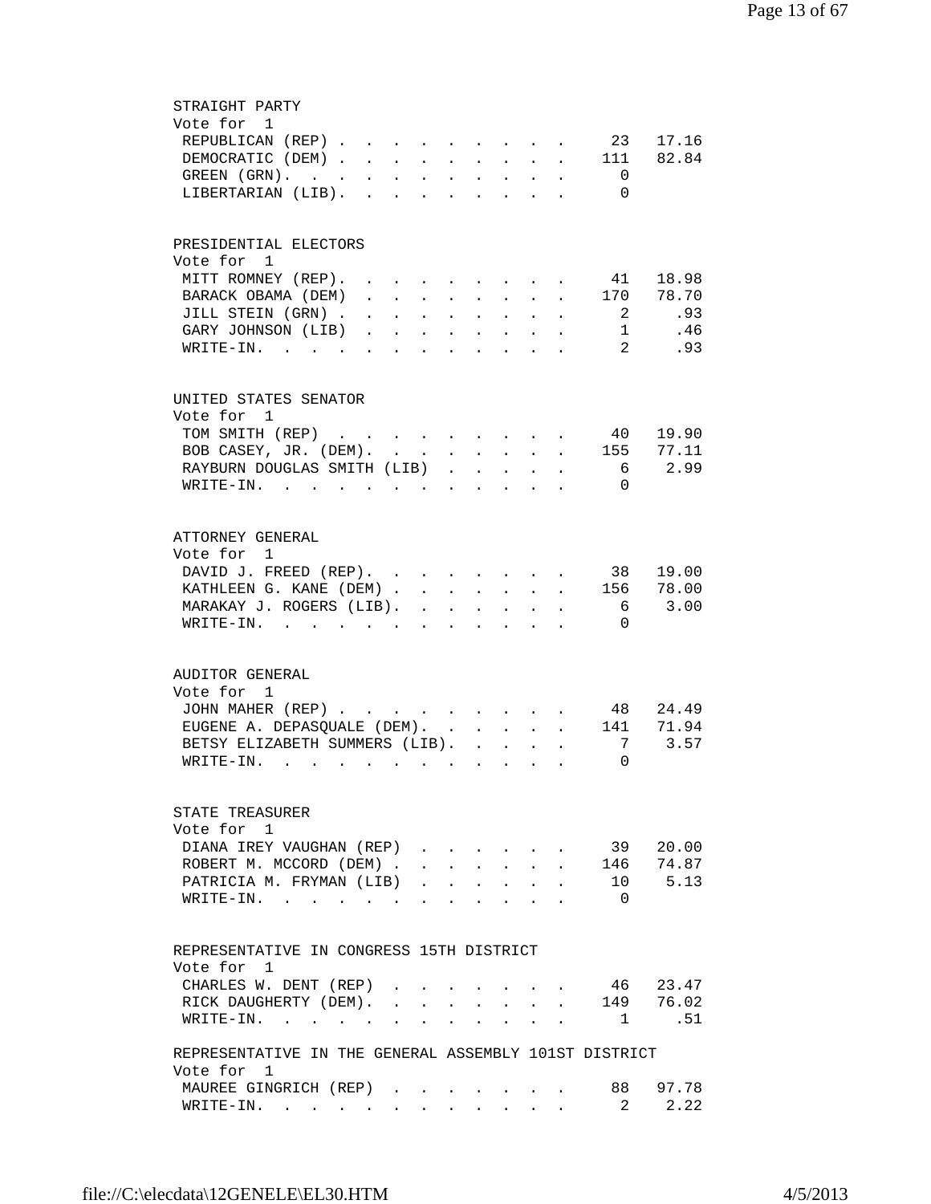STRAIGHT PARTY
Vote for 1

| | | |
|---|---|---|
| REPUBLICAN (REP) | 23 | 17.16 |
| DEMOCRATIC (DEM) | 111 | 82.84 |
| GREEN (GRN) | 0 | |
| LIBERTARIAN (LIB) | 0 | |

PRESIDENTIAL ELECTORS
Vote for 1

| | | |
|---|---|---|
| MITT ROMNEY (REP) | 41 | 18.98 |
| BARACK OBAMA (DEM) | 170 | 78.70 |
| JILL STEIN (GRN) | 2 | .93 |
| GARY JOHNSON (LIB) | 1 | .46 |
| WRITE-IN | 2 | .93 |

UNITED STATES SENATOR
Vote for 1

| | | |
|---|---|---|
| TOM SMITH (REP) | 40 | 19.90 |
| BOB CASEY, JR. (DEM) | 155 | 77.11 |
| RAYBURN DOUGLAS SMITH (LIB) | 6 | 2.99 |
| WRITE-IN | 0 | |

ATTORNEY GENERAL
Vote for 1

| | | |
|---|---|---|
| DAVID J. FREED (REP) | 38 | 19.00 |
| KATHLEEN G. KANE (DEM) | 156 | 78.00 |
| MARAKAY J. ROGERS (LIB) | 6 | 3.00 |
| WRITE-IN | 0 | |

AUDITOR GENERAL
Vote for 1

| | | |
|---|---|---|
| JOHN MAHER (REP) | 48 | 24.49 |
| EUGENE A. DEPASQUALE (DEM) | 141 | 71.94 |
| BETSY ELIZABETH SUMMERS (LIB) | 7 | 3.57 |
| WRITE-IN | 0 | |

STATE TREASURER
Vote for 1

| | | |
|---|---|---|
| DIANA IREY VAUGHAN (REP) | 39 | 20.00 |
| ROBERT M. MCCORD (DEM) | 146 | 74.87 |
| PATRICIA M. FRYMAN (LIB) | 10 | 5.13 |
| WRITE-IN | 0 | |

REPRESENTATIVE IN CONGRESS 15TH DISTRICT
Vote for 1

| | | |
|---|---|---|
| CHARLES W. DENT (REP) | 46 | 23.47 |
| RICK DAUGHERTY (DEM) | 149 | 76.02 |
| WRITE-IN | 1 | .51 |

REPRESENTATIVE IN THE GENERAL ASSEMBLY 101ST DISTRICT
Vote for 1

| | | |
|---|---|---|
| MAUREE GINGRICH (REP) | 88 | 97.78 |
| WRITE-IN | 2 | 2.22 |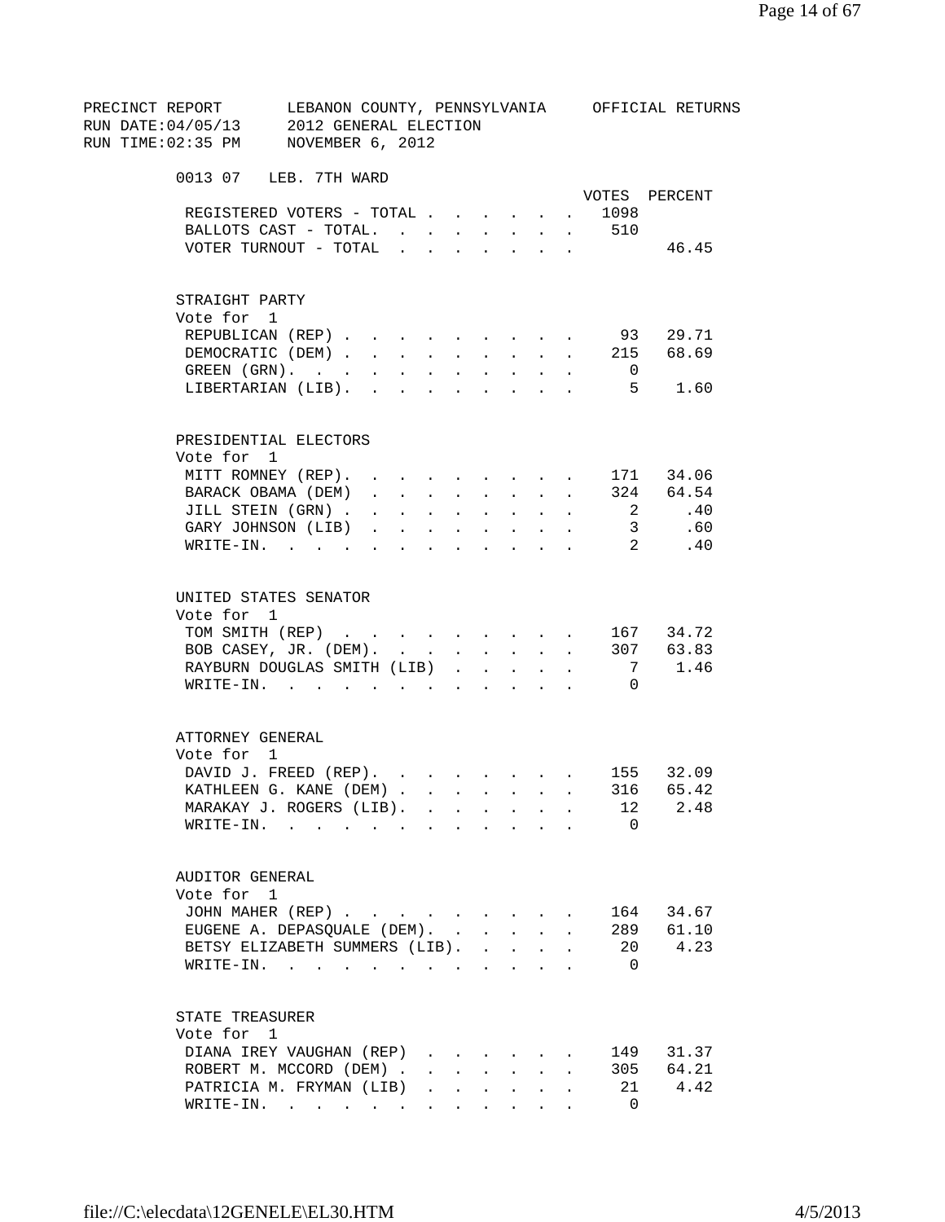PRECINCT REPORT LEBANON COUNTY, PENNSYLVANIA OFFICIAL RETURNS
RUN DATE:04/05/13 2012 GENERAL ELECTION
RUN TIME:02:35 PM NOVEMBER 6, 2012

0013 07 LEB. 7TH WARD

| | VOTES | PERCENT |
|---|---|---|
| REGISTERED VOTERS - TOTAL | 1098 | |
| BALLOTS CAST - TOTAL. | 510 | |
| VOTER TURNOUT - TOTAL | | 46.45 |

STRAIGHT PARTY
Vote for 1

| | VOTES | PERCENT |
|---|---|---|
| REPUBLICAN (REP) | 93 | 29.71 |
| DEMOCRATIC (DEM) | 215 | 68.69 |
| GREEN (GRN). | 0 | |
| LIBERTARIAN (LIB). | 5 | 1.60 |

PRESIDENTIAL ELECTORS
Vote for 1

| | VOTES | PERCENT |
|---|---|---|
| MITT ROMNEY (REP). | 171 | 34.06 |
| BARACK OBAMA (DEM) | 324 | 64.54 |
| JILL STEIN (GRN) | 2 | .40 |
| GARY JOHNSON (LIB) | 3 | .60 |
| WRITE-IN. | 2 | .40 |

UNITED STATES SENATOR
Vote for 1

| | VOTES | PERCENT |
|---|---|---|
| TOM SMITH (REP) | 167 | 34.72 |
| BOB CASEY, JR. (DEM). | 307 | 63.83 |
| RAYBURN DOUGLAS SMITH (LIB) | 7 | 1.46 |
| WRITE-IN. | 0 | |

ATTORNEY GENERAL
Vote for 1

| | VOTES | PERCENT |
|---|---|---|
| DAVID J. FREED (REP). | 155 | 32.09 |
| KATHLEEN G. KANE (DEM) | 316 | 65.42 |
| MARAKAY J. ROGERS (LIB). | 12 | 2.48 |
| WRITE-IN. | 0 | |

AUDITOR GENERAL
Vote for 1

| | VOTES | PERCENT |
|---|---|---|
| JOHN MAHER (REP) | 164 | 34.67 |
| EUGENE A. DEPASQUALE (DEM). | 289 | 61.10 |
| BETSY ELIZABETH SUMMERS (LIB). | 20 | 4.23 |
| WRITE-IN. | 0 | |

STATE TREASURER
Vote for 1

| | VOTES | PERCENT |
|---|---|---|
| DIANA IREY VAUGHAN (REP) | 149 | 31.37 |
| ROBERT M. MCCORD (DEM) | 305 | 64.21 |
| PATRICIA M. FRYMAN (LIB) | 21 | 4.42 |
| WRITE-IN. | 0 | |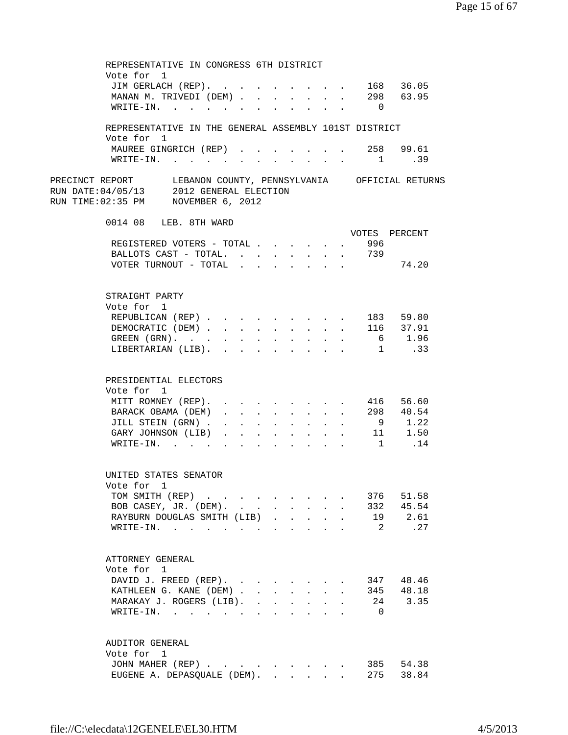REPRESENTATIVE IN CONGRESS 6TH DISTRICT
Vote for 1

| | | |
|---|---|---|
| JIM GERLACH (REP) | 168 | 36.05 |
| MANAN M. TRIVEDI (DEM) | 298 | 63.95 |
| WRITE-IN. | 0 | |

REPRESENTATIVE IN THE GENERAL ASSEMBLY 101ST DISTRICT
Vote for 1

| | | |
|---|---|---|
| MAUREE GINGRICH (REP) | 258 | 99.61 |
| WRITE-IN. | 1 | .39 |

PRECINCT REPORT LEBANON COUNTY, PENNSYLVANIA OFFICIAL RETURNS
RUN DATE:04/05/13 2012 GENERAL ELECTION
RUN TIME:02:35 PM NOVEMBER 6, 2012

0014 08 LEB. 8TH WARD

| | VOTES | PERCENT |
|---|---|---|
| REGISTERED VOTERS - TOTAL | 996 | |
| BALLOTS CAST - TOTAL. | 739 | |
| VOTER TURNOUT - TOTAL | | 74.20 |

STRAIGHT PARTY
Vote for 1

| | | |
|---|---|---|
| REPUBLICAN (REP) | 183 | 59.80 |
| DEMOCRATIC (DEM) | 116 | 37.91 |
| GREEN (GRN). | 6 | 1.96 |
| LIBERTARIAN (LIB). | 1 | .33 |

PRESIDENTIAL ELECTORS
Vote for 1

| | | |
|---|---|---|
| MITT ROMNEY (REP). | 416 | 56.60 |
| BARACK OBAMA (DEM) | 298 | 40.54 |
| JILL STEIN (GRN) | 9 | 1.22 |
| GARY JOHNSON (LIB) | 11 | 1.50 |
| WRITE-IN. | 1 | .14 |

UNITED STATES SENATOR
Vote for 1

| | | |
|---|---|---|
| TOM SMITH (REP) | 376 | 51.58 |
| BOB CASEY, JR. (DEM). | 332 | 45.54 |
| RAYBURN DOUGLAS SMITH (LIB) | 19 | 2.61 |
| WRITE-IN. | 2 | .27 |

ATTORNEY GENERAL
Vote for 1

| | | |
|---|---|---|
| DAVID J. FREED (REP). | 347 | 48.46 |
| KATHLEEN G. KANE (DEM) | 345 | 48.18 |
| MARAKAY J. ROGERS (LIB). | 24 | 3.35 |
| WRITE-IN. | 0 | |

AUDITOR GENERAL
Vote for 1

| | | |
|---|---|---|
| JOHN MAHER (REP) | 385 | 54.38 |
| EUGENE A. DEPASQUALE (DEM). | 275 | 38.84 |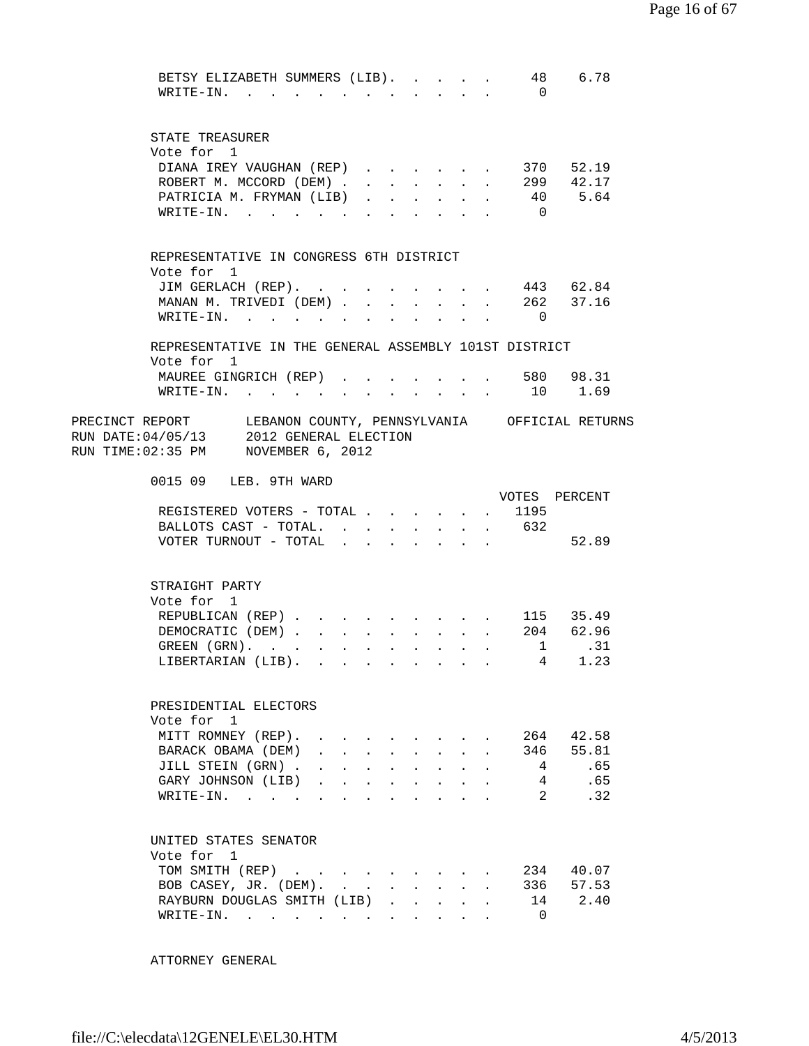| | | |
|---|---|---|
| BETSY ELIZABETH SUMMERS (LIB) | 48 | 6.78 |
| WRITE-IN | 0 | |

STATE TREASURER
Vote for 1

| | | |
|---|---|---|
| DIANA IREY VAUGHAN (REP) | 370 | 52.19 |
| ROBERT M. MCCORD (DEM) | 299 | 42.17 |
| PATRICIA M. FRYMAN (LIB) | 40 | 5.64 |
| WRITE-IN | 0 | |

REPRESENTATIVE IN CONGRESS 6TH DISTRICT
Vote for 1

| | | |
|---|---|---|
| JIM GERLACH (REP) | 443 | 62.84 |
| MANAN M. TRIVEDI (DEM) | 262 | 37.16 |
| WRITE-IN | 0 | |

REPRESENTATIVE IN THE GENERAL ASSEMBLY 101ST DISTRICT
Vote for 1

| | | |
|---|---|---|
| MAUREE GINGRICH (REP) | 580 | 98.31 |
| WRITE-IN | 10 | 1.69 |

PRECINCT REPORT LEBANON COUNTY, PENNSYLVANIA OFFICIAL RETURNS
RUN DATE:04/05/13 2012 GENERAL ELECTION
RUN TIME:02:35 PM NOVEMBER 6, 2012

0015 09 LEB. 9TH WARD

| | VOTES | PERCENT |
|---|---|---|
| REGISTERED VOTERS - TOTAL | 1195 | |
| BALLOTS CAST - TOTAL | 632 | |
| VOTER TURNOUT - TOTAL | | 52.89 |

STRAIGHT PARTY
Vote for 1

| | | |
|---|---|---|
| REPUBLICAN (REP) | 115 | 35.49 |
| DEMOCRATIC (DEM) | 204 | 62.96 |
| GREEN (GRN) | 1 | .31 |
| LIBERTARIAN (LIB) | 4 | 1.23 |

PRESIDENTIAL ELECTORS
Vote for 1

| | | |
|---|---|---|
| MITT ROMNEY (REP) | 264 | 42.58 |
| BARACK OBAMA (DEM) | 346 | 55.81 |
| JILL STEIN (GRN) | 4 | .65 |
| GARY JOHNSON (LIB) | 4 | .65 |
| WRITE-IN | 2 | .32 |

UNITED STATES SENATOR
Vote for 1

| | | |
|---|---|---|
| TOM SMITH (REP) | 234 | 40.07 |
| BOB CASEY, JR. (DEM) | 336 | 57.53 |
| RAYBURN DOUGLAS SMITH (LIB) | 14 | 2.40 |
| WRITE-IN | 0 | |

ATTORNEY GENERAL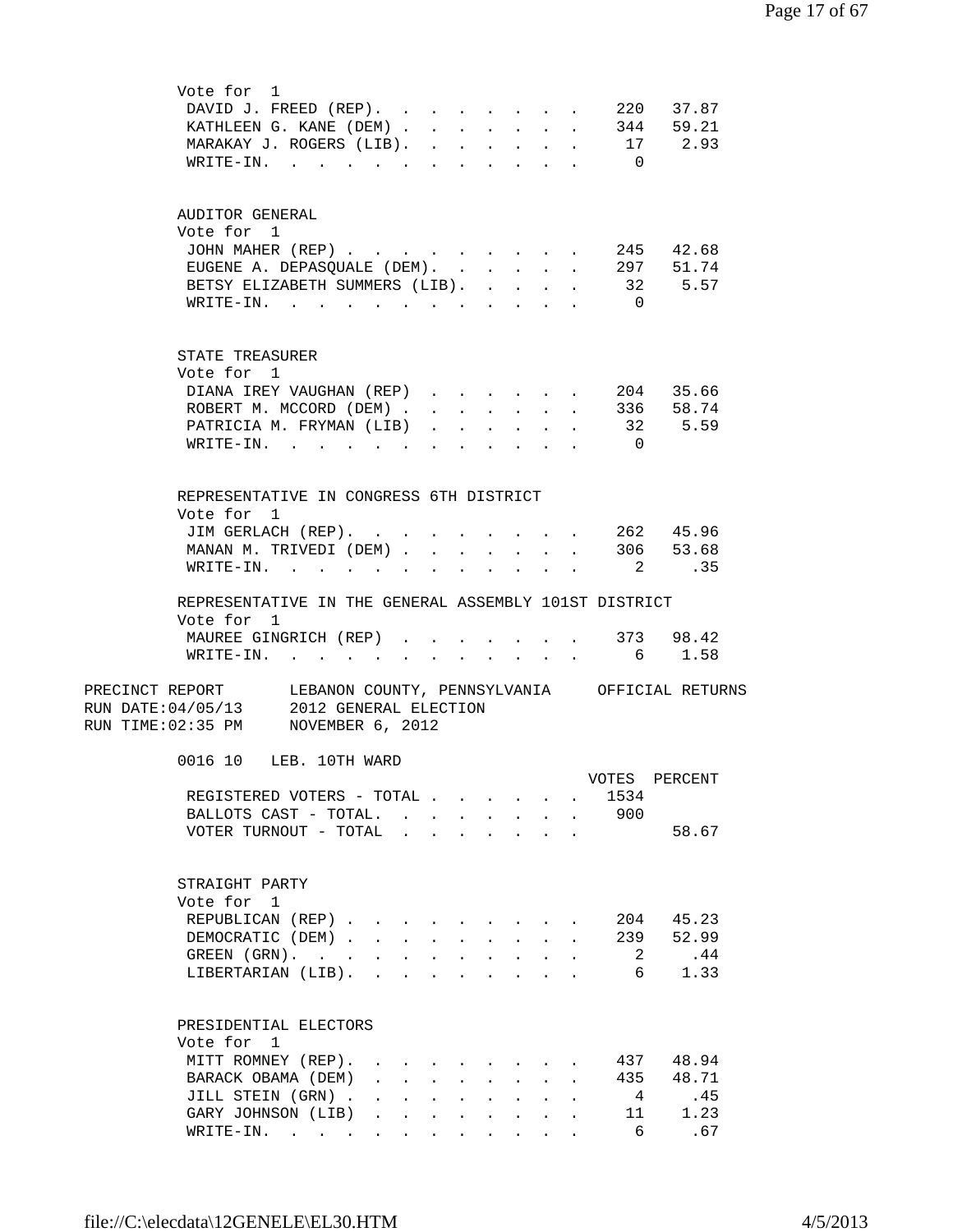Vote for 1

| | | |
|---|---|---|
| DAVID J. FREED (REP) | 220 | 37.87 |
| KATHLEEN G. KANE (DEM) | 344 | 59.21 |
| MARAKAY J. ROGERS (LIB) | 17 | 2.93 |
| WRITE-IN | 0 | |

AUDITOR GENERAL

Vote for 1

| | | |
|---|---|---|
| JOHN MAHER (REP) | 245 | 42.68 |
| EUGENE A. DEPASQUALE (DEM) | 297 | 51.74 |
| BETSY ELIZABETH SUMMERS (LIB) | 32 | 5.57 |
| WRITE-IN | 0 | |

STATE TREASURER

Vote for 1

| | | |
|---|---|---|
| DIANA IREY VAUGHAN (REP) | 204 | 35.66 |
| ROBERT M. MCCORD (DEM) | 336 | 58.74 |
| PATRICIA M. FRYMAN (LIB) | 32 | 5.59 |
| WRITE-IN | 0 | |

REPRESENTATIVE IN CONGRESS 6TH DISTRICT

Vote for 1

| | | |
|---|---|---|
| JIM GERLACH (REP) | 262 | 45.96 |
| MANAN M. TRIVEDI (DEM) | 306 | 53.68 |
| WRITE-IN | 2 | .35 |

REPRESENTATIVE IN THE GENERAL ASSEMBLY 101ST DISTRICT

Vote for 1

| | | |
|---|---|---|
| MAUREE GINGRICH (REP) | 373 | 98.42 |
| WRITE-IN | 6 | 1.58 |

PRECINCT REPORT LEBANON COUNTY, PENNSYLVANIA OFFICIAL RETURNS
RUN DATE:04/05/13 2012 GENERAL ELECTION
RUN TIME:02:35 PM NOVEMBER 6, 2012

0016 10 LEB. 10TH WARD

| | VOTES | PERCENT |
|---|---|---|
| REGISTERED VOTERS - TOTAL | 1534 | |
| BALLOTS CAST - TOTAL | 900 | |
| VOTER TURNOUT - TOTAL | | 58.67 |

STRAIGHT PARTY

Vote for 1

| | | |
|---|---|---|
| REPUBLICAN (REP) | 204 | 45.23 |
| DEMOCRATIC (DEM) | 239 | 52.99 |
| GREEN (GRN) | 2 | .44 |
| LIBERTARIAN (LIB) | 6 | 1.33 |

PRESIDENTIAL ELECTORS

Vote for 1

| | | |
|---|---|---|
| MITT ROMNEY (REP) | 437 | 48.94 |
| BARACK OBAMA (DEM) | 435 | 48.71 |
| JILL STEIN (GRN) | 4 | .45 |
| GARY JOHNSON (LIB) | 11 | 1.23 |
| WRITE-IN | 6 | .67 |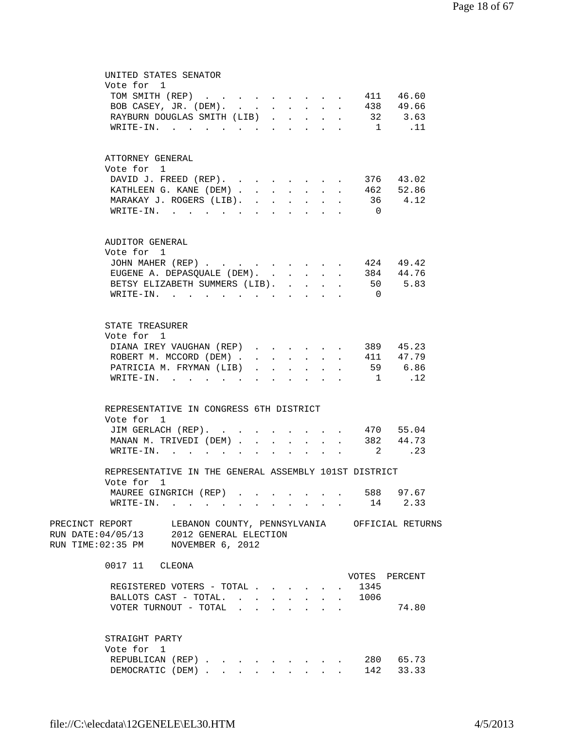UNITED STATES SENATOR
Vote for 1

| | | |
|---|---|---|
| TOM SMITH (REP) | 411 | 46.60 |
| BOB CASEY, JR. (DEM) | 438 | 49.66 |
| RAYBURN DOUGLAS SMITH (LIB) | 32 | 3.63 |
| WRITE-IN. | 1 | .11 |

ATTORNEY GENERAL
Vote for 1

| | | |
|---|---|---|
| DAVID J. FREED (REP) | 376 | 43.02 |
| KATHLEEN G. KANE (DEM) | 462 | 52.86 |
| MARAKAY J. ROGERS (LIB) | 36 | 4.12 |
| WRITE-IN. | 0 | |

AUDITOR GENERAL
Vote for 1

| | | |
|---|---|---|
| JOHN MAHER (REP) | 424 | 49.42 |
| EUGENE A. DEPASQUALE (DEM) | 384 | 44.76 |
| BETSY ELIZABETH SUMMERS (LIB) | 50 | 5.83 |
| WRITE-IN. | 0 | |

STATE TREASURER
Vote for 1

| | | |
|---|---|---|
| DIANA IREY VAUGHAN (REP) | 389 | 45.23 |
| ROBERT M. MCCORD (DEM) | 411 | 47.79 |
| PATRICIA M. FRYMAN (LIB) | 59 | 6.86 |
| WRITE-IN. | 1 | .12 |

REPRESENTATIVE IN CONGRESS 6TH DISTRICT
Vote for 1

| | | |
|---|---|---|
| JIM GERLACH (REP) | 470 | 55.04 |
| MANAN M. TRIVEDI (DEM) | 382 | 44.73 |
| WRITE-IN. | 2 | .23 |

REPRESENTATIVE IN THE GENERAL ASSEMBLY 101ST DISTRICT
Vote for 1

| | | |
|---|---|---|
| MAUREE GINGRICH (REP) | 588 | 97.67 |
| WRITE-IN. | 14 | 2.33 |

PRECINCT REPORT LEBANON COUNTY, PENNSYLVANIA OFFICIAL RETURNS
RUN DATE:04/05/13 2012 GENERAL ELECTION
RUN TIME:02:35 PM NOVEMBER 6, 2012

0017 11 CLEONA

| | VOTES | PERCENT |
|---|---|---|
| REGISTERED VOTERS - TOTAL | 1345 | |
| BALLOTS CAST - TOTAL. | 1006 | |
| VOTER TURNOUT - TOTAL | | 74.80 |

STRAIGHT PARTY
Vote for 1

| | | |
|---|---|---|
| REPUBLICAN (REP) | 280 | 65.73 |
| DEMOCRATIC (DEM) | 142 | 33.33 |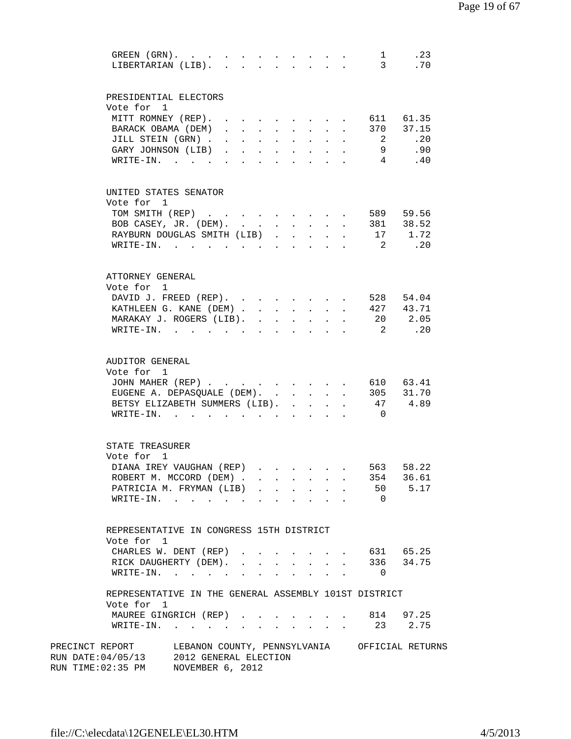| | | |
|---|---|---|
| GREEN (GRN). | 1 | .23 |
| LIBERTARIAN (LIB). | 3 | .70 |

PRESIDENTIAL ELECTORS
Vote for 1

| | | |
|---|---|---|
| MITT ROMNEY (REP). | 611 | 61.35 |
| BARACK OBAMA (DEM) | 370 | 37.15 |
| JILL STEIN (GRN) | 2 | .20 |
| GARY JOHNSON (LIB) | 9 | .90 |
| WRITE-IN. | 4 | .40 |

UNITED STATES SENATOR
Vote for 1

| | | |
|---|---|---|
| TOM SMITH (REP) | 589 | 59.56 |
| BOB CASEY, JR. (DEM). | 381 | 38.52 |
| RAYBURN DOUGLAS SMITH (LIB) | 17 | 1.72 |
| WRITE-IN. | 2 | .20 |

ATTORNEY GENERAL
Vote for 1

| | | |
|---|---|---|
| DAVID J. FREED (REP). | 528 | 54.04 |
| KATHLEEN G. KANE (DEM) | 427 | 43.71 |
| MARAKAY J. ROGERS (LIB). | 20 | 2.05 |
| WRITE-IN. | 2 | .20 |

AUDITOR GENERAL
Vote for 1

| | | |
|---|---|---|
| JOHN MAHER (REP) | 610 | 63.41 |
| EUGENE A. DEPASQUALE (DEM). | 305 | 31.70 |
| BETSY ELIZABETH SUMMERS (LIB). | 47 | 4.89 |
| WRITE-IN. | 0 | |

STATE TREASURER
Vote for 1

| | | |
|---|---|---|
| DIANA IREY VAUGHAN (REP) | 563 | 58.22 |
| ROBERT M. MCCORD (DEM) | 354 | 36.61 |
| PATRICIA M. FRYMAN (LIB) | 50 | 5.17 |
| WRITE-IN. | 0 | |

REPRESENTATIVE IN CONGRESS 15TH DISTRICT
Vote for 1

| | | |
|---|---|---|
| CHARLES W. DENT (REP) | 631 | 65.25 |
| RICK DAUGHERTY (DEM). | 336 | 34.75 |
| WRITE-IN. | 0 | |

REPRESENTATIVE IN THE GENERAL ASSEMBLY 101ST DISTRICT
Vote for 1

| | | |
|---|---|---|
| MAUREE GINGRICH (REP) | 814 | 97.25 |
| WRITE-IN. | 23 | 2.75 |

PRECINCT REPORT LEBANON COUNTY, PENNSYLVANIA OFFICIAL RETURNS
RUN DATE:04/05/13 2012 GENERAL ELECTION
RUN TIME:02:35 PM NOVEMBER 6, 2012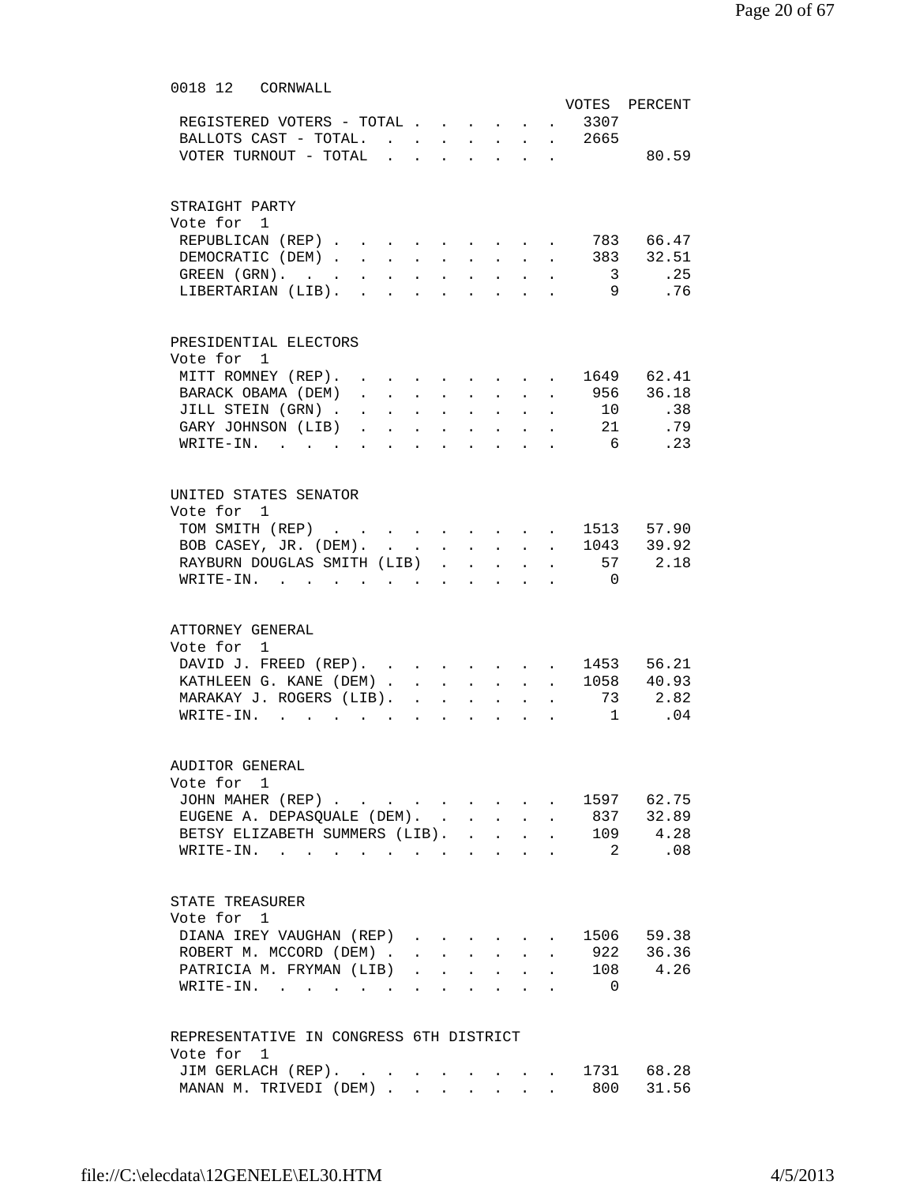0018 12 CORNWALL

| | VOTES | PERCENT |
|---|---|---|
| REGISTERED VOTERS - TOTAL | 3307 | |
| BALLOTS CAST - TOTAL. | 2665 | |
| VOTER TURNOUT - TOTAL | | 80.59 |

STRAIGHT PARTY
Vote for 1

| | VOTES | PERCENT |
|---|---|---|
| REPUBLICAN (REP) | 783 | 66.47 |
| DEMOCRATIC (DEM) | 383 | 32.51 |
| GREEN (GRN). | 3 | .25 |
| LIBERTARIAN (LIB). | 9 | .76 |

PRESIDENTIAL ELECTORS
Vote for 1

| | VOTES | PERCENT |
|---|---|---|
| MITT ROMNEY (REP). | 1649 | 62.41 |
| BARACK OBAMA (DEM) | 956 | 36.18 |
| JILL STEIN (GRN) | 10 | .38 |
| GARY JOHNSON (LIB) | 21 | .79 |
| WRITE-IN. | 6 | .23 |

UNITED STATES SENATOR
Vote for 1

| | VOTES | PERCENT |
|---|---|---|
| TOM SMITH (REP) | 1513 | 57.90 |
| BOB CASEY, JR. (DEM). | 1043 | 39.92 |
| RAYBURN DOUGLAS SMITH (LIB) | 57 | 2.18 |
| WRITE-IN. | 0 | |

ATTORNEY GENERAL
Vote for 1

| | VOTES | PERCENT |
|---|---|---|
| DAVID J. FREED (REP). | 1453 | 56.21 |
| KATHLEEN G. KANE (DEM) | 1058 | 40.93 |
| MARAKAY J. ROGERS (LIB). | 73 | 2.82 |
| WRITE-IN. | 1 | .04 |

AUDITOR GENERAL
Vote for 1

| | VOTES | PERCENT |
|---|---|---|
| JOHN MAHER (REP) | 1597 | 62.75 |
| EUGENE A. DEPASQUALE (DEM). | 837 | 32.89 |
| BETSY ELIZABETH SUMMERS (LIB). | 109 | 4.28 |
| WRITE-IN. | 2 | .08 |

STATE TREASURER
Vote for 1

| | VOTES | PERCENT |
|---|---|---|
| DIANA IREY VAUGHAN (REP) | 1506 | 59.38 |
| ROBERT M. MCCORD (DEM) | 922 | 36.36 |
| PATRICIA M. FRYMAN (LIB) | 108 | 4.26 |
| WRITE-IN. | 0 | |

REPRESENTATIVE IN CONGRESS 6TH DISTRICT
Vote for 1

| | VOTES | PERCENT |
|---|---|---|
| JIM GERLACH (REP). | 1731 | 68.28 |
| MANAN M. TRIVEDI (DEM) | 800 | 31.56 |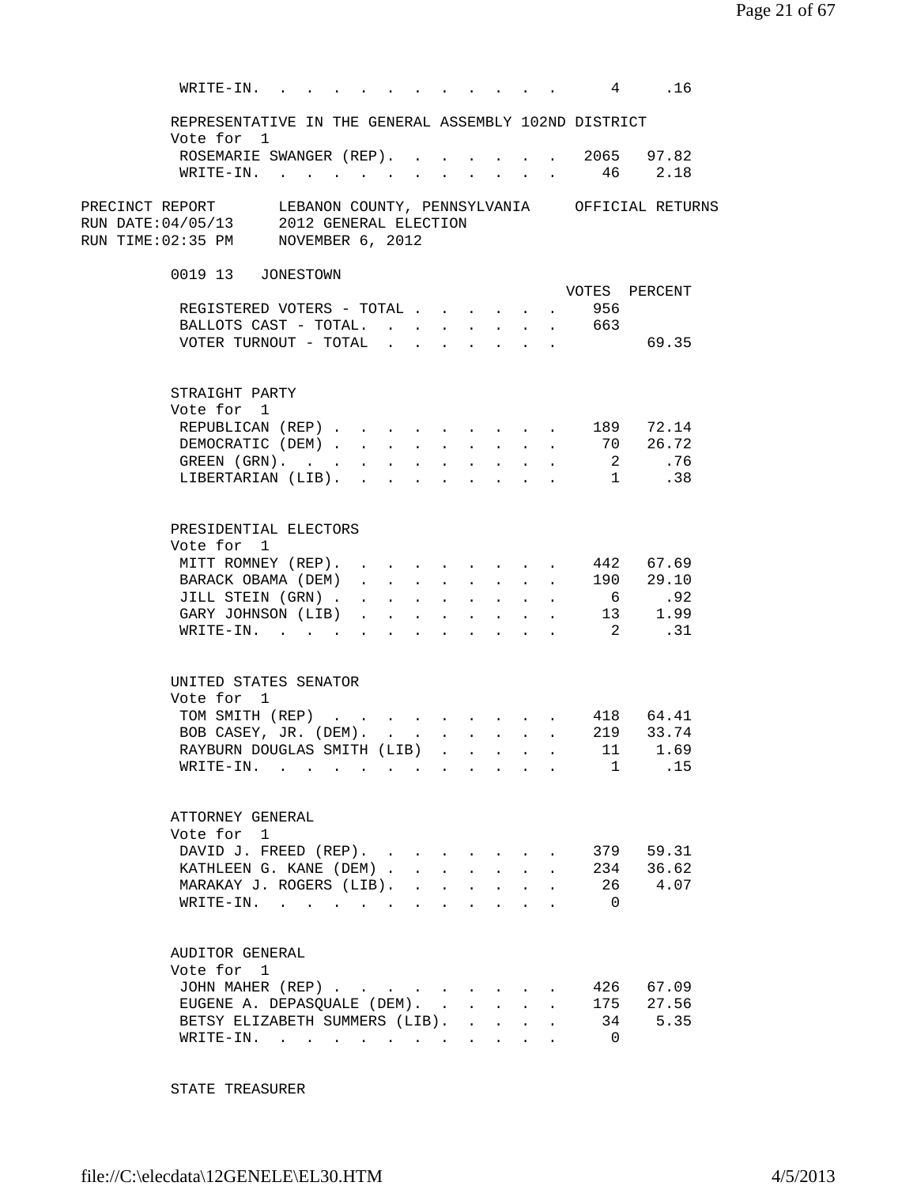| | | |
|---|---|---|
| WRITE-IN. | 4 | .16 |

REPRESENTATIVE IN THE GENERAL ASSEMBLY 102ND DISTRICT
Vote for 1

| | | |
|---|---|---|
| ROSEMARIE SWANGER (REP). | 2065 | 97.82 |
| WRITE-IN. | 46 | 2.18 |

PRECINCT REPORT     LEBANON COUNTY, PENNSYLVANIA     OFFICIAL RETURNS
RUN DATE:04/05/13     2012 GENERAL ELECTION
RUN TIME:02:35 PM     NOVEMBER 6, 2012

0019 13 JONESTOWN

| | VOTES | PERCENT |
|---|---|---|
| REGISTERED VOTERS - TOTAL | 956 | |
| BALLOTS CAST - TOTAL. | 663 | |
| VOTER TURNOUT - TOTAL | | 69.35 |

STRAIGHT PARTY
Vote for 1

| | | |
|---|---|---|
| REPUBLICAN (REP) | 189 | 72.14 |
| DEMOCRATIC (DEM) | 70 | 26.72 |
| GREEN (GRN). | 2 | .76 |
| LIBERTARIAN (LIB). | 1 | .38 |

PRESIDENTIAL ELECTORS
Vote for 1

| | | |
|---|---|---|
| MITT ROMNEY (REP). | 442 | 67.69 |
| BARACK OBAMA (DEM) | 190 | 29.10 |
| JILL STEIN (GRN) | 6 | .92 |
| GARY JOHNSON (LIB) | 13 | 1.99 |
| WRITE-IN. | 2 | .31 |

UNITED STATES SENATOR
Vote for 1

| | | |
|---|---|---|
| TOM SMITH (REP) | 418 | 64.41 |
| BOB CASEY, JR. (DEM). | 219 | 33.74 |
| RAYBURN DOUGLAS SMITH (LIB) | 11 | 1.69 |
| WRITE-IN. | 1 | .15 |

ATTORNEY GENERAL
Vote for 1

| | | |
|---|---|---|
| DAVID J. FREED (REP). | 379 | 59.31 |
| KATHLEEN G. KANE (DEM) | 234 | 36.62 |
| MARAKAY J. ROGERS (LIB). | 26 | 4.07 |
| WRITE-IN. | 0 | |

AUDITOR GENERAL
Vote for 1

| | | |
|---|---|---|
| JOHN MAHER (REP) | 426 | 67.09 |
| EUGENE A. DEPASQUALE (DEM). | 175 | 27.56 |
| BETSY ELIZABETH SUMMERS (LIB). | 34 | 5.35 |
| WRITE-IN. | 0 | |

STATE TREASURER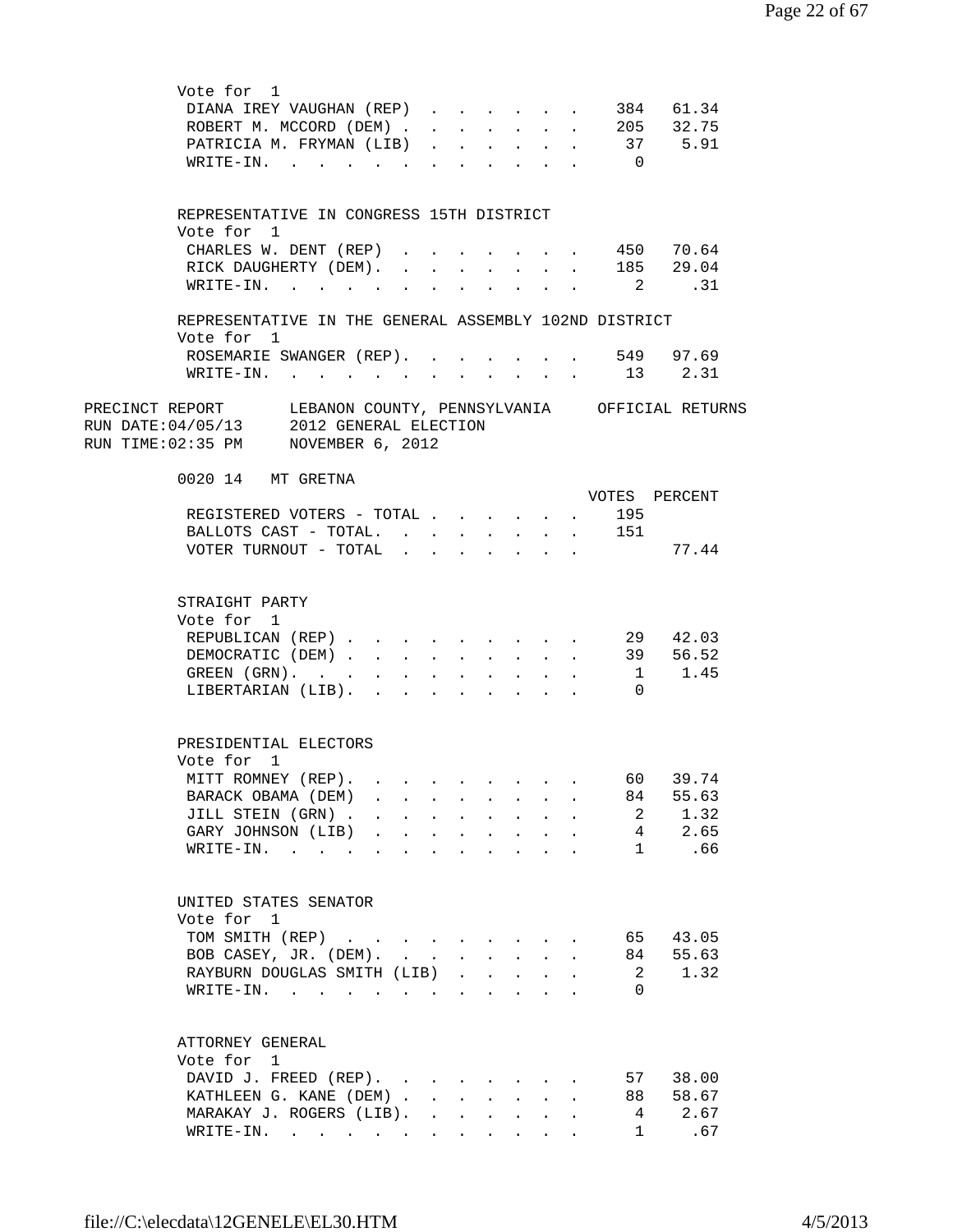Vote for 1

| | | |
|---|---|---|
| DIANA IREY VAUGHAN (REP) | 384 | 61.34 |
| ROBERT M. MCCORD (DEM) | 205 | 32.75 |
| PATRICIA M. FRYMAN (LIB) | 37 | 5.91 |
| WRITE-IN. | 0 | |

REPRESENTATIVE IN CONGRESS 15TH DISTRICT

Vote for 1

| | | |
|---|---|---|
| CHARLES W. DENT (REP) | 450 | 70.64 |
| RICK DAUGHERTY (DEM). | 185 | 29.04 |
| WRITE-IN. | 2 | .31 |

REPRESENTATIVE IN THE GENERAL ASSEMBLY 102ND DISTRICT

Vote for 1

| | | |
|---|---|---|
| ROSEMARIE SWANGER (REP). | 549 | 97.69 |
| WRITE-IN. | 13 | 2.31 |

PRECINCT REPORT LEBANON COUNTY, PENNSYLVANIA OFFICIAL RETURNS
RUN DATE:04/05/13 2012 GENERAL ELECTION
RUN TIME:02:35 PM NOVEMBER 6, 2012

0020 14 MT GRETNA

| | VOTES | PERCENT |
|---|---|---|
| REGISTERED VOTERS - TOTAL | 195 | |
| BALLOTS CAST - TOTAL. | 151 | |
| VOTER TURNOUT - TOTAL | | 77.44 |

STRAIGHT PARTY

Vote for 1

| | | |
|---|---|---|
| REPUBLICAN (REP) | 29 | 42.03 |
| DEMOCRATIC (DEM) | 39 | 56.52 |
| GREEN (GRN). | 1 | 1.45 |
| LIBERTARIAN (LIB). | 0 | |

PRESIDENTIAL ELECTORS

Vote for 1

| | | |
|---|---|---|
| MITT ROMNEY (REP). | 60 | 39.74 |
| BARACK OBAMA (DEM) | 84 | 55.63 |
| JILL STEIN (GRN) | 2 | 1.32 |
| GARY JOHNSON (LIB) | 4 | 2.65 |
| WRITE-IN. | 1 | .66 |

UNITED STATES SENATOR

Vote for 1

| | | |
|---|---|---|
| TOM SMITH (REP) | 65 | 43.05 |
| BOB CASEY, JR. (DEM). | 84 | 55.63 |
| RAYBURN DOUGLAS SMITH (LIB) | 2 | 1.32 |
| WRITE-IN. | 0 | |

ATTORNEY GENERAL

Vote for 1

| | | |
|---|---|---|
| DAVID J. FREED (REP). | 57 | 38.00 |
| KATHLEEN G. KANE (DEM) | 88 | 58.67 |
| MARAKAY J. ROGERS (LIB). | 4 | 2.67 |
| WRITE-IN. | 1 | .67 |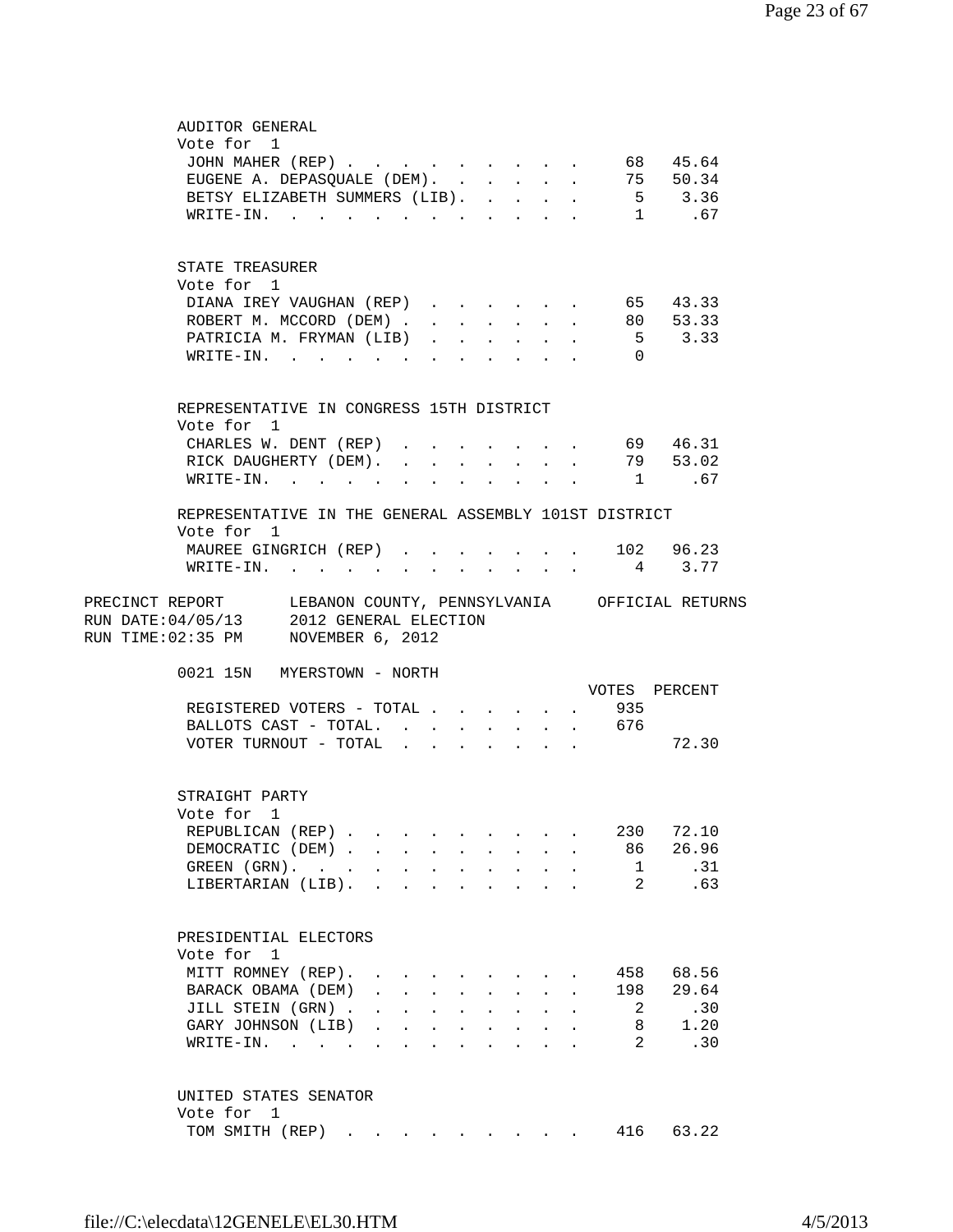AUDITOR GENERAL
Vote for 1

| | Votes | Percent |
|---|---|---|
| JOHN MAHER (REP) | 68 | 45.64 |
| EUGENE A. DEPASQUALE (DEM). | 75 | 50.34 |
| BETSY ELIZABETH SUMMERS (LIB). | 5 | 3.36 |
| WRITE-IN. | 1 | .67 |

STATE TREASURER
Vote for 1

| | Votes | Percent |
|---|---|---|
| DIANA IREY VAUGHAN (REP) | 65 | 43.33 |
| ROBERT M. MCCORD (DEM) | 80 | 53.33 |
| PATRICIA M. FRYMAN (LIB) | 5 | 3.33 |
| WRITE-IN. | 0 | |

REPRESENTATIVE IN CONGRESS 15TH DISTRICT
Vote for 1

| | Votes | Percent |
|---|---|---|
| CHARLES W. DENT (REP) | 69 | 46.31 |
| RICK DAUGHERTY (DEM). | 79 | 53.02 |
| WRITE-IN. | 1 | .67 |

REPRESENTATIVE IN THE GENERAL ASSEMBLY 101ST DISTRICT
Vote for 1

| | Votes | Percent |
|---|---|---|
| MAUREE GINGRICH (REP) | 102 | 96.23 |
| WRITE-IN. | 4 | 3.77 |

PRECINCT REPORT LEBANON COUNTY, PENNSYLVANIA OFFICIAL RETURNS
RUN DATE:04/05/13 2012 GENERAL ELECTION
RUN TIME:02:35 PM NOVEMBER 6, 2012

0021 15N MYERSTOWN - NORTH

| | VOTES | PERCENT |
|---|---|---|
| REGISTERED VOTERS - TOTAL | 935 | |
| BALLOTS CAST - TOTAL. | 676 | |
| VOTER TURNOUT - TOTAL | | 72.30 |

STRAIGHT PARTY
Vote for 1

| | Votes | Percent |
|---|---|---|
| REPUBLICAN (REP) | 230 | 72.10 |
| DEMOCRATIC (DEM) | 86 | 26.96 |
| GREEN (GRN). | 1 | .31 |
| LIBERTARIAN (LIB). | 2 | .63 |

PRESIDENTIAL ELECTORS
Vote for 1

| | Votes | Percent |
|---|---|---|
| MITT ROMNEY (REP). | 458 | 68.56 |
| BARACK OBAMA (DEM) | 198 | 29.64 |
| JILL STEIN (GRN) | 2 | .30 |
| GARY JOHNSON (LIB) | 8 | 1.20 |
| WRITE-IN. | 2 | .30 |

UNITED STATES SENATOR
Vote for 1

| | Votes | Percent |
|---|---|---|
| TOM SMITH (REP) | 416 | 63.22 |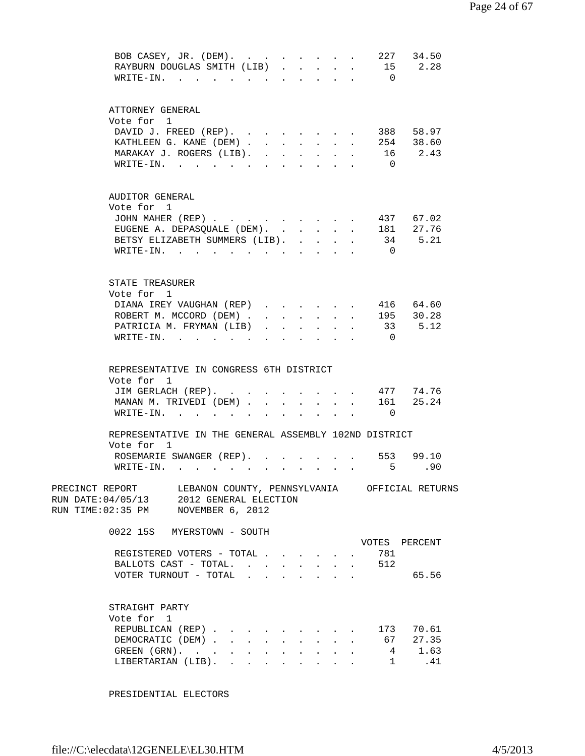| | | |
|---|---|---|
| BOB CASEY, JR. (DEM) | 227 | 34.50 |
| RAYBURN DOUGLAS SMITH (LIB) | 15 | 2.28 |
| WRITE-IN. | 0 | |

ATTORNEY GENERAL
Vote for 1

| | | |
|---|---|---|
| DAVID J. FREED (REP) | 388 | 58.97 |
| KATHLEEN G. KANE (DEM) | 254 | 38.60 |
| MARAKAY J. ROGERS (LIB) | 16 | 2.43 |
| WRITE-IN. | 0 | |

AUDITOR GENERAL
Vote for 1

| | | |
|---|---|---|
| JOHN MAHER (REP) | 437 | 67.02 |
| EUGENE A. DEPASQUALE (DEM) | 181 | 27.76 |
| BETSY ELIZABETH SUMMERS (LIB) | 34 | 5.21 |
| WRITE-IN. | 0 | |

STATE TREASURER
Vote for 1

| | | |
|---|---|---|
| DIANA IREY VAUGHAN (REP) | 416 | 64.60 |
| ROBERT M. MCCORD (DEM) | 195 | 30.28 |
| PATRICIA M. FRYMAN (LIB) | 33 | 5.12 |
| WRITE-IN. | 0 | |

REPRESENTATIVE IN CONGRESS 6TH DISTRICT
Vote for 1

| | | |
|---|---|---|
| JIM GERLACH (REP) | 477 | 74.76 |
| MANAN M. TRIVEDI (DEM) | 161 | 25.24 |
| WRITE-IN. | 0 | |

REPRESENTATIVE IN THE GENERAL ASSEMBLY 102ND DISTRICT
Vote for 1

| | | |
|---|---|---|
| ROSEMARIE SWANGER (REP) | 553 | 99.10 |
| WRITE-IN. | 5 | .90 |

PRECINCT REPORT LEBANON COUNTY, PENNSYLVANIA OFFICIAL RETURNS
RUN DATE:04/05/13 2012 GENERAL ELECTION
RUN TIME:02:35 PM NOVEMBER 6, 2012

0022 15S MYERSTOWN - SOUTH

| | VOTES | PERCENT |
|---|---|---|
| REGISTERED VOTERS - TOTAL | 781 | |
| BALLOTS CAST - TOTAL. | 512 | |
| VOTER TURNOUT - TOTAL | | 65.56 |

STRAIGHT PARTY
Vote for 1

| | | |
|---|---|---|
| REPUBLICAN (REP) | 173 | 70.61 |
| DEMOCRATIC (DEM) | 67 | 27.35 |
| GREEN (GRN). | 4 | 1.63 |
| LIBERTARIAN (LIB). | 1 | .41 |

PRESIDENTIAL ELECTORS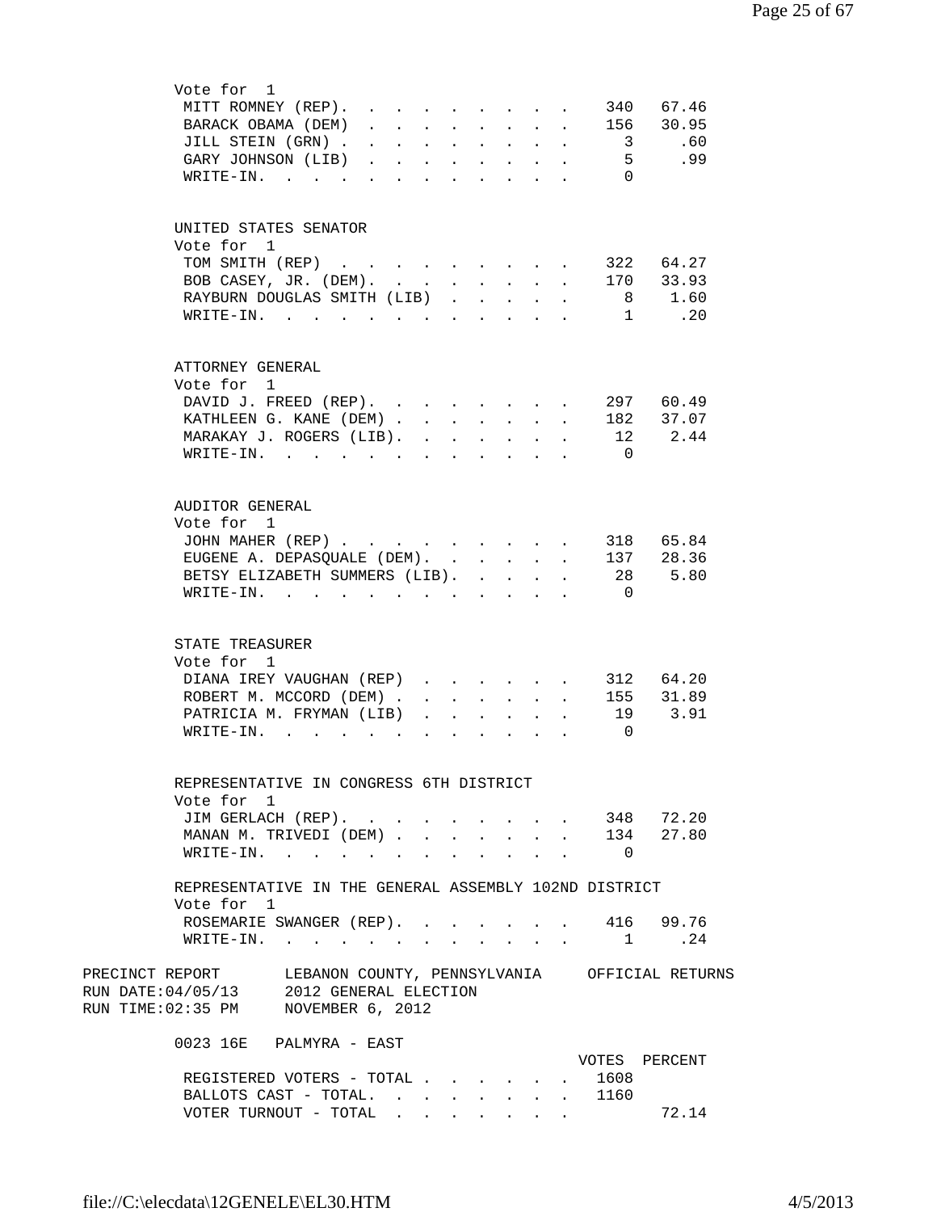Vote for 1

| | | |
|---|---|---|
| MITT ROMNEY (REP) | 340 | 67.46 |
| BARACK OBAMA (DEM) | 156 | 30.95 |
| JILL STEIN (GRN) | 3 | .60 |
| GARY JOHNSON (LIB) | 5 | .99 |
| WRITE-IN. | 0 | |

UNITED STATES SENATOR
Vote for 1

| | | |
|---|---|---|
| TOM SMITH (REP) | 322 | 64.27 |
| BOB CASEY, JR. (DEM) | 170 | 33.93 |
| RAYBURN DOUGLAS SMITH (LIB) | 8 | 1.60 |
| WRITE-IN. | 1 | .20 |

ATTORNEY GENERAL
Vote for 1

| | | |
|---|---|---|
| DAVID J. FREED (REP) | 297 | 60.49 |
| KATHLEEN G. KANE (DEM) | 182 | 37.07 |
| MARAKAY J. ROGERS (LIB) | 12 | 2.44 |
| WRITE-IN. | 0 | |

AUDITOR GENERAL
Vote for 1

| | | |
|---|---|---|
| JOHN MAHER (REP) | 318 | 65.84 |
| EUGENE A. DEPASQUALE (DEM) | 137 | 28.36 |
| BETSY ELIZABETH SUMMERS (LIB) | 28 | 5.80 |
| WRITE-IN. | 0 | |

STATE TREASURER
Vote for 1

| | | |
|---|---|---|
| DIANA IREY VAUGHAN (REP) | 312 | 64.20 |
| ROBERT M. MCCORD (DEM) | 155 | 31.89 |
| PATRICIA M. FRYMAN (LIB) | 19 | 3.91 |
| WRITE-IN. | 0 | |

REPRESENTATIVE IN CONGRESS 6TH DISTRICT
Vote for 1

| | | |
|---|---|---|
| JIM GERLACH (REP) | 348 | 72.20 |
| MANAN M. TRIVEDI (DEM) | 134 | 27.80 |
| WRITE-IN. | 0 | |

REPRESENTATIVE IN THE GENERAL ASSEMBLY 102ND DISTRICT
Vote for 1

| | | |
|---|---|---|
| ROSEMARIE SWANGER (REP) | 416 | 99.76 |
| WRITE-IN. | 1 | .24 |

PRECINCT REPORT LEBANON COUNTY, PENNSYLVANIA OFFICIAL RETURNS
RUN DATE:04/05/13 2012 GENERAL ELECTION
RUN TIME:02:35 PM NOVEMBER 6, 2012

0023 16E PALMYRA - EAST

| | VOTES | PERCENT |
|---|---|---|
| REGISTERED VOTERS - TOTAL | 1608 | |
| BALLOTS CAST - TOTAL. | 1160 | |
| VOTER TURNOUT - TOTAL | | 72.14 |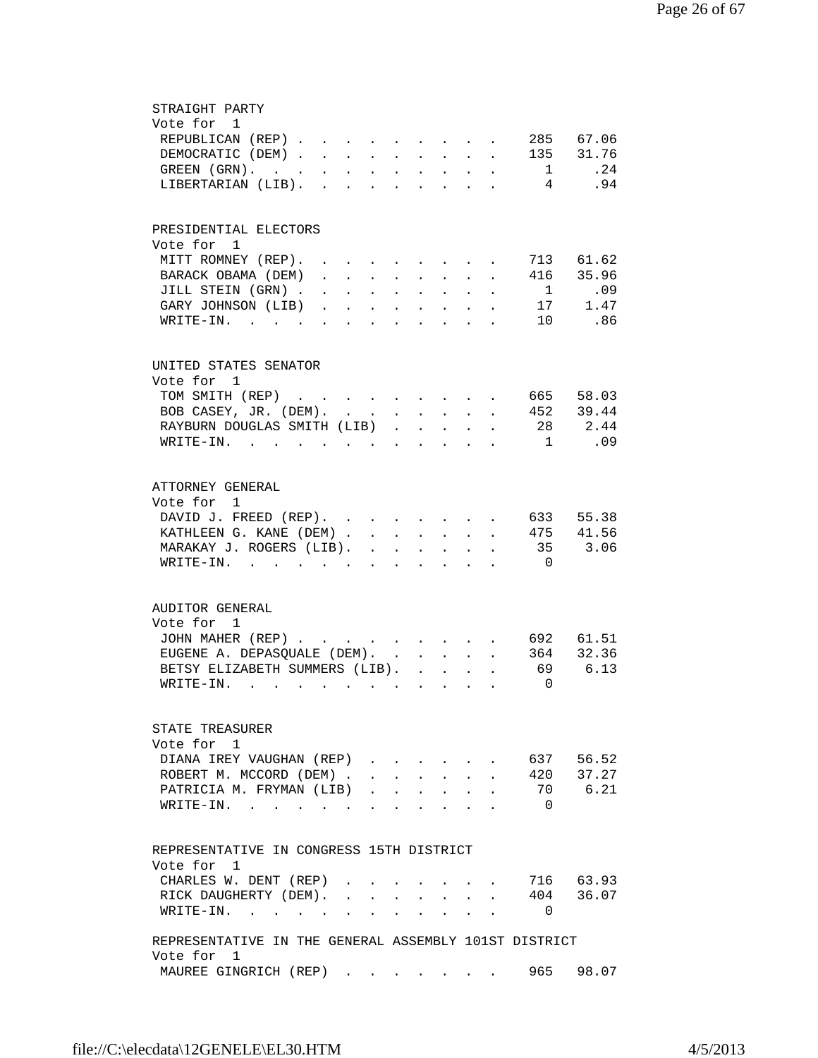STRAIGHT PARTY
Vote for 1

| | | |
|---|---|---|
| REPUBLICAN (REP) | 285 | 67.06 |
| DEMOCRATIC (DEM) | 135 | 31.76 |
| GREEN (GRN) | 1 | .24 |
| LIBERTARIAN (LIB) | 4 | .94 |

PRESIDENTIAL ELECTORS
Vote for 1

| | | |
|---|---|---|
| MITT ROMNEY (REP) | 713 | 61.62 |
| BARACK OBAMA (DEM) | 416 | 35.96 |
| JILL STEIN (GRN) | 1 | .09 |
| GARY JOHNSON (LIB) | 17 | 1.47 |
| WRITE-IN. | 10 | .86 |

UNITED STATES SENATOR
Vote for 1

| | | |
|---|---|---|
| TOM SMITH (REP) | 665 | 58.03 |
| BOB CASEY, JR. (DEM) | 452 | 39.44 |
| RAYBURN DOUGLAS SMITH (LIB) | 28 | 2.44 |
| WRITE-IN. | 1 | .09 |

ATTORNEY GENERAL
Vote for 1

| | | |
|---|---|---|
| DAVID J. FREED (REP) | 633 | 55.38 |
| KATHLEEN G. KANE (DEM) | 475 | 41.56 |
| MARAKAY J. ROGERS (LIB) | 35 | 3.06 |
| WRITE-IN. | 0 | |

AUDITOR GENERAL
Vote for 1

| | | |
|---|---|---|
| JOHN MAHER (REP) | 692 | 61.51 |
| EUGENE A. DEPASQUALE (DEM) | 364 | 32.36 |
| BETSY ELIZABETH SUMMERS (LIB) | 69 | 6.13 |
| WRITE-IN. | 0 | |

STATE TREASURER
Vote for 1

| | | |
|---|---|---|
| DIANA IREY VAUGHAN (REP) | 637 | 56.52 |
| ROBERT M. MCCORD (DEM) | 420 | 37.27 |
| PATRICIA M. FRYMAN (LIB) | 70 | 6.21 |
| WRITE-IN. | 0 | |

REPRESENTATIVE IN CONGRESS 15TH DISTRICT
Vote for 1

| | | |
|---|---|---|
| CHARLES W. DENT (REP) | 716 | 63.93 |
| RICK DAUGHERTY (DEM) | 404 | 36.07 |
| WRITE-IN. | 0 | |

REPRESENTATIVE IN THE GENERAL ASSEMBLY 101ST DISTRICT
Vote for 1

| | | |
|---|---|---|
| MAUREE GINGRICH (REP) | 965 | 98.07 |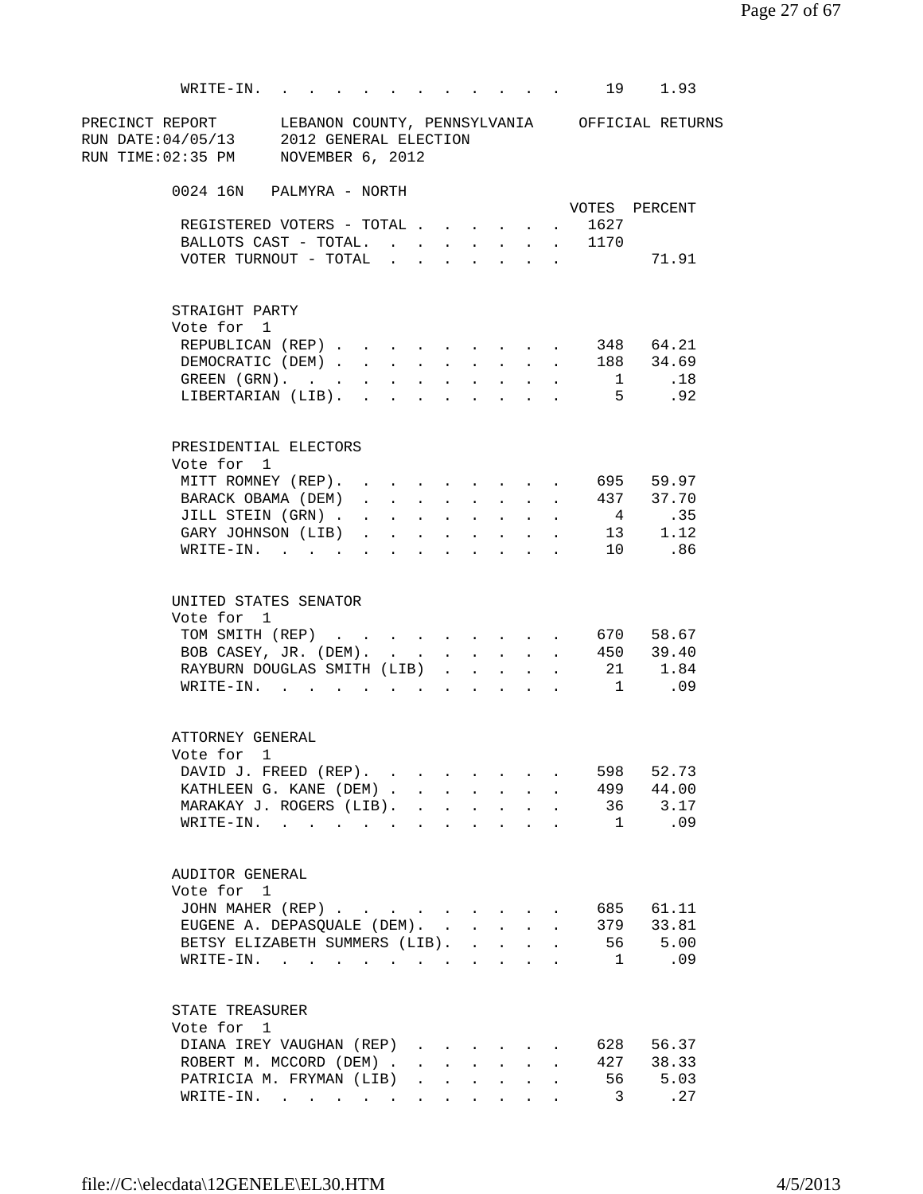| | | |
|---|---|---|
| WRITE-IN. | 19 | 1.93 |

PRECINCT REPORT LEBANON COUNTY, PENNSYLVANIA OFFICIAL RETURNS
RUN DATE:04/05/13 2012 GENERAL ELECTION
RUN TIME:02:35 PM NOVEMBER 6, 2012

0024 16N PALMYRA - NORTH

| | VOTES | PERCENT |
|---|---|---|
| REGISTERED VOTERS - TOTAL | 1627 | |
| BALLOTS CAST - TOTAL. | 1170 | |
| VOTER TURNOUT - TOTAL | | 71.91 |

STRAIGHT PARTY
Vote for 1

| | | |
|---|---|---|
| REPUBLICAN (REP) | 348 | 64.21 |
| DEMOCRATIC (DEM) | 188 | 34.69 |
| GREEN (GRN). | 1 | .18 |
| LIBERTARIAN (LIB). | 5 | .92 |

PRESIDENTIAL ELECTORS
Vote for 1

| | | |
|---|---|---|
| MITT ROMNEY (REP). | 695 | 59.97 |
| BARACK OBAMA (DEM) | 437 | 37.70 |
| JILL STEIN (GRN) | 4 | .35 |
| GARY JOHNSON (LIB) | 13 | 1.12 |
| WRITE-IN. | 10 | .86 |

UNITED STATES SENATOR
Vote for 1

| | | |
|---|---|---|
| TOM SMITH (REP) | 670 | 58.67 |
| BOB CASEY, JR. (DEM). | 450 | 39.40 |
| RAYBURN DOUGLAS SMITH (LIB) | 21 | 1.84 |
| WRITE-IN. | 1 | .09 |

ATTORNEY GENERAL
Vote for 1

| | | |
|---|---|---|
| DAVID J. FREED (REP). | 598 | 52.73 |
| KATHLEEN G. KANE (DEM) | 499 | 44.00 |
| MARAKAY J. ROGERS (LIB). | 36 | 3.17 |
| WRITE-IN. | 1 | .09 |

AUDITOR GENERAL
Vote for 1

| | | |
|---|---|---|
| JOHN MAHER (REP) | 685 | 61.11 |
| EUGENE A. DEPASQUALE (DEM). | 379 | 33.81 |
| BETSY ELIZABETH SUMMERS (LIB). | 56 | 5.00 |
| WRITE-IN. | 1 | .09 |

STATE TREASURER
Vote for 1

| | | |
|---|---|---|
| DIANA IREY VAUGHAN (REP) | 628 | 56.37 |
| ROBERT M. MCCORD (DEM) | 427 | 38.33 |
| PATRICIA M. FRYMAN (LIB) | 56 | 5.03 |
| WRITE-IN. | 3 | .27 |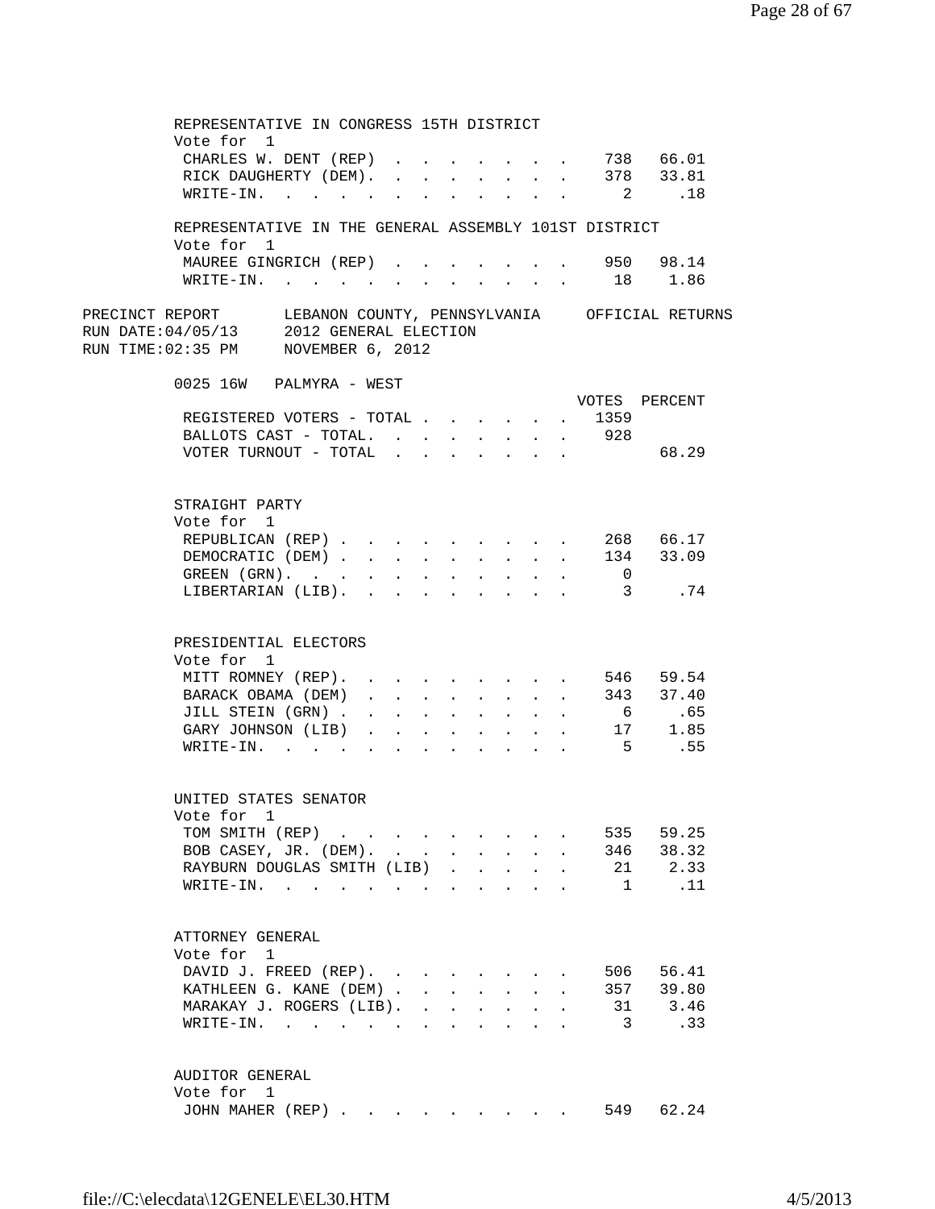REPRESENTATIVE IN CONGRESS 15TH DISTRICT
Vote for 1

| | | |
|---|---|---|
| CHARLES W. DENT (REP) | 738 | 66.01 |
| RICK DAUGHERTY (DEM) | 378 | 33.81 |
| WRITE-IN. | 2 | .18 |

REPRESENTATIVE IN THE GENERAL ASSEMBLY 101ST DISTRICT
Vote for 1

| | | |
|---|---|---|
| MAUREE GINGRICH (REP) | 950 | 98.14 |
| WRITE-IN. | 18 | 1.86 |

PRECINCT REPORT LEBANON COUNTY, PENNSYLVANIA OFFICIAL RETURNS
RUN DATE:04/05/13 2012 GENERAL ELECTION
RUN TIME:02:35 PM NOVEMBER 6, 2012

0025 16W PALMYRA - WEST

| | VOTES | PERCENT |
|---|---|---|
| REGISTERED VOTERS - TOTAL | 1359 | |
| BALLOTS CAST - TOTAL. | 928 | |
| VOTER TURNOUT - TOTAL | | 68.29 |

STRAIGHT PARTY
Vote for 1

| | | |
|---|---|---|
| REPUBLICAN (REP) | 268 | 66.17 |
| DEMOCRATIC (DEM) | 134 | 33.09 |
| GREEN (GRN). | 0 | |
| LIBERTARIAN (LIB). | 3 | .74 |

PRESIDENTIAL ELECTORS
Vote for 1

| | | |
|---|---|---|
| MITT ROMNEY (REP). | 546 | 59.54 |
| BARACK OBAMA (DEM) | 343 | 37.40 |
| JILL STEIN (GRN) | 6 | .65 |
| GARY JOHNSON (LIB) | 17 | 1.85 |
| WRITE-IN. | 5 | .55 |

UNITED STATES SENATOR
Vote for 1

| | | |
|---|---|---|
| TOM SMITH (REP) | 535 | 59.25 |
| BOB CASEY, JR. (DEM). | 346 | 38.32 |
| RAYBURN DOUGLAS SMITH (LIB) | 21 | 2.33 |
| WRITE-IN. | 1 | .11 |

ATTORNEY GENERAL
Vote for 1

| | | |
|---|---|---|
| DAVID J. FREED (REP). | 506 | 56.41 |
| KATHLEEN G. KANE (DEM) | 357 | 39.80 |
| MARAKAY J. ROGERS (LIB). | 31 | 3.46 |
| WRITE-IN. | 3 | .33 |

AUDITOR GENERAL
Vote for 1

| | | |
|---|---|---|
| JOHN MAHER (REP) | 549 | 62.24 |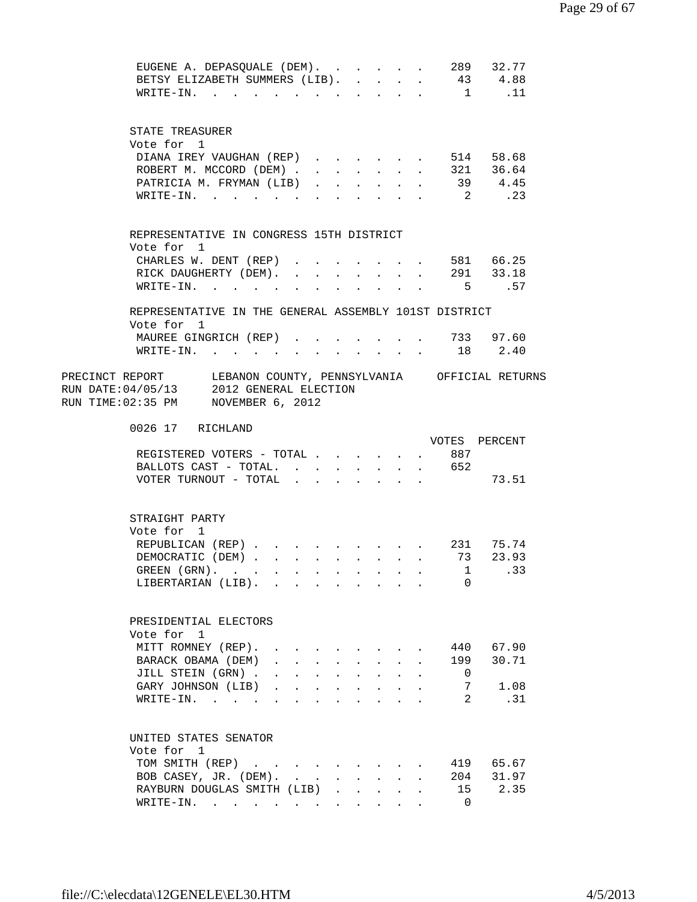| | | |
|---|---|---|
| EUGENE A. DEPASQUALE (DEM) | 289 | 32.77 |
| BETSY ELIZABETH SUMMERS (LIB) | 43 | 4.88 |
| WRITE-IN | 1 | .11 |

STATE TREASURER
Vote for 1

| | | |
|---|---|---|
| DIANA IREY VAUGHAN (REP) | 514 | 58.68 |
| ROBERT M. MCCORD (DEM) | 321 | 36.64 |
| PATRICIA M. FRYMAN (LIB) | 39 | 4.45 |
| WRITE-IN | 2 | .23 |

REPRESENTATIVE IN CONGRESS 15TH DISTRICT
Vote for 1

| | | |
|---|---|---|
| CHARLES W. DENT (REP) | 581 | 66.25 |
| RICK DAUGHERTY (DEM) | 291 | 33.18 |
| WRITE-IN | 5 | .57 |

REPRESENTATIVE IN THE GENERAL ASSEMBLY 101ST DISTRICT
Vote for 1

| | | |
|---|---|---|
| MAUREE GINGRICH (REP) | 733 | 97.60 |
| WRITE-IN | 18 | 2.40 |

PRECINCT REPORT     LEBANON COUNTY, PENNSYLVANIA     OFFICIAL RETURNS
RUN DATE:04/05/13     2012 GENERAL ELECTION
RUN TIME:02:35 PM     NOVEMBER 6, 2012

0026 17 RICHLAND

| | VOTES | PERCENT |
|---|---|---|
| REGISTERED VOTERS - TOTAL | 887 | |
| BALLOTS CAST - TOTAL | 652 | |
| VOTER TURNOUT - TOTAL | | 73.51 |

STRAIGHT PARTY
Vote for 1

| | | |
|---|---|---|
| REPUBLICAN (REP) | 231 | 75.74 |
| DEMOCRATIC (DEM) | 73 | 23.93 |
| GREEN (GRN) | 1 | .33 |
| LIBERTARIAN (LIB) | 0 | |

PRESIDENTIAL ELECTORS
Vote for 1

| | | |
|---|---|---|
| MITT ROMNEY (REP) | 440 | 67.90 |
| BARACK OBAMA (DEM) | 199 | 30.71 |
| JILL STEIN (GRN) | 0 | |
| GARY JOHNSON (LIB) | 7 | 1.08 |
| WRITE-IN | 2 | .31 |

UNITED STATES SENATOR
Vote for 1

| | | |
|---|---|---|
| TOM SMITH (REP) | 419 | 65.67 |
| BOB CASEY, JR. (DEM) | 204 | 31.97 |
| RAYBURN DOUGLAS SMITH (LIB) | 15 | 2.35 |
| WRITE-IN | 0 | |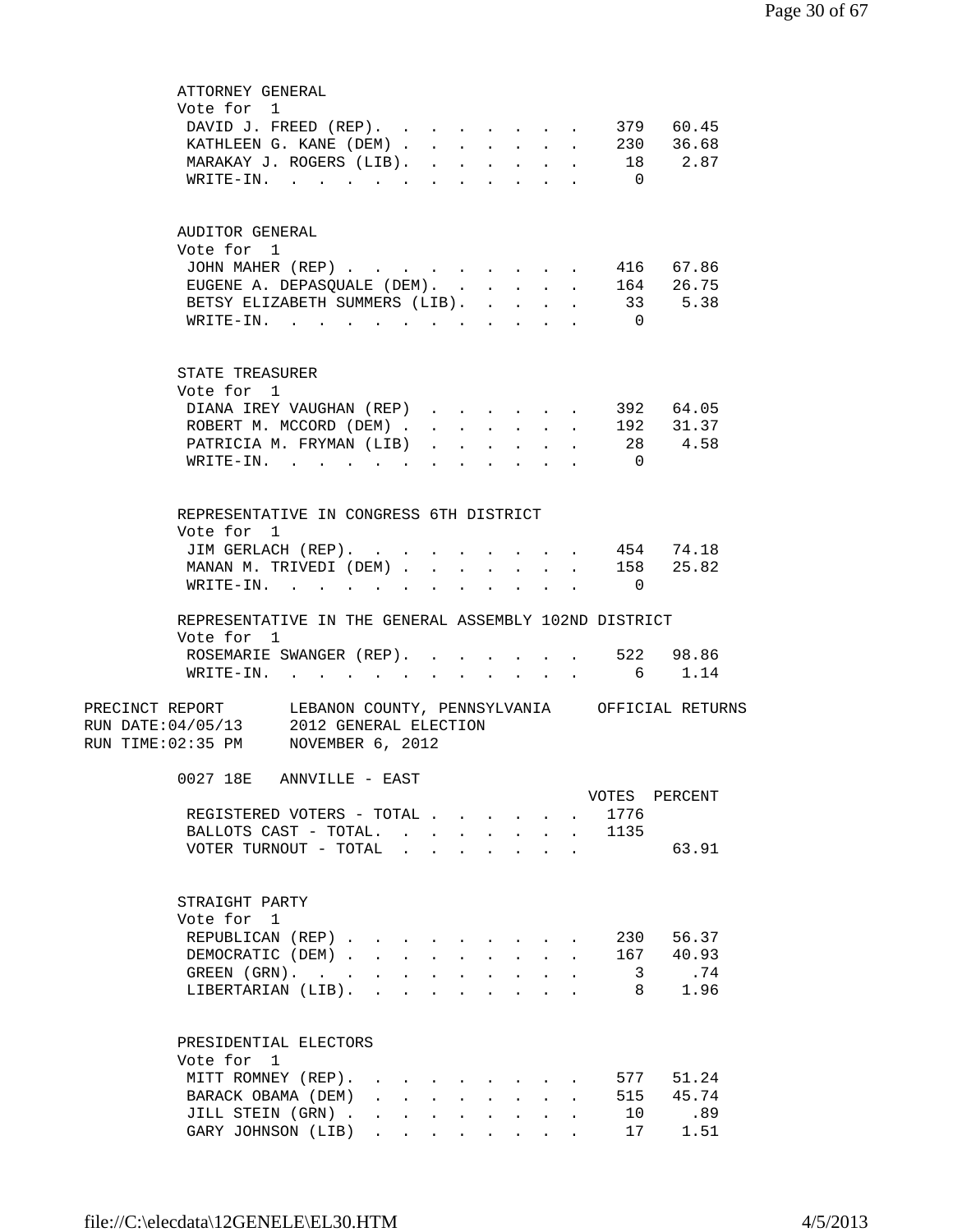ATTORNEY GENERAL
Vote for 1

| | | |
|---|---|---|
| DAVID J. FREED (REP) | 379 | 60.45 |
| KATHLEEN G. KANE (DEM) | 230 | 36.68 |
| MARAKAY J. ROGERS (LIB) | 18 | 2.87 |
| WRITE-IN | 0 | |

AUDITOR GENERAL
Vote for 1

| | | |
|---|---|---|
| JOHN MAHER (REP) | 416 | 67.86 |
| EUGENE A. DEPASQUALE (DEM) | 164 | 26.75 |
| BETSY ELIZABETH SUMMERS (LIB) | 33 | 5.38 |
| WRITE-IN | 0 | |

STATE TREASURER
Vote for 1

| | | |
|---|---|---|
| DIANA IREY VAUGHAN (REP) | 392 | 64.05 |
| ROBERT M. MCCORD (DEM) | 192 | 31.37 |
| PATRICIA M. FRYMAN (LIB) | 28 | 4.58 |
| WRITE-IN | 0 | |

REPRESENTATIVE IN CONGRESS 6TH DISTRICT
Vote for 1

| | | |
|---|---|---|
| JIM GERLACH (REP) | 454 | 74.18 |
| MANAN M. TRIVEDI (DEM) | 158 | 25.82 |
| WRITE-IN | 0 | |

REPRESENTATIVE IN THE GENERAL ASSEMBLY 102ND DISTRICT
Vote for 1

| | | |
|---|---|---|
| ROSEMARIE SWANGER (REP) | 522 | 98.86 |
| WRITE-IN | 6 | 1.14 |

PRECINCT REPORT    LEBANON COUNTY, PENNSYLVANIA    OFFICIAL RETURNS
RUN DATE:04/05/13    2012 GENERAL ELECTION
RUN TIME:02:35 PM    NOVEMBER 6, 2012

0027 18E ANNVILLE - EAST

| | VOTES | PERCENT |
|---|---|---|
| REGISTERED VOTERS - TOTAL | 1776 | |
| BALLOTS CAST - TOTAL | 1135 | |
| VOTER TURNOUT - TOTAL | | 63.91 |

STRAIGHT PARTY
Vote for 1

| | | |
|---|---|---|
| REPUBLICAN (REP) | 230 | 56.37 |
| DEMOCRATIC (DEM) | 167 | 40.93 |
| GREEN (GRN) | 3 | .74 |
| LIBERTARIAN (LIB) | 8 | 1.96 |

PRESIDENTIAL ELECTORS
Vote for 1

| | | |
|---|---|---|
| MITT ROMNEY (REP) | 577 | 51.24 |
| BARACK OBAMA (DEM) | 515 | 45.74 |
| JILL STEIN (GRN) | 10 | .89 |
| GARY JOHNSON (LIB) | 17 | 1.51 |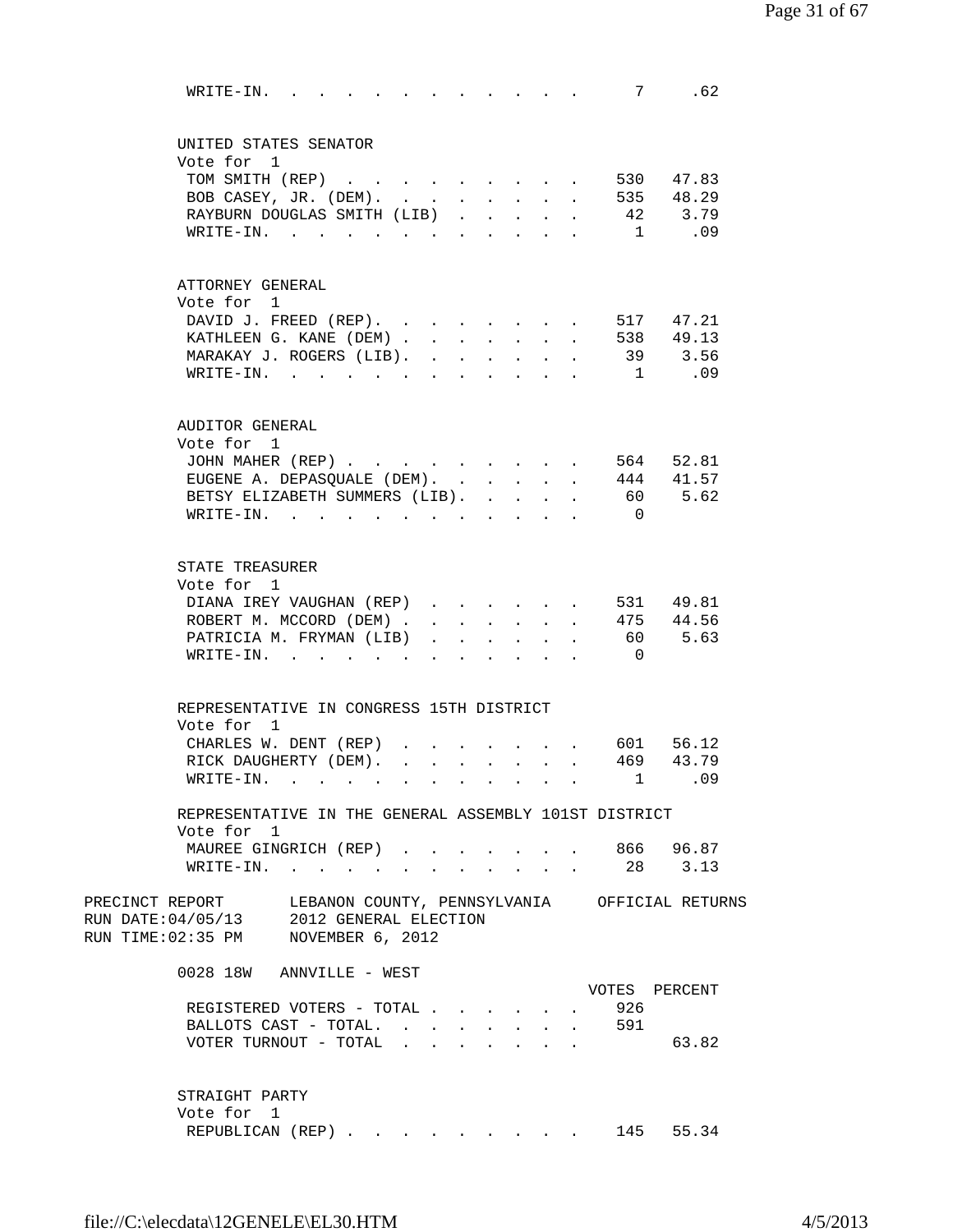| | | |
|---|---|---|
| WRITE-IN. | 7 | .62 |

UNITED STATES SENATOR
Vote for 1

| | | |
|---|---|---|
| TOM SMITH (REP) | 530 | 47.83 |
| BOB CASEY, JR. (DEM). | 535 | 48.29 |
| RAYBURN DOUGLAS SMITH (LIB) | 42 | 3.79 |
| WRITE-IN. | 1 | .09 |

ATTORNEY GENERAL
Vote for 1

| | | |
|---|---|---|
| DAVID J. FREED (REP). | 517 | 47.21 |
| KATHLEEN G. KANE (DEM) | 538 | 49.13 |
| MARAKAY J. ROGERS (LIB). | 39 | 3.56 |
| WRITE-IN. | 1 | .09 |

AUDITOR GENERAL
Vote for 1

| | | |
|---|---|---|
| JOHN MAHER (REP) | 564 | 52.81 |
| EUGENE A. DEPASQUALE (DEM). | 444 | 41.57 |
| BETSY ELIZABETH SUMMERS (LIB). | 60 | 5.62 |
| WRITE-IN. | 0 | |

STATE TREASURER
Vote for 1

| | | |
|---|---|---|
| DIANA IREY VAUGHAN (REP) | 531 | 49.81 |
| ROBERT M. MCCORD (DEM) | 475 | 44.56 |
| PATRICIA M. FRYMAN (LIB) | 60 | 5.63 |
| WRITE-IN. | 0 | |

REPRESENTATIVE IN CONGRESS 15TH DISTRICT
Vote for 1

| | | |
|---|---|---|
| CHARLES W. DENT (REP) | 601 | 56.12 |
| RICK DAUGHERTY (DEM). | 469 | 43.79 |
| WRITE-IN. | 1 | .09 |

REPRESENTATIVE IN THE GENERAL ASSEMBLY 101ST DISTRICT
Vote for 1

| | | |
|---|---|---|
| MAUREE GINGRICH (REP) | 866 | 96.87 |
| WRITE-IN. | 28 | 3.13 |

PRECINCT REPORT LEBANON COUNTY, PENNSYLVANIA OFFICIAL RETURNS
RUN DATE:04/05/13 2012 GENERAL ELECTION
RUN TIME:02:35 PM NOVEMBER 6, 2012

0028 18W ANNVILLE - WEST

| | VOTES | PERCENT |
|---|---|---|
| REGISTERED VOTERS - TOTAL | 926 | |
| BALLOTS CAST - TOTAL. | 591 | |
| VOTER TURNOUT - TOTAL | | 63.82 |

STRAIGHT PARTY
Vote for 1

| | | |
|---|---|---|
| REPUBLICAN (REP) | 145 | 55.34 |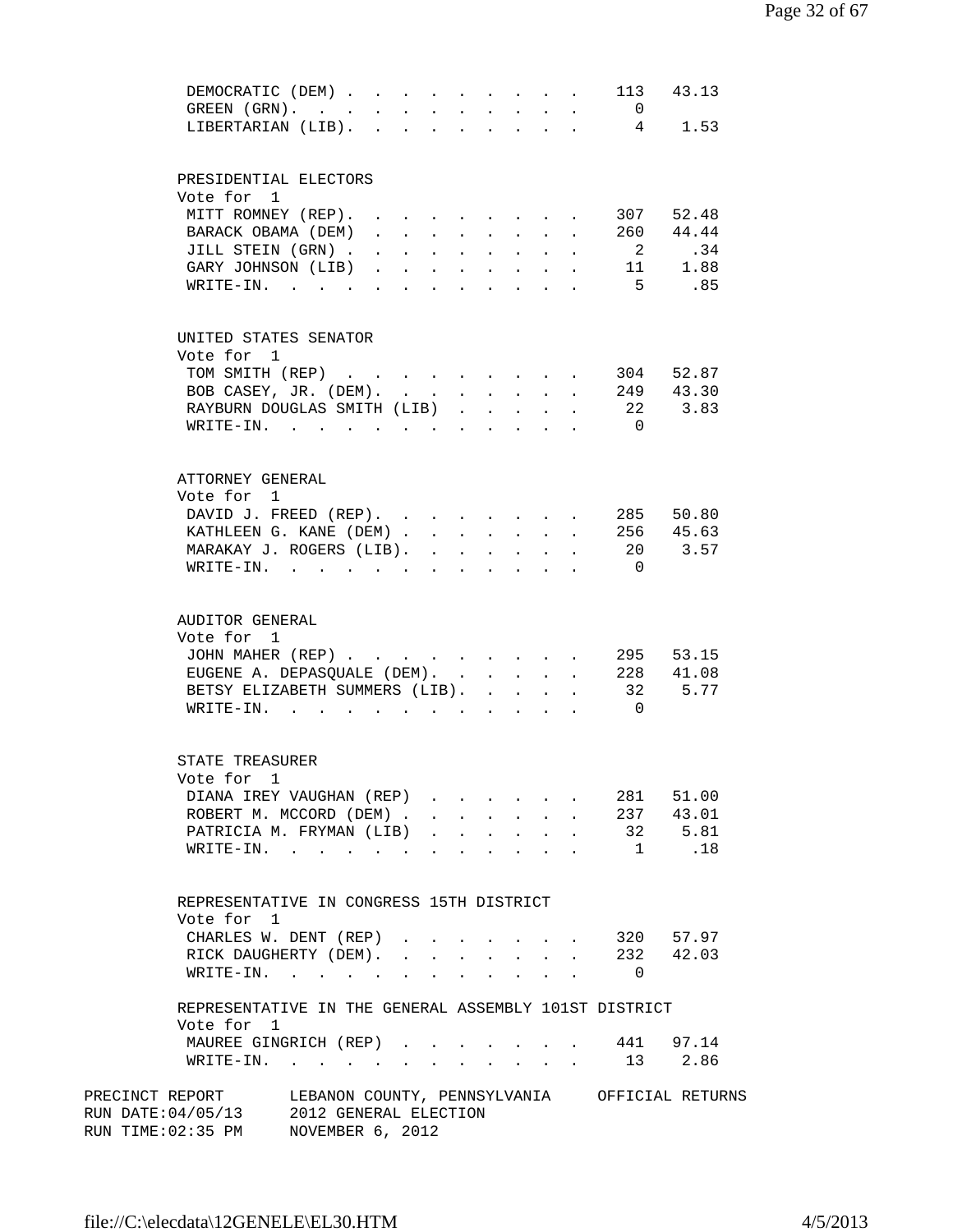| | | |
|---|---|---|
| DEMOCRATIC (DEM) | 113 | 43.13 |
| GREEN (GRN) | 0 | |
| LIBERTARIAN (LIB) | 4 | 1.53 |

PRESIDENTIAL ELECTORS
Vote for 1

| | | |
|---|---|---|
| MITT ROMNEY (REP) | 307 | 52.48 |
| BARACK OBAMA (DEM) | 260 | 44.44 |
| JILL STEIN (GRN) | 2 | .34 |
| GARY JOHNSON (LIB) | 11 | 1.88 |
| WRITE-IN. | 5 | .85 |

UNITED STATES SENATOR
Vote for 1

| | | |
|---|---|---|
| TOM SMITH (REP) | 304 | 52.87 |
| BOB CASEY, JR. (DEM) | 249 | 43.30 |
| RAYBURN DOUGLAS SMITH (LIB) | 22 | 3.83 |
| WRITE-IN. | 0 | |

ATTORNEY GENERAL
Vote for 1

| | | |
|---|---|---|
| DAVID J. FREED (REP) | 285 | 50.80 |
| KATHLEEN G. KANE (DEM) | 256 | 45.63 |
| MARAKAY J. ROGERS (LIB) | 20 | 3.57 |
| WRITE-IN. | 0 | |

AUDITOR GENERAL
Vote for 1

| | | |
|---|---|---|
| JOHN MAHER (REP) | 295 | 53.15 |
| EUGENE A. DEPASQUALE (DEM) | 228 | 41.08 |
| BETSY ELIZABETH SUMMERS (LIB) | 32 | 5.77 |
| WRITE-IN. | 0 | |

STATE TREASURER
Vote for 1

| | | |
|---|---|---|
| DIANA IREY VAUGHAN (REP) | 281 | 51.00 |
| ROBERT M. MCCORD (DEM) | 237 | 43.01 |
| PATRICIA M. FRYMAN (LIB) | 32 | 5.81 |
| WRITE-IN. | 1 | .18 |

REPRESENTATIVE IN CONGRESS 15TH DISTRICT
Vote for 1

| | | |
|---|---|---|
| CHARLES W. DENT (REP) | 320 | 57.97 |
| RICK DAUGHERTY (DEM) | 232 | 42.03 |
| WRITE-IN. | 0 | |

REPRESENTATIVE IN THE GENERAL ASSEMBLY 101ST DISTRICT
Vote for 1

| | | |
|---|---|---|
| MAUREE GINGRICH (REP) | 441 | 97.14 |
| WRITE-IN. | 13 | 2.86 |

PRECINCT REPORT LEBANON COUNTY, PENNSYLVANIA OFFICIAL RETURNS
RUN DATE:04/05/13 2012 GENERAL ELECTION
RUN TIME:02:35 PM NOVEMBER 6, 2012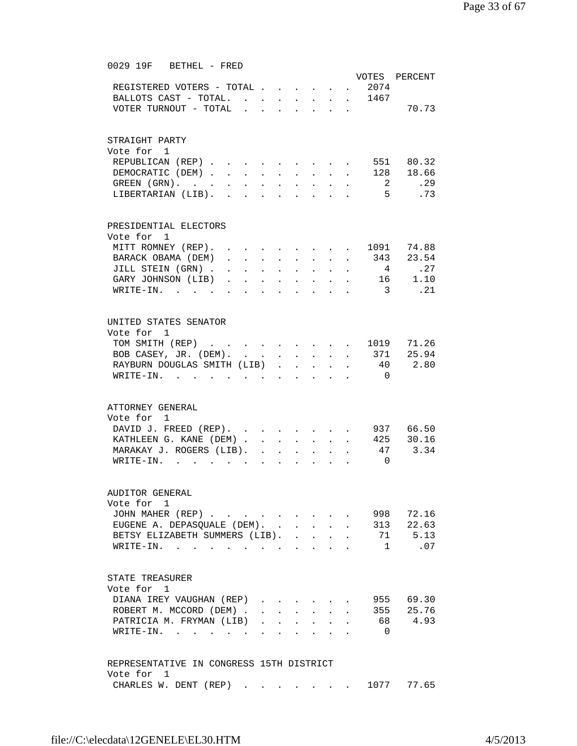0029 19F BETHEL - FRED

| | VOTES | PERCENT |
|---|---|---|
| REGISTERED VOTERS - TOTAL | 2074 | |
| BALLOTS CAST - TOTAL. | 1467 | |
| VOTER TURNOUT - TOTAL | | 70.73 |

STRAIGHT PARTY
Vote for 1

| | | |
|---|---|---|
| REPUBLICAN (REP) | 551 | 80.32 |
| DEMOCRATIC (DEM) | 128 | 18.66 |
| GREEN (GRN). | 2 | .29 |
| LIBERTARIAN (LIB). | 5 | .73 |

PRESIDENTIAL ELECTORS
Vote for 1

| | | |
|---|---|---|
| MITT ROMNEY (REP). | 1091 | 74.88 |
| BARACK OBAMA (DEM) | 343 | 23.54 |
| JILL STEIN (GRN) | 4 | .27 |
| GARY JOHNSON (LIB) | 16 | 1.10 |
| WRITE-IN. | 3 | .21 |

UNITED STATES SENATOR
Vote for 1

| | | |
|---|---|---|
| TOM SMITH (REP) | 1019 | 71.26 |
| BOB CASEY, JR. (DEM). | 371 | 25.94 |
| RAYBURN DOUGLAS SMITH (LIB) | 40 | 2.80 |
| WRITE-IN. | 0 | |

ATTORNEY GENERAL
Vote for 1

| | | |
|---|---|---|
| DAVID J. FREED (REP). | 937 | 66.50 |
| KATHLEEN G. KANE (DEM) | 425 | 30.16 |
| MARAKAY J. ROGERS (LIB). | 47 | 3.34 |
| WRITE-IN. | 0 | |

AUDITOR GENERAL
Vote for 1

| | | |
|---|---|---|
| JOHN MAHER (REP) | 998 | 72.16 |
| EUGENE A. DEPASQUALE (DEM). | 313 | 22.63 |
| BETSY ELIZABETH SUMMERS (LIB). | 71 | 5.13 |
| WRITE-IN. | 1 | .07 |

STATE TREASURER
Vote for 1

| | | |
|---|---|---|
| DIANA IREY VAUGHAN (REP) | 955 | 69.30 |
| ROBERT M. MCCORD (DEM) | 355 | 25.76 |
| PATRICIA M. FRYMAN (LIB) | 68 | 4.93 |
| WRITE-IN. | 0 | |

REPRESENTATIVE IN CONGRESS 15TH DISTRICT
Vote for 1

| | | |
|---|---|---|
| CHARLES W. DENT (REP) | 1077 | 77.65 |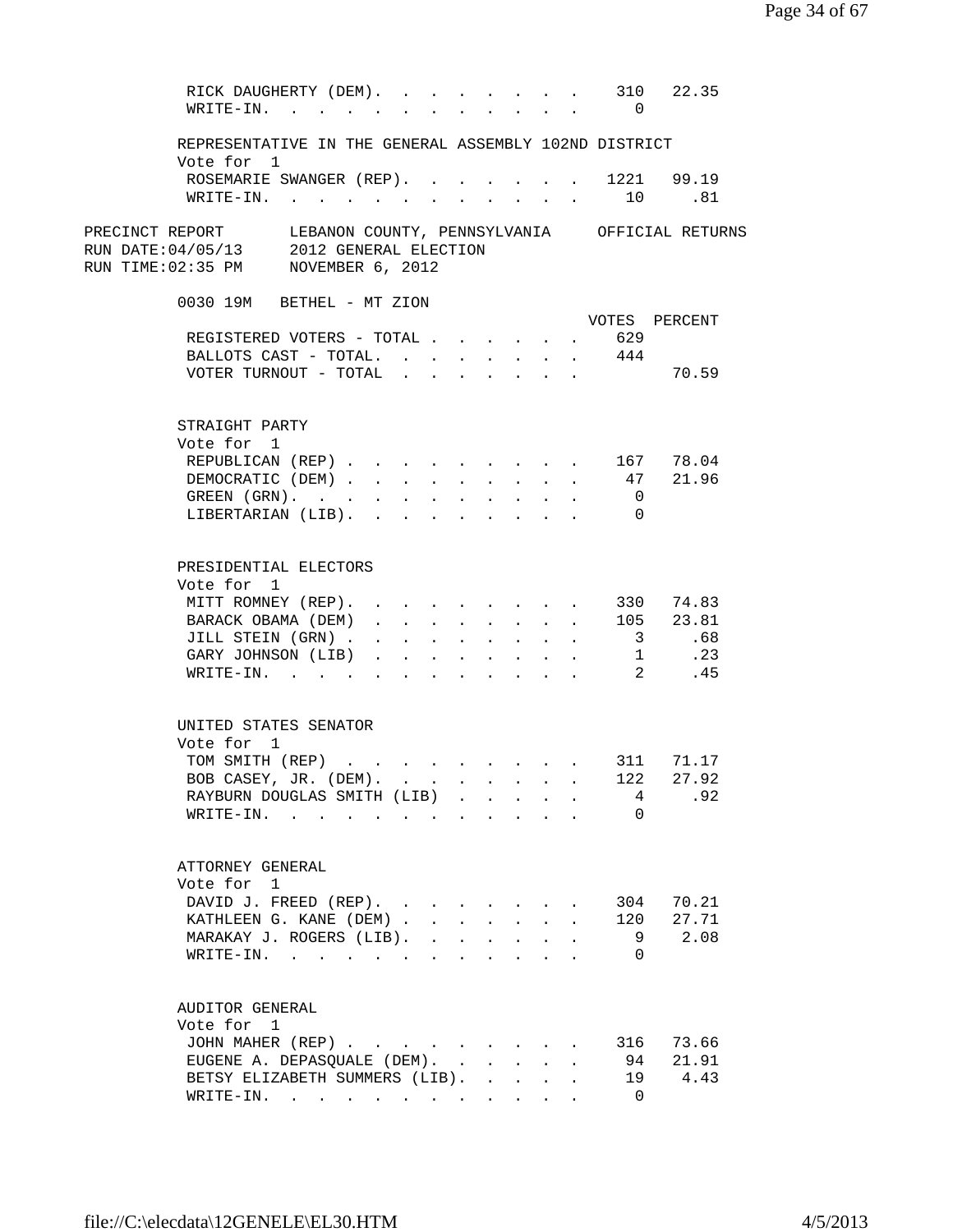| | | |
|---|---|---|
| RICK DAUGHERTY (DEM) | 310 | 22.35 |
| WRITE-IN. | 0 | |

REPRESENTATIVE IN THE GENERAL ASSEMBLY 102ND DISTRICT
Vote for 1

| | | |
|---|---|---|
| ROSEMARIE SWANGER (REP) | 1221 | 99.19 |
| WRITE-IN. | 10 | .81 |

PRECINCT REPORT LEBANON COUNTY, PENNSYLVANIA OFFICIAL RETURNS
RUN DATE:04/05/13 2012 GENERAL ELECTION
RUN TIME:02:35 PM NOVEMBER 6, 2012

0030 19M BETHEL - MT ZION

| | VOTES | PERCENT |
|---|---|---|
| REGISTERED VOTERS - TOTAL | 629 | |
| BALLOTS CAST - TOTAL. | 444 | |
| VOTER TURNOUT - TOTAL | | 70.59 |

STRAIGHT PARTY
Vote for 1

| | | |
|---|---|---|
| REPUBLICAN (REP) | 167 | 78.04 |
| DEMOCRATIC (DEM) | 47 | 21.96 |
| GREEN (GRN). | 0 | |
| LIBERTARIAN (LIB). | 0 | |

PRESIDENTIAL ELECTORS
Vote for 1

| | | |
|---|---|---|
| MITT ROMNEY (REP). | 330 | 74.83 |
| BARACK OBAMA (DEM) | 105 | 23.81 |
| JILL STEIN (GRN) | 3 | .68 |
| GARY JOHNSON (LIB) | 1 | .23 |
| WRITE-IN. | 2 | .45 |

UNITED STATES SENATOR
Vote for 1

| | | |
|---|---|---|
| TOM SMITH (REP) | 311 | 71.17 |
| BOB CASEY, JR. (DEM). | 122 | 27.92 |
| RAYBURN DOUGLAS SMITH (LIB) | 4 | .92 |
| WRITE-IN. | 0 | |

ATTORNEY GENERAL
Vote for 1

| | | |
|---|---|---|
| DAVID J. FREED (REP). | 304 | 70.21 |
| KATHLEEN G. KANE (DEM) | 120 | 27.71 |
| MARAKAY J. ROGERS (LIB). | 9 | 2.08 |
| WRITE-IN. | 0 | |

AUDITOR GENERAL
Vote for 1

| | | |
|---|---|---|
| JOHN MAHER (REP) | 316 | 73.66 |
| EUGENE A. DEPASQUALE (DEM). | 94 | 21.91 |
| BETSY ELIZABETH SUMMERS (LIB). | 19 | 4.43 |
| WRITE-IN. | 0 | |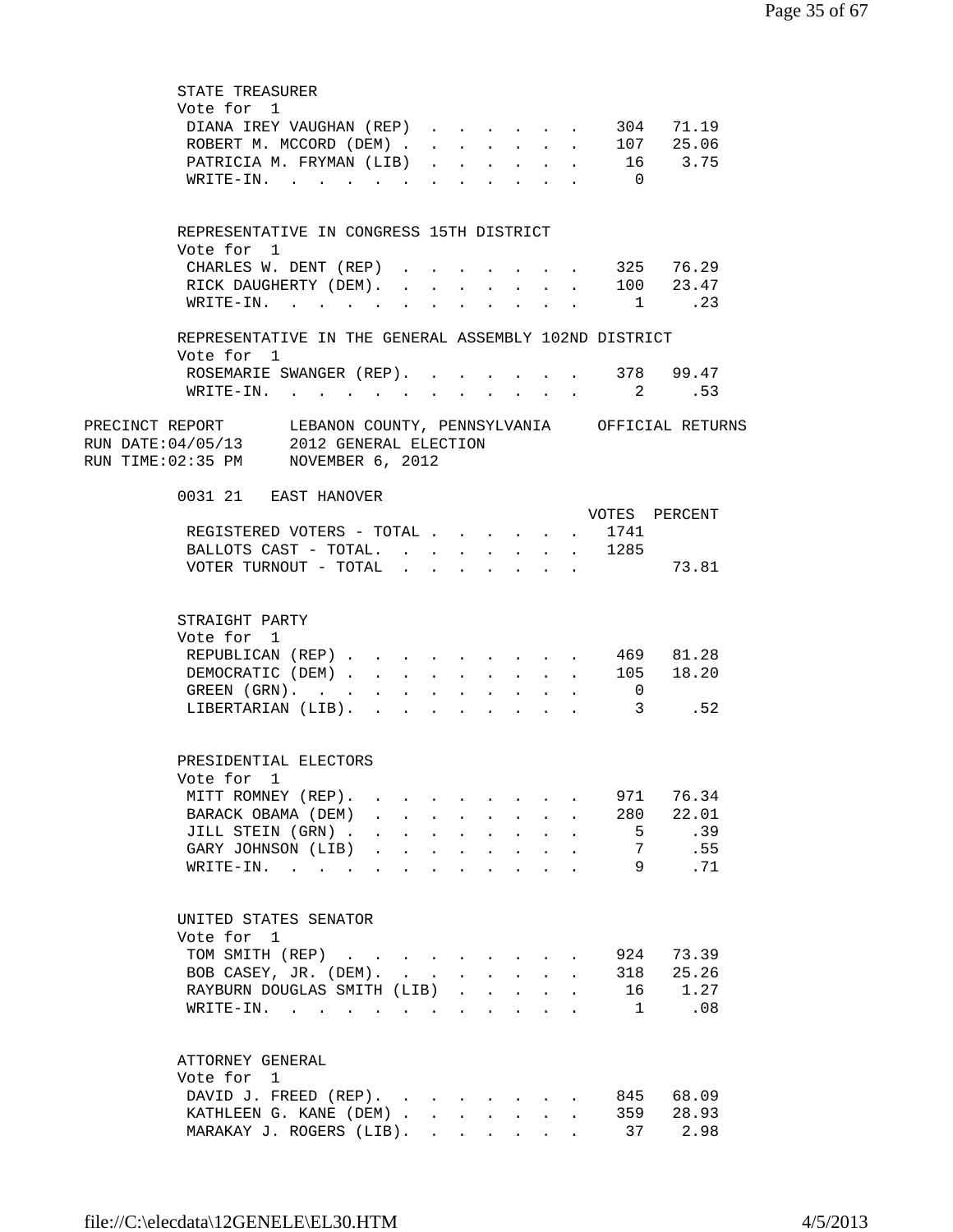STATE TREASURER
Vote for 1

| | | |
|---|---|---|
| DIANA IREY VAUGHAN (REP) | 304 | 71.19 |
| ROBERT M. MCCORD (DEM) | 107 | 25.06 |
| PATRICIA M. FRYMAN (LIB) | 16 | 3.75 |
| WRITE-IN. | 0 | |

REPRESENTATIVE IN CONGRESS 15TH DISTRICT
Vote for 1

| | | |
|---|---|---|
| CHARLES W. DENT (REP) | 325 | 76.29 |
| RICK DAUGHERTY (DEM). | 100 | 23.47 |
| WRITE-IN. | 1 | .23 |

REPRESENTATIVE IN THE GENERAL ASSEMBLY 102ND DISTRICT
Vote for 1

| | | |
|---|---|---|
| ROSEMARIE SWANGER (REP). | 378 | 99.47 |
| WRITE-IN. | 2 | .53 |

PRECINCT REPORT LEBANON COUNTY, PENNSYLVANIA OFFICIAL RETURNS
RUN DATE:04/05/13 2012 GENERAL ELECTION
RUN TIME:02:35 PM NOVEMBER 6, 2012

0031 21 EAST HANOVER

| | VOTES | PERCENT |
|---|---|---|
| REGISTERED VOTERS - TOTAL | 1741 | |
| BALLOTS CAST - TOTAL. | 1285 | |
| VOTER TURNOUT - TOTAL | | 73.81 |

STRAIGHT PARTY
Vote for 1

| | | |
|---|---|---|
| REPUBLICAN (REP) | 469 | 81.28 |
| DEMOCRATIC (DEM) | 105 | 18.20 |
| GREEN (GRN). | 0 | |
| LIBERTARIAN (LIB). | 3 | .52 |

PRESIDENTIAL ELECTORS
Vote for 1

| | | |
|---|---|---|
| MITT ROMNEY (REP). | 971 | 76.34 |
| BARACK OBAMA (DEM) | 280 | 22.01 |
| JILL STEIN (GRN) | 5 | .39 |
| GARY JOHNSON (LIB) | 7 | .55 |
| WRITE-IN. | 9 | .71 |

UNITED STATES SENATOR
Vote for 1

| | | |
|---|---|---|
| TOM SMITH (REP) | 924 | 73.39 |
| BOB CASEY, JR. (DEM). | 318 | 25.26 |
| RAYBURN DOUGLAS SMITH (LIB) | 16 | 1.27 |
| WRITE-IN. | 1 | .08 |

ATTORNEY GENERAL
Vote for 1

| | | |
|---|---|---|
| DAVID J. FREED (REP). | 845 | 68.09 |
| KATHLEEN G. KANE (DEM) | 359 | 28.93 |
| MARAKAY J. ROGERS (LIB). | 37 | 2.98 |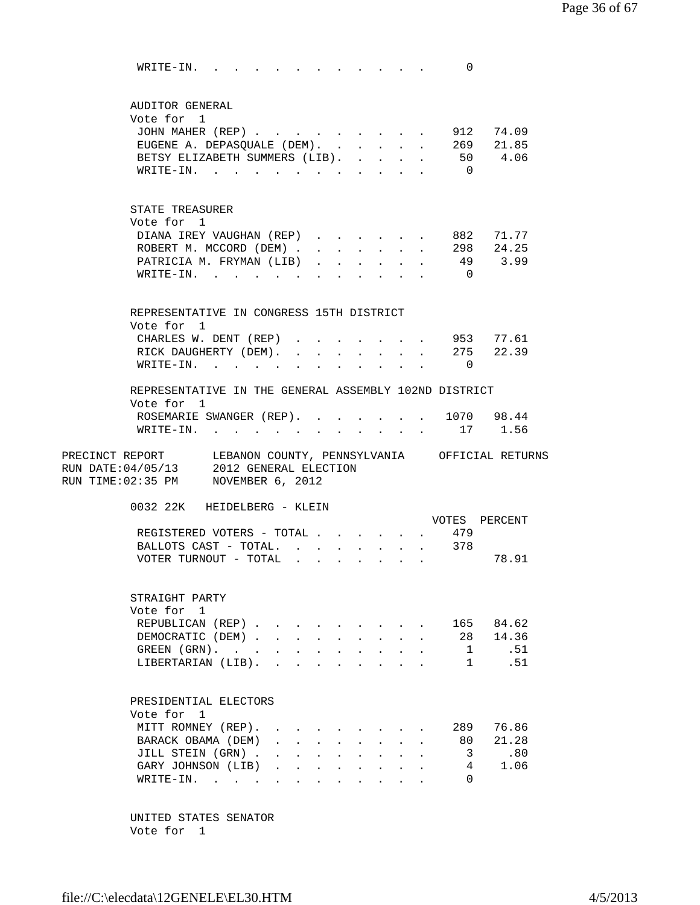WRITE-IN. . . . . . . . . . . . . . 0

AUDITOR GENERAL
Vote for 1

| | | |
|---|---|---|
| JOHN MAHER (REP) | 912 | 74.09 |
| EUGENE A. DEPASQUALE (DEM) | 269 | 21.85 |
| BETSY ELIZABETH SUMMERS (LIB) | 50 | 4.06 |
| WRITE-IN | 0 | |

STATE TREASURER
Vote for 1

| | | |
|---|---|---|
| DIANA IREY VAUGHAN (REP) | 882 | 71.77 |
| ROBERT M. MCCORD (DEM) | 298 | 24.25 |
| PATRICIA M. FRYMAN (LIB) | 49 | 3.99 |
| WRITE-IN | 0 | |

REPRESENTATIVE IN CONGRESS 15TH DISTRICT
Vote for 1

| | | |
|---|---|---|
| CHARLES W. DENT (REP) | 953 | 77.61 |
| RICK DAUGHERTY (DEM) | 275 | 22.39 |
| WRITE-IN | 0 | |

REPRESENTATIVE IN THE GENERAL ASSEMBLY 102ND DISTRICT
Vote for 1

| | | |
|---|---|---|
| ROSEMARIE SWANGER (REP) | 1070 | 98.44 |
| WRITE-IN | 17 | 1.56 |

PRECINCT REPORT LEBANON COUNTY, PENNSYLVANIA OFFICIAL RETURNS
RUN DATE:04/05/13 2012 GENERAL ELECTION
RUN TIME:02:35 PM NOVEMBER 6, 2012

0032 22K HEIDELBERG - KLEIN

| | VOTES | PERCENT |
|---|---|---|
| REGISTERED VOTERS - TOTAL | 479 | |
| BALLOTS CAST - TOTAL | 378 | |
| VOTER TURNOUT - TOTAL | | 78.91 |

STRAIGHT PARTY
Vote for 1

| | | |
|---|---|---|
| REPUBLICAN (REP) | 165 | 84.62 |
| DEMOCRATIC (DEM) | 28 | 14.36 |
| GREEN (GRN) | 1 | .51 |
| LIBERTARIAN (LIB) | 1 | .51 |

PRESIDENTIAL ELECTORS
Vote for 1

| | | |
|---|---|---|
| MITT ROMNEY (REP) | 289 | 76.86 |
| BARACK OBAMA (DEM) | 80 | 21.28 |
| JILL STEIN (GRN) | 3 | .80 |
| GARY JOHNSON (LIB) | 4 | 1.06 |
| WRITE-IN | 0 | |

UNITED STATES SENATOR
Vote for 1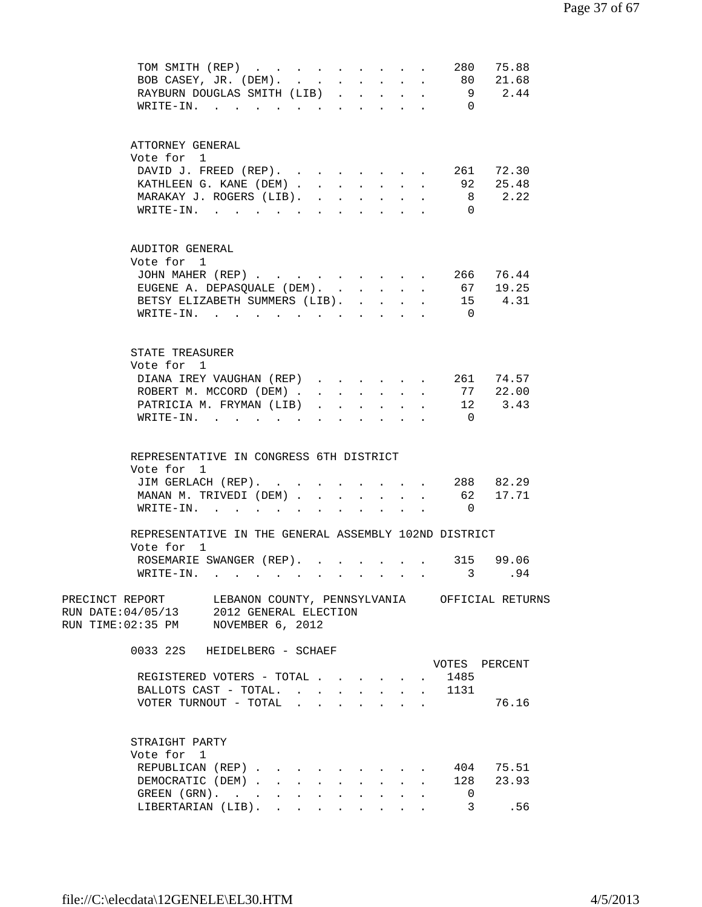| | | |
|---|---|---|
| TOM SMITH (REP) | 280 | 75.88 |
| BOB CASEY, JR. (DEM) | 80 | 21.68 |
| RAYBURN DOUGLAS SMITH (LIB) | 9 | 2.44 |
| WRITE-IN. | 0 | |

ATTORNEY GENERAL
Vote for 1

| | | |
|---|---|---|
| DAVID J. FREED (REP) | 261 | 72.30 |
| KATHLEEN G. KANE (DEM) | 92 | 25.48 |
| MARAKAY J. ROGERS (LIB) | 8 | 2.22 |
| WRITE-IN. | 0 | |

AUDITOR GENERAL
Vote for 1

| | | |
|---|---|---|
| JOHN MAHER (REP) | 266 | 76.44 |
| EUGENE A. DEPASQUALE (DEM) | 67 | 19.25 |
| BETSY ELIZABETH SUMMERS (LIB) | 15 | 4.31 |
| WRITE-IN. | 0 | |

STATE TREASURER
Vote for 1

| | | |
|---|---|---|
| DIANA IREY VAUGHAN (REP) | 261 | 74.57 |
| ROBERT M. MCCORD (DEM) | 77 | 22.00 |
| PATRICIA M. FRYMAN (LIB) | 12 | 3.43 |
| WRITE-IN. | 0 | |

REPRESENTATIVE IN CONGRESS 6TH DISTRICT
Vote for 1

| | | |
|---|---|---|
| JIM GERLACH (REP) | 288 | 82.29 |
| MANAN M. TRIVEDI (DEM) | 62 | 17.71 |
| WRITE-IN. | 0 | |

REPRESENTATIVE IN THE GENERAL ASSEMBLY 102ND DISTRICT
Vote for 1

| | | |
|---|---|---|
| ROSEMARIE SWANGER (REP) | 315 | 99.06 |
| WRITE-IN. | 3 | .94 |

PRECINCT REPORT LEBANON COUNTY, PENNSYLVANIA OFFICIAL RETURNS
RUN DATE:04/05/13 2012 GENERAL ELECTION
RUN TIME:02:35 PM NOVEMBER 6, 2012

0033 22S HEIDELBERG - SCHAEF

| | VOTES | PERCENT |
|---|---|---|
| REGISTERED VOTERS - TOTAL | 1485 | |
| BALLOTS CAST - TOTAL. | 1131 | |
| VOTER TURNOUT - TOTAL | | 76.16 |

STRAIGHT PARTY
Vote for 1

| | | |
|---|---|---|
| REPUBLICAN (REP) | 404 | 75.51 |
| DEMOCRATIC (DEM) | 128 | 23.93 |
| GREEN (GRN). | 0 | |
| LIBERTARIAN (LIB). | 3 | .56 |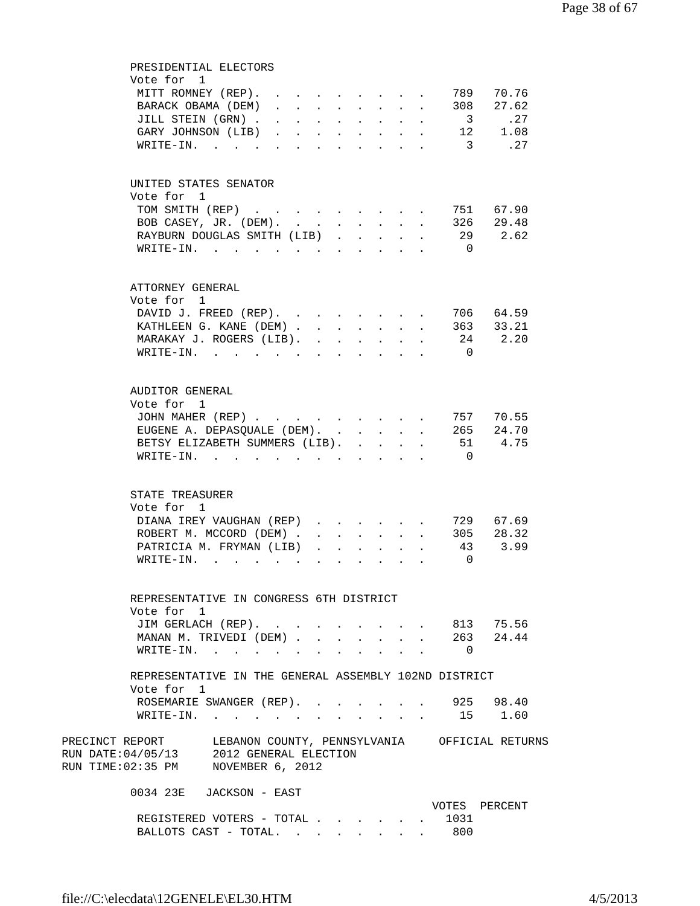PRESIDENTIAL ELECTORS
Vote for 1

| | | |
|---|---|---|
| MITT ROMNEY (REP) | 789 | 70.76 |
| BARACK OBAMA (DEM) | 308 | 27.62 |
| JILL STEIN (GRN) | 3 | .27 |
| GARY JOHNSON (LIB) | 12 | 1.08 |
| WRITE-IN. | 3 | .27 |

UNITED STATES SENATOR
Vote for 1

| | | |
|---|---|---|
| TOM SMITH (REP) | 751 | 67.90 |
| BOB CASEY, JR. (DEM) | 326 | 29.48 |
| RAYBURN DOUGLAS SMITH (LIB) | 29 | 2.62 |
| WRITE-IN. | 0 | |

ATTORNEY GENERAL
Vote for 1

| | | |
|---|---|---|
| DAVID J. FREED (REP) | 706 | 64.59 |
| KATHLEEN G. KANE (DEM) | 363 | 33.21 |
| MARAKAY J. ROGERS (LIB) | 24 | 2.20 |
| WRITE-IN. | 0 | |

AUDITOR GENERAL
Vote for 1

| | | |
|---|---|---|
| JOHN MAHER (REP) | 757 | 70.55 |
| EUGENE A. DEPASQUALE (DEM) | 265 | 24.70 |
| BETSY ELIZABETH SUMMERS (LIB) | 51 | 4.75 |
| WRITE-IN. | 0 | |

STATE TREASURER
Vote for 1

| | | |
|---|---|---|
| DIANA IREY VAUGHAN (REP) | 729 | 67.69 |
| ROBERT M. MCCORD (DEM) | 305 | 28.32 |
| PATRICIA M. FRYMAN (LIB) | 43 | 3.99 |
| WRITE-IN. | 0 | |

REPRESENTATIVE IN CONGRESS 6TH DISTRICT
Vote for 1

| | | |
|---|---|---|
| JIM GERLACH (REP) | 813 | 75.56 |
| MANAN M. TRIVEDI (DEM) | 263 | 24.44 |
| WRITE-IN. | 0 | |

REPRESENTATIVE IN THE GENERAL ASSEMBLY 102ND DISTRICT
Vote for 1

| | | |
|---|---|---|
| ROSEMARIE SWANGER (REP) | 925 | 98.40 |
| WRITE-IN. | 15 | 1.60 |

PRECINCT REPORT      LEBANON COUNTY, PENNSYLVANIA      OFFICIAL RETURNS
RUN DATE:04/05/13      2012 GENERAL ELECTION
RUN TIME:02:35 PM      NOVEMBER 6, 2012

0034 23E   JACKSON - EAST

| | VOTES | PERCENT |
|---|---|---|
| REGISTERED VOTERS - TOTAL | 1031 | |
| BALLOTS CAST - TOTAL. | 800 | |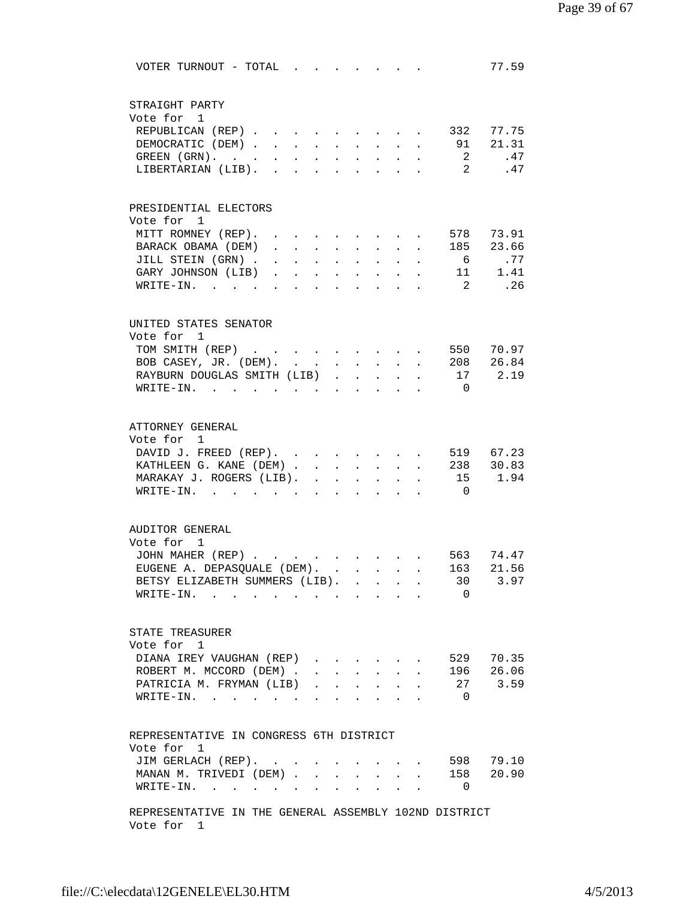VOTER TURNOUT - TOTAL . . . . . . . . 77.59

STRAIGHT PARTY
Vote for 1

| | | |
|---|---|---|
| REPUBLICAN (REP) | 332 | 77.75 |
| DEMOCRATIC (DEM) | 91 | 21.31 |
| GREEN (GRN) | 2 | .47 |
| LIBERTARIAN (LIB) | 2 | .47 |

PRESIDENTIAL ELECTORS
Vote for 1

| | | |
|---|---|---|
| MITT ROMNEY (REP) | 578 | 73.91 |
| BARACK OBAMA (DEM) | 185 | 23.66 |
| JILL STEIN (GRN) | 6 | .77 |
| GARY JOHNSON (LIB) | 11 | 1.41 |
| WRITE-IN. | 2 | .26 |

UNITED STATES SENATOR
Vote for 1

| | | |
|---|---|---|
| TOM SMITH (REP) | 550 | 70.97 |
| BOB CASEY, JR. (DEM) | 208 | 26.84 |
| RAYBURN DOUGLAS SMITH (LIB) | 17 | 2.19 |
| WRITE-IN. | 0 | |

ATTORNEY GENERAL
Vote for 1

| | | |
|---|---|---|
| DAVID J. FREED (REP) | 519 | 67.23 |
| KATHLEEN G. KANE (DEM) | 238 | 30.83 |
| MARAKAY J. ROGERS (LIB) | 15 | 1.94 |
| WRITE-IN. | 0 | |

AUDITOR GENERAL
Vote for 1

| | | |
|---|---|---|
| JOHN MAHER (REP) | 563 | 74.47 |
| EUGENE A. DEPASQUALE (DEM) | 163 | 21.56 |
| BETSY ELIZABETH SUMMERS (LIB) | 30 | 3.97 |
| WRITE-IN. | 0 | |

STATE TREASURER
Vote for 1

| | | |
|---|---|---|
| DIANA IREY VAUGHAN (REP) | 529 | 70.35 |
| ROBERT M. MCCORD (DEM) | 196 | 26.06 |
| PATRICIA M. FRYMAN (LIB) | 27 | 3.59 |
| WRITE-IN. | 0 | |

REPRESENTATIVE IN CONGRESS 6TH DISTRICT
Vote for 1

| | | |
|---|---|---|
| JIM GERLACH (REP) | 598 | 79.10 |
| MANAN M. TRIVEDI (DEM) | 158 | 20.90 |
| WRITE-IN. | 0 | |

REPRESENTATIVE IN THE GENERAL ASSEMBLY 102ND DISTRICT
Vote for 1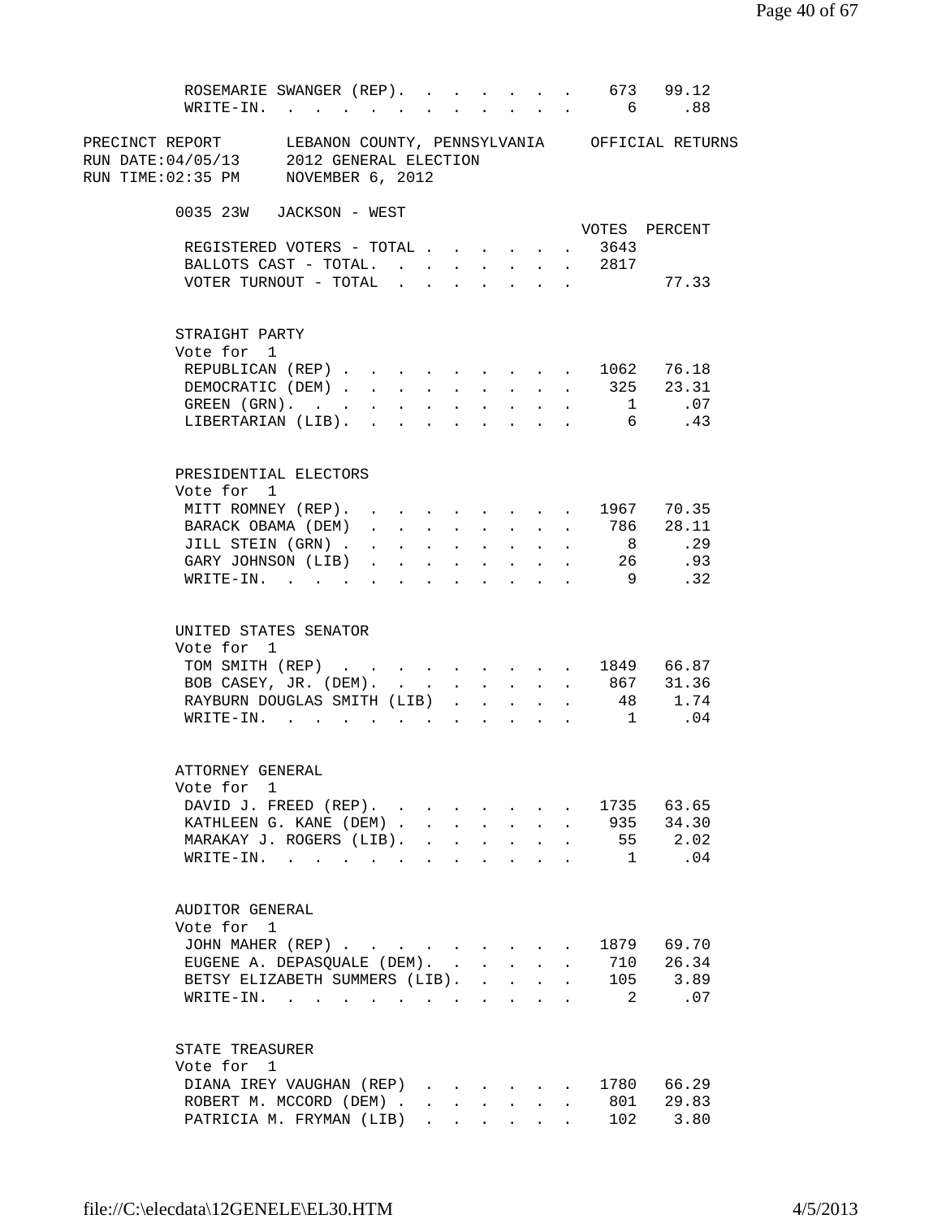| | | |
|---|---|---|
| ROSEMARIE SWANGER (REP) | 673 | 99.12 |
| WRITE-IN | 6 | .88 |

PRECINCT REPORT LEBANON COUNTY, PENNSYLVANIA OFFICIAL RETURNS
RUN DATE:04/05/13 2012 GENERAL ELECTION
RUN TIME:02:35 PM NOVEMBER 6, 2012

0035 23W JACKSON - WEST

| | VOTES | PERCENT |
|---|---|---|
| REGISTERED VOTERS - TOTAL | 3643 | |
| BALLOTS CAST - TOTAL | 2817 | |
| VOTER TURNOUT - TOTAL | | 77.33 |

STRAIGHT PARTY
Vote for 1

| | | |
|---|---|---|
| REPUBLICAN (REP) | 1062 | 76.18 |
| DEMOCRATIC (DEM) | 325 | 23.31 |
| GREEN (GRN) | 1 | .07 |
| LIBERTARIAN (LIB) | 6 | .43 |

PRESIDENTIAL ELECTORS
Vote for 1

| | | |
|---|---|---|
| MITT ROMNEY (REP) | 1967 | 70.35 |
| BARACK OBAMA (DEM) | 786 | 28.11 |
| JILL STEIN (GRN) | 8 | .29 |
| GARY JOHNSON (LIB) | 26 | .93 |
| WRITE-IN | 9 | .32 |

UNITED STATES SENATOR
Vote for 1

| | | |
|---|---|---|
| TOM SMITH (REP) | 1849 | 66.87 |
| BOB CASEY, JR. (DEM) | 867 | 31.36 |
| RAYBURN DOUGLAS SMITH (LIB) | 48 | 1.74 |
| WRITE-IN | 1 | .04 |

ATTORNEY GENERAL
Vote for 1

| | | |
|---|---|---|
| DAVID J. FREED (REP) | 1735 | 63.65 |
| KATHLEEN G. KANE (DEM) | 935 | 34.30 |
| MARAKAY J. ROGERS (LIB) | 55 | 2.02 |
| WRITE-IN | 1 | .04 |

AUDITOR GENERAL
Vote for 1

| | | |
|---|---|---|
| JOHN MAHER (REP) | 1879 | 69.70 |
| EUGENE A. DEPASQUALE (DEM) | 710 | 26.34 |
| BETSY ELIZABETH SUMMERS (LIB) | 105 | 3.89 |
| WRITE-IN | 2 | .07 |

STATE TREASURER
Vote for 1

| | | |
|---|---|---|
| DIANA IREY VAUGHAN (REP) | 1780 | 66.29 |
| ROBERT M. MCCORD (DEM) | 801 | 29.83 |
| PATRICIA M. FRYMAN (LIB) | 102 | 3.80 |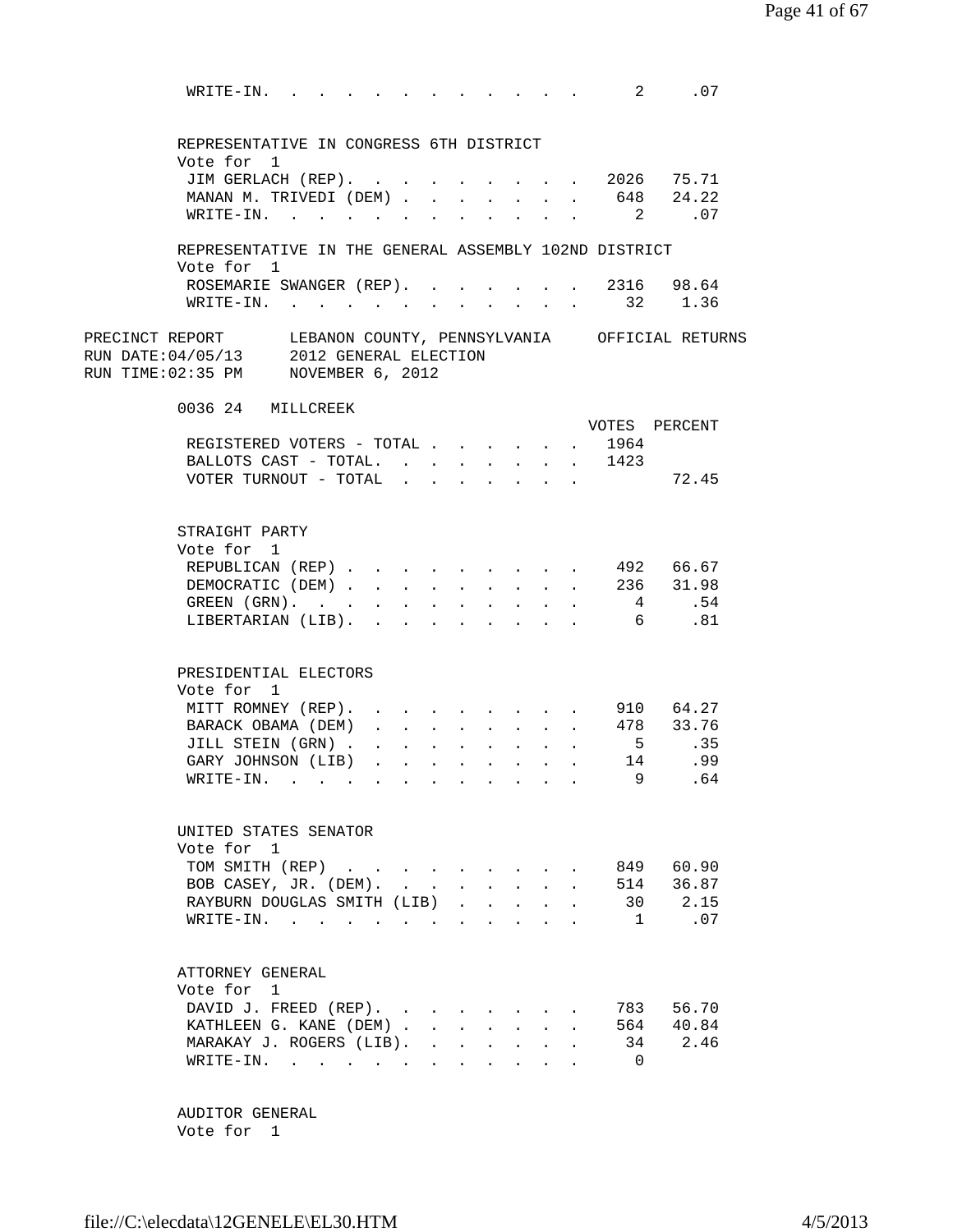| | | |
|---|---|---|
| WRITE-IN. | 2 | .07 |

REPRESENTATIVE IN CONGRESS 6TH DISTRICT
Vote for 1

| | | |
|---|---|---|
| JIM GERLACH (REP). | 2026 | 75.71 |
| MANAN M. TRIVEDI (DEM) | 648 | 24.22 |
| WRITE-IN. | 2 | .07 |

REPRESENTATIVE IN THE GENERAL ASSEMBLY 102ND DISTRICT
Vote for 1

| | | |
|---|---|---|
| ROSEMARIE SWANGER (REP). | 2316 | 98.64 |
| WRITE-IN. | 32 | 1.36 |

PRECINCT REPORT LEBANON COUNTY, PENNSYLVANIA OFFICIAL RETURNS
RUN DATE:04/05/13 2012 GENERAL ELECTION
RUN TIME:02:35 PM NOVEMBER 6, 2012

0036 24 MILLCREEK

| | VOTES | PERCENT |
|---|---|---|
| REGISTERED VOTERS - TOTAL | 1964 | |
| BALLOTS CAST - TOTAL. | 1423 | |
| VOTER TURNOUT - TOTAL | | 72.45 |

STRAIGHT PARTY
Vote for 1

| | | |
|---|---|---|
| REPUBLICAN (REP) | 492 | 66.67 |
| DEMOCRATIC (DEM) | 236 | 31.98 |
| GREEN (GRN). | 4 | .54 |
| LIBERTARIAN (LIB). | 6 | .81 |

PRESIDENTIAL ELECTORS
Vote for 1

| | | |
|---|---|---|
| MITT ROMNEY (REP). | 910 | 64.27 |
| BARACK OBAMA (DEM) | 478 | 33.76 |
| JILL STEIN (GRN) | 5 | .35 |
| GARY JOHNSON (LIB) | 14 | .99 |
| WRITE-IN. | 9 | .64 |

UNITED STATES SENATOR
Vote for 1

| | | |
|---|---|---|
| TOM SMITH (REP) | 849 | 60.90 |
| BOB CASEY, JR. (DEM). | 514 | 36.87 |
| RAYBURN DOUGLAS SMITH (LIB) | 30 | 2.15 |
| WRITE-IN. | 1 | .07 |

ATTORNEY GENERAL
Vote for 1

| | | |
|---|---|---|
| DAVID J. FREED (REP). | 783 | 56.70 |
| KATHLEEN G. KANE (DEM) | 564 | 40.84 |
| MARAKAY J. ROGERS (LIB). | 34 | 2.46 |
| WRITE-IN. | 0 | |

AUDITOR GENERAL
Vote for 1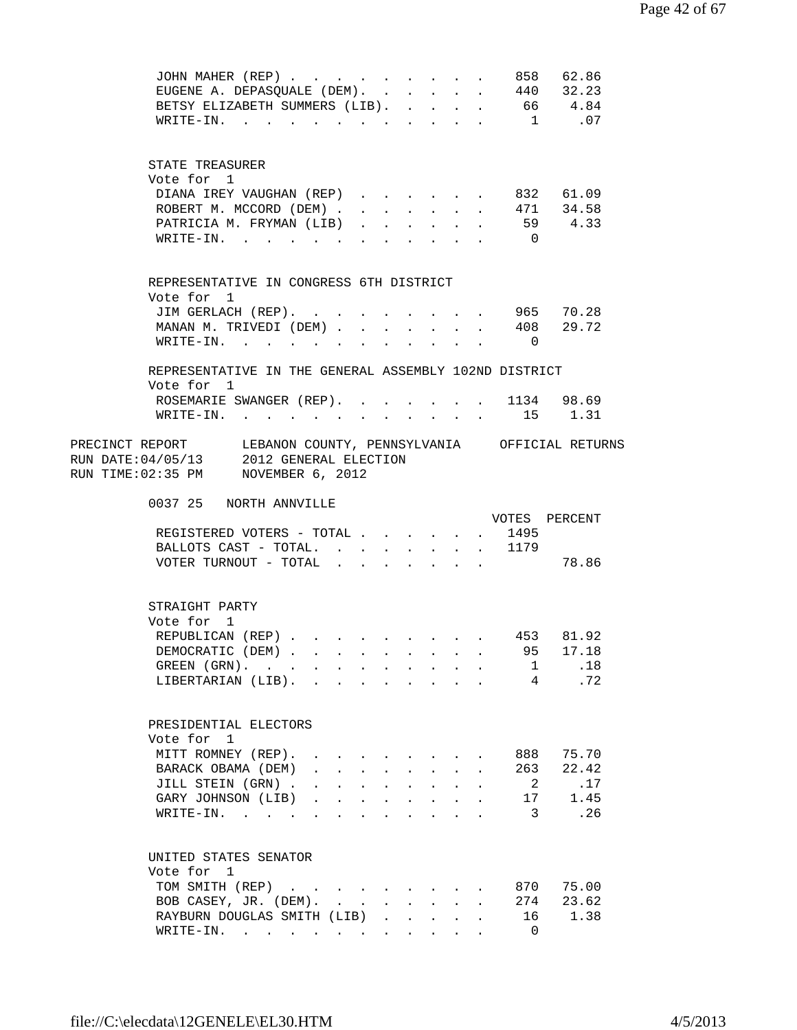| | | |
|---|---|---|
| JOHN MAHER (REP) | 858 | 62.86 |
| EUGENE A. DEPASQUALE (DEM) | 440 | 32.23 |
| BETSY ELIZABETH SUMMERS (LIB) | 66 | 4.84 |
| WRITE-IN | 1 | .07 |

STATE TREASURER
Vote for 1

| | | |
|---|---|---|
| DIANA IREY VAUGHAN (REP) | 832 | 61.09 |
| ROBERT M. MCCORD (DEM) | 471 | 34.58 |
| PATRICIA M. FRYMAN (LIB) | 59 | 4.33 |
| WRITE-IN | 0 | |

REPRESENTATIVE IN CONGRESS 6TH DISTRICT
Vote for 1

| | | |
|---|---|---|
| JIM GERLACH (REP) | 965 | 70.28 |
| MANAN M. TRIVEDI (DEM) | 408 | 29.72 |
| WRITE-IN | 0 | |

REPRESENTATIVE IN THE GENERAL ASSEMBLY 102ND DISTRICT
Vote for 1

| | | |
|---|---|---|
| ROSEMARIE SWANGER (REP) | 1134 | 98.69 |
| WRITE-IN | 15 | 1.31 |

PRECINCT REPORT    LEBANON COUNTY, PENNSYLVANIA    OFFICIAL RETURNS
RUN DATE:04/05/13    2012 GENERAL ELECTION
RUN TIME:02:35 PM    NOVEMBER 6, 2012

0037 25 NORTH ANNVILLE

| | VOTES | PERCENT |
|---|---|---|
| REGISTERED VOTERS - TOTAL | 1495 | |
| BALLOTS CAST - TOTAL | 1179 | |
| VOTER TURNOUT - TOTAL | | 78.86 |

STRAIGHT PARTY
Vote for 1

| | | |
|---|---|---|
| REPUBLICAN (REP) | 453 | 81.92 |
| DEMOCRATIC (DEM) | 95 | 17.18 |
| GREEN (GRN) | 1 | .18 |
| LIBERTARIAN (LIB) | 4 | .72 |

PRESIDENTIAL ELECTORS
Vote for 1

| | | |
|---|---|---|
| MITT ROMNEY (REP) | 888 | 75.70 |
| BARACK OBAMA (DEM) | 263 | 22.42 |
| JILL STEIN (GRN) | 2 | .17 |
| GARY JOHNSON (LIB) | 17 | 1.45 |
| WRITE-IN | 3 | .26 |

UNITED STATES SENATOR
Vote for 1

| | | |
|---|---|---|
| TOM SMITH (REP) | 870 | 75.00 |
| BOB CASEY, JR. (DEM) | 274 | 23.62 |
| RAYBURN DOUGLAS SMITH (LIB) | 16 | 1.38 |
| WRITE-IN | 0 | |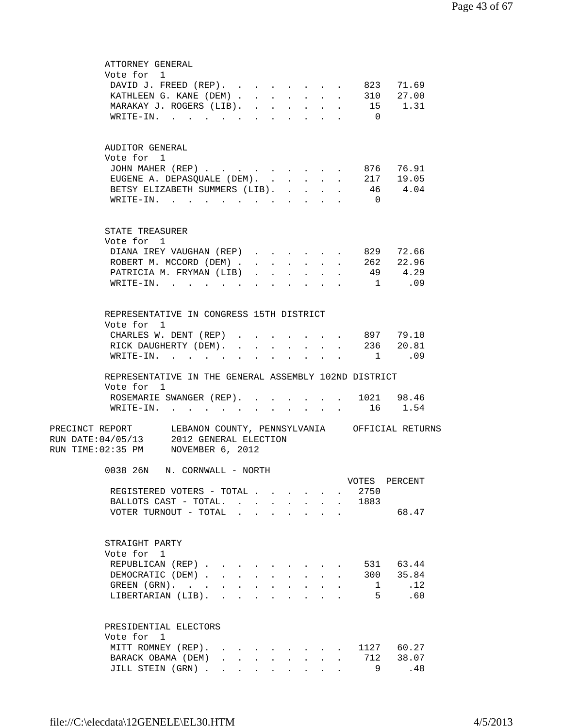ATTORNEY GENERAL
Vote for 1

| | | |
|---|---|---|
| DAVID J. FREED (REP) | 823 | 71.69 |
| KATHLEEN G. KANE (DEM) | 310 | 27.00 |
| MARAKAY J. ROGERS (LIB) | 15 | 1.31 |
| WRITE-IN | 0 | |

AUDITOR GENERAL
Vote for 1

| | | |
|---|---|---|
| JOHN MAHER (REP) | 876 | 76.91 |
| EUGENE A. DEPASQUALE (DEM) | 217 | 19.05 |
| BETSY ELIZABETH SUMMERS (LIB) | 46 | 4.04 |
| WRITE-IN | 0 | |

STATE TREASURER
Vote for 1

| | | |
|---|---|---|
| DIANA IREY VAUGHAN (REP) | 829 | 72.66 |
| ROBERT M. MCCORD (DEM) | 262 | 22.96 |
| PATRICIA M. FRYMAN (LIB) | 49 | 4.29 |
| WRITE-IN | 1 | .09 |

REPRESENTATIVE IN CONGRESS 15TH DISTRICT
Vote for 1

| | | |
|---|---|---|
| CHARLES W. DENT (REP) | 897 | 79.10 |
| RICK DAUGHERTY (DEM) | 236 | 20.81 |
| WRITE-IN | 1 | .09 |

REPRESENTATIVE IN THE GENERAL ASSEMBLY 102ND DISTRICT
Vote for 1

| | | |
|---|---|---|
| ROSEMARIE SWANGER (REP) | 1021 | 98.46 |
| WRITE-IN | 16 | 1.54 |

PRECINCT REPORT LEBANON COUNTY, PENNSYLVANIA OFFICIAL RETURNS
RUN DATE:04/05/13 2012 GENERAL ELECTION
RUN TIME:02:35 PM NOVEMBER 6, 2012

0038 26N N. CORNWALL - NORTH

| | VOTES | PERCENT |
|---|---|---|
| REGISTERED VOTERS - TOTAL | 2750 | |
| BALLOTS CAST - TOTAL | 1883 | |
| VOTER TURNOUT - TOTAL | | 68.47 |

STRAIGHT PARTY
Vote for 1

| | | |
|---|---|---|
| REPUBLICAN (REP) | 531 | 63.44 |
| DEMOCRATIC (DEM) | 300 | 35.84 |
| GREEN (GRN) | 1 | .12 |
| LIBERTARIAN (LIB) | 5 | .60 |

PRESIDENTIAL ELECTORS
Vote for 1

| | | |
|---|---|---|
| MITT ROMNEY (REP) | 1127 | 60.27 |
| BARACK OBAMA (DEM) | 712 | 38.07 |
| JILL STEIN (GRN) | 9 | .48 |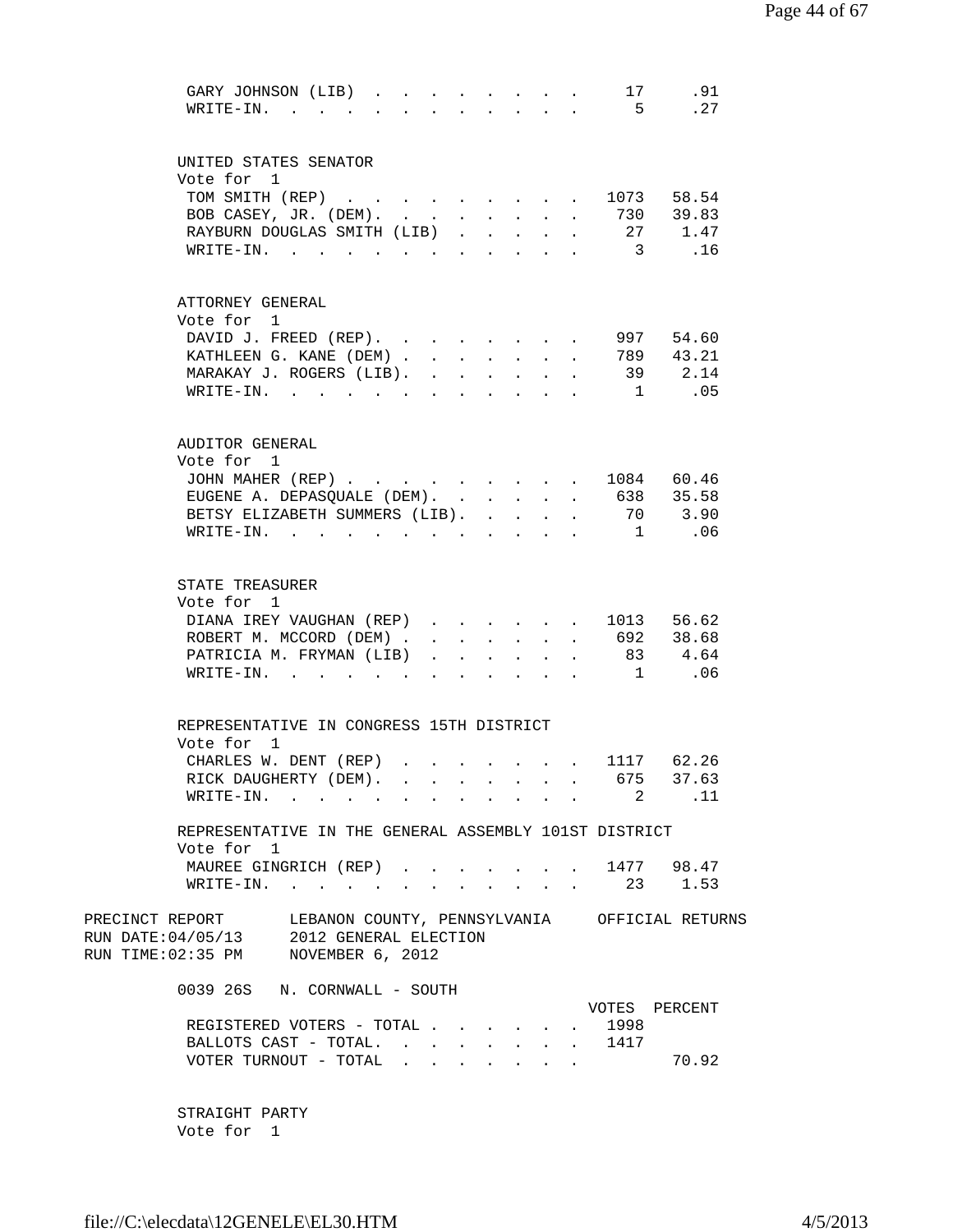| | | |
|---|---|---|
| GARY JOHNSON (LIB) | 17 | .91 |
| WRITE-IN. | 5 | .27 |

UNITED STATES SENATOR
Vote for 1

| | | |
|---|---|---|
| TOM SMITH (REP) | 1073 | 58.54 |
| BOB CASEY, JR. (DEM). | 730 | 39.83 |
| RAYBURN DOUGLAS SMITH (LIB) | 27 | 1.47 |
| WRITE-IN. | 3 | .16 |

ATTORNEY GENERAL
Vote for 1

| | | |
|---|---|---|
| DAVID J. FREED (REP). | 997 | 54.60 |
| KATHLEEN G. KANE (DEM) | 789 | 43.21 |
| MARAKAY J. ROGERS (LIB). | 39 | 2.14 |
| WRITE-IN. | 1 | .05 |

AUDITOR GENERAL
Vote for 1

| | | |
|---|---|---|
| JOHN MAHER (REP) | 1084 | 60.46 |
| EUGENE A. DEPASQUALE (DEM). | 638 | 35.58 |
| BETSY ELIZABETH SUMMERS (LIB). | 70 | 3.90 |
| WRITE-IN. | 1 | .06 |

STATE TREASURER
Vote for 1

| | | |
|---|---|---|
| DIANA IREY VAUGHAN (REP) | 1013 | 56.62 |
| ROBERT M. MCCORD (DEM) | 692 | 38.68 |
| PATRICIA M. FRYMAN (LIB) | 83 | 4.64 |
| WRITE-IN. | 1 | .06 |

REPRESENTATIVE IN CONGRESS 15TH DISTRICT
Vote for 1

| | | |
|---|---|---|
| CHARLES W. DENT (REP) | 1117 | 62.26 |
| RICK DAUGHERTY (DEM). | 675 | 37.63 |
| WRITE-IN. | 2 | .11 |

REPRESENTATIVE IN THE GENERAL ASSEMBLY 101ST DISTRICT
Vote for 1

| | | |
|---|---|---|
| MAUREE GINGRICH (REP) | 1477 | 98.47 |
| WRITE-IN. | 23 | 1.53 |

PRECINCT REPORT LEBANON COUNTY, PENNSYLVANIA OFFICIAL RETURNS
RUN DATE:04/05/13 2012 GENERAL ELECTION
RUN TIME:02:35 PM NOVEMBER 6, 2012

0039 26S N. CORNWALL - SOUTH

| | VOTES | PERCENT |
|---|---|---|
| REGISTERED VOTERS - TOTAL | 1998 | |
| BALLOTS CAST - TOTAL. | 1417 | |
| VOTER TURNOUT - TOTAL | | 70.92 |

STRAIGHT PARTY
Vote for 1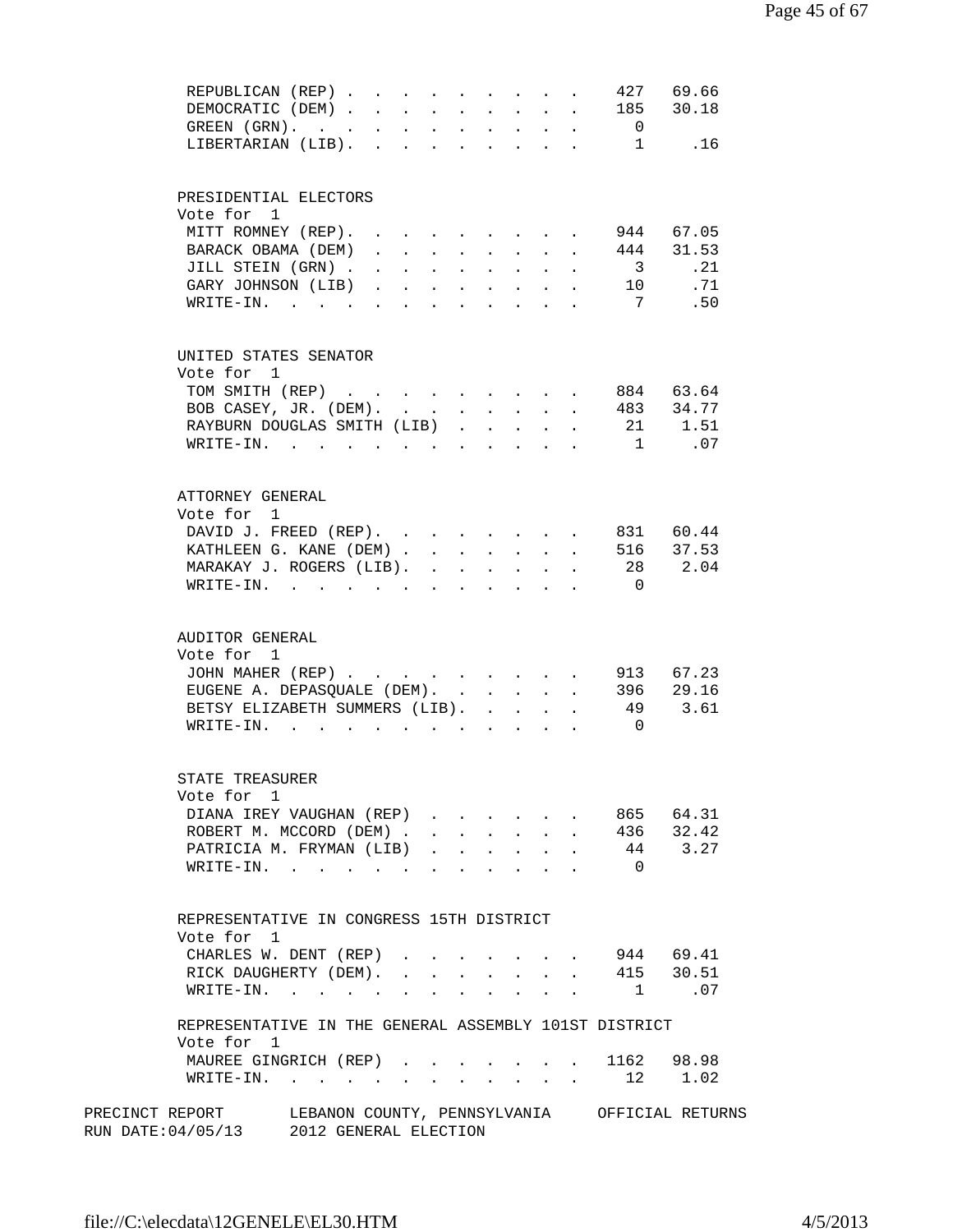| | | |
|---|---|---|
| REPUBLICAN (REP) | 427 | 69.66 |
| DEMOCRATIC (DEM) | 185 | 30.18 |
| GREEN (GRN) | 0 | |
| LIBERTARIAN (LIB) | 1 | .16 |

PRESIDENTIAL ELECTORS
Vote for 1

| | | |
|---|---|---|
| MITT ROMNEY (REP) | 944 | 67.05 |
| BARACK OBAMA (DEM) | 444 | 31.53 |
| JILL STEIN (GRN) | 3 | .21 |
| GARY JOHNSON (LIB) | 10 | .71 |
| WRITE-IN. | 7 | .50 |

UNITED STATES SENATOR
Vote for 1

| | | |
|---|---|---|
| TOM SMITH (REP) | 884 | 63.64 |
| BOB CASEY, JR. (DEM) | 483 | 34.77 |
| RAYBURN DOUGLAS SMITH (LIB) | 21 | 1.51 |
| WRITE-IN. | 1 | .07 |

ATTORNEY GENERAL
Vote for 1

| | | |
|---|---|---|
| DAVID J. FREED (REP) | 831 | 60.44 |
| KATHLEEN G. KANE (DEM) | 516 | 37.53 |
| MARAKAY J. ROGERS (LIB) | 28 | 2.04 |
| WRITE-IN. | 0 | |

AUDITOR GENERAL
Vote for 1

| | | |
|---|---|---|
| JOHN MAHER (REP) | 913 | 67.23 |
| EUGENE A. DEPASQUALE (DEM) | 396 | 29.16 |
| BETSY ELIZABETH SUMMERS (LIB) | 49 | 3.61 |
| WRITE-IN. | 0 | |

STATE TREASURER
Vote for 1

| | | |
|---|---|---|
| DIANA IREY VAUGHAN (REP) | 865 | 64.31 |
| ROBERT M. MCCORD (DEM) | 436 | 32.42 |
| PATRICIA M. FRYMAN (LIB) | 44 | 3.27 |
| WRITE-IN. | 0 | |

REPRESENTATIVE IN CONGRESS 15TH DISTRICT
Vote for 1

| | | |
|---|---|---|
| CHARLES W. DENT (REP) | 944 | 69.41 |
| RICK DAUGHERTY (DEM) | 415 | 30.51 |
| WRITE-IN. | 1 | .07 |

REPRESENTATIVE IN THE GENERAL ASSEMBLY 101ST DISTRICT
Vote for 1

| | | |
|---|---|---|
| MAUREE GINGRICH (REP) | 1162 | 98.98 |
| WRITE-IN. | 12 | 1.02 |

PRECINCT REPORT LEBANON COUNTY, PENNSYLVANIA OFFICIAL RETURNS
RUN DATE:04/05/13 2012 GENERAL ELECTION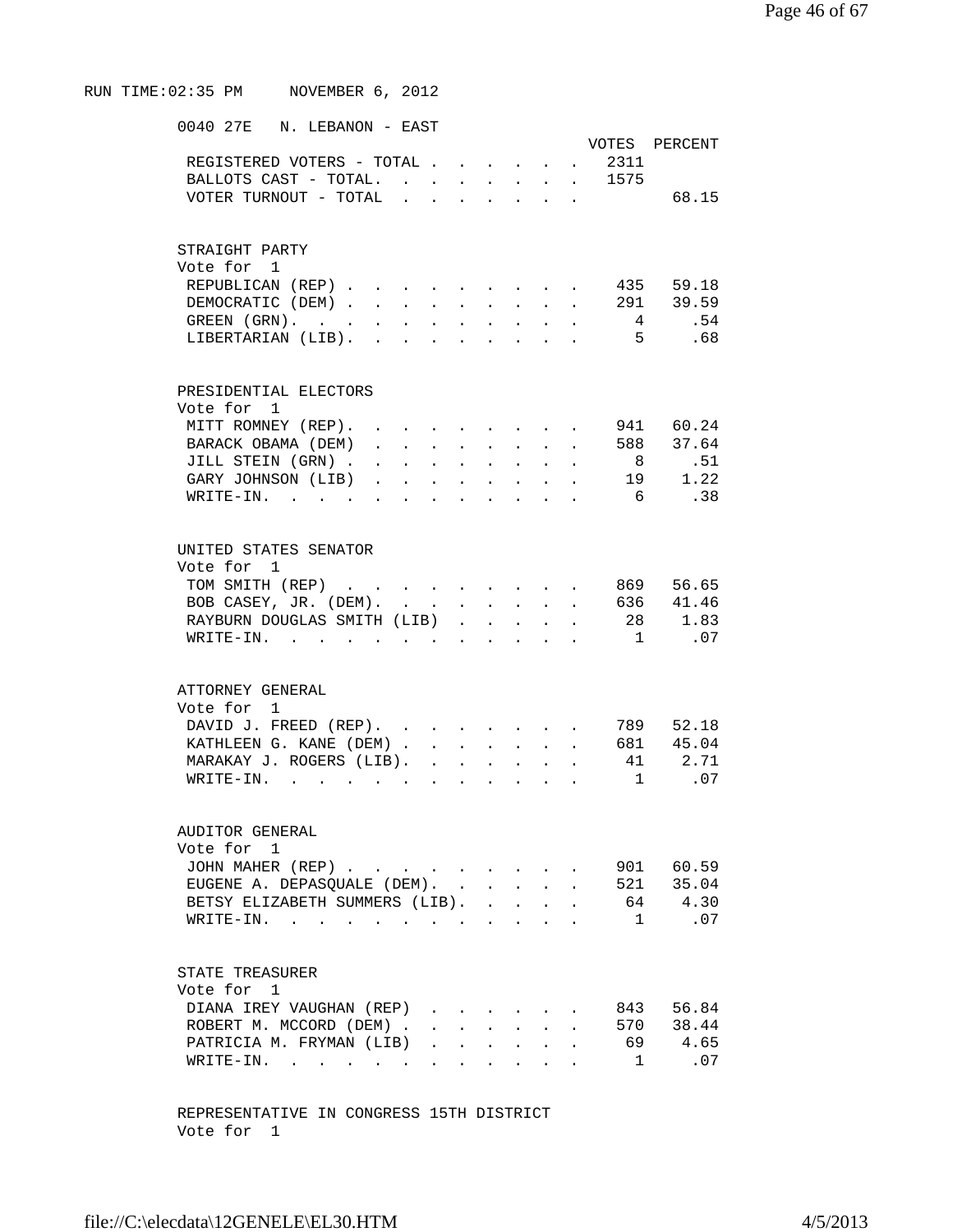RUN TIME:02:35 PM     NOVEMBER 6, 2012

0040 27E   N. LEBANON - EAST

| | VOTES | PERCENT |
|---|---|---|
| REGISTERED VOTERS - TOTAL | 2311 | |
| BALLOTS CAST - TOTAL. | 1575 | |
| VOTER TURNOUT - TOTAL | | 68.15 |

STRAIGHT PARTY
Vote for 1

| | VOTES | PERCENT |
|---|---|---|
| REPUBLICAN (REP) | 435 | 59.18 |
| DEMOCRATIC (DEM) | 291 | 39.59 |
| GREEN (GRN). | 4 | .54 |
| LIBERTARIAN (LIB). | 5 | .68 |

PRESIDENTIAL ELECTORS
Vote for 1

| | VOTES | PERCENT |
|---|---|---|
| MITT ROMNEY (REP). | 941 | 60.24 |
| BARACK OBAMA (DEM) | 588 | 37.64 |
| JILL STEIN (GRN) | 8 | .51 |
| GARY JOHNSON (LIB) | 19 | 1.22 |
| WRITE-IN. | 6 | .38 |

UNITED STATES SENATOR
Vote for 1

| | VOTES | PERCENT |
|---|---|---|
| TOM SMITH (REP) | 869 | 56.65 |
| BOB CASEY, JR. (DEM). | 636 | 41.46 |
| RAYBURN DOUGLAS SMITH (LIB) | 28 | 1.83 |
| WRITE-IN. | 1 | .07 |

ATTORNEY GENERAL
Vote for 1

| | VOTES | PERCENT |
|---|---|---|
| DAVID J. FREED (REP). | 789 | 52.18 |
| KATHLEEN G. KANE (DEM) | 681 | 45.04 |
| MARAKAY J. ROGERS (LIB). | 41 | 2.71 |
| WRITE-IN. | 1 | .07 |

AUDITOR GENERAL
Vote for 1

| | VOTES | PERCENT |
|---|---|---|
| JOHN MAHER (REP) | 901 | 60.59 |
| EUGENE A. DEPASQUALE (DEM). | 521 | 35.04 |
| BETSY ELIZABETH SUMMERS (LIB). | 64 | 4.30 |
| WRITE-IN. | 1 | .07 |

STATE TREASURER
Vote for 1

| | VOTES | PERCENT |
|---|---|---|
| DIANA IREY VAUGHAN (REP) | 843 | 56.84 |
| ROBERT M. MCCORD (DEM) | 570 | 38.44 |
| PATRICIA M. FRYMAN (LIB) | 69 | 4.65 |
| WRITE-IN. | 1 | .07 |

REPRESENTATIVE IN CONGRESS 15TH DISTRICT
Vote for 1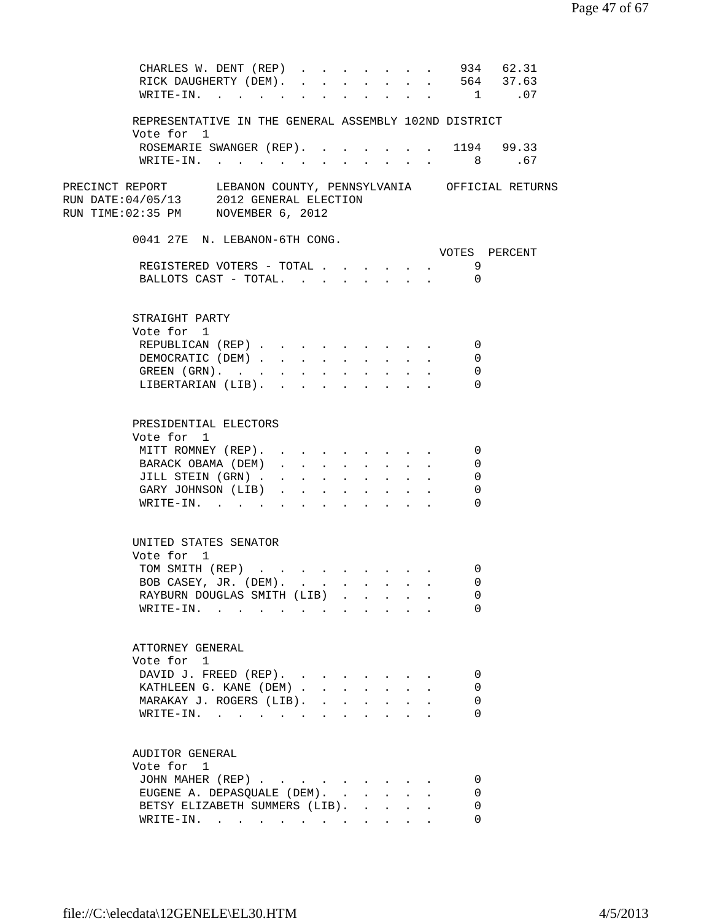| | | |
|---|---|---|
| CHARLES W. DENT (REP) | 934 | 62.31 |
| RICK DAUGHERTY (DEM) | 564 | 37.63 |
| WRITE-IN | 1 | .07 |

REPRESENTATIVE IN THE GENERAL ASSEMBLY 102ND DISTRICT
Vote for 1

| | | |
|---|---|---|
| ROSEMARIE SWANGER (REP) | 1194 | 99.33 |
| WRITE-IN | 8 | .67 |

PRECINCT REPORT       LEBANON COUNTY, PENNSYLVANIA     OFFICIAL RETURNS
RUN DATE:04/05/13     2012 GENERAL ELECTION
RUN TIME:02:35 PM     NOVEMBER 6, 2012

## 0041 27E N. LEBANON-6TH CONG.

| | VOTES | PERCENT |
|---|---|---|
| REGISTERED VOTERS - TOTAL | 9 | |
| BALLOTS CAST - TOTAL | 0 | |

STRAIGHT PARTY
Vote for 1

| | |
|---|---|
| REPUBLICAN (REP) | 0 |
| DEMOCRATIC (DEM) | 0 |
| GREEN (GRN) | 0 |
| LIBERTARIAN (LIB) | 0 |

PRESIDENTIAL ELECTORS
Vote for 1

| | |
|---|---|
| MITT ROMNEY (REP) | 0 |
| BARACK OBAMA (DEM) | 0 |
| JILL STEIN (GRN) | 0 |
| GARY JOHNSON (LIB) | 0 |
| WRITE-IN | 0 |

UNITED STATES SENATOR
Vote for 1

| | |
|---|---|
| TOM SMITH (REP) | 0 |
| BOB CASEY, JR. (DEM) | 0 |
| RAYBURN DOUGLAS SMITH (LIB) | 0 |
| WRITE-IN | 0 |

ATTORNEY GENERAL
Vote for 1

| | |
|---|---|
| DAVID J. FREED (REP) | 0 |
| KATHLEEN G. KANE (DEM) | 0 |
| MARAKAY J. ROGERS (LIB) | 0 |
| WRITE-IN | 0 |

AUDITOR GENERAL
Vote for 1

| | |
|---|---|
| JOHN MAHER (REP) | 0 |
| EUGENE A. DEPASQUALE (DEM) | 0 |
| BETSY ELIZABETH SUMMERS (LIB) | 0 |
| WRITE-IN | 0 |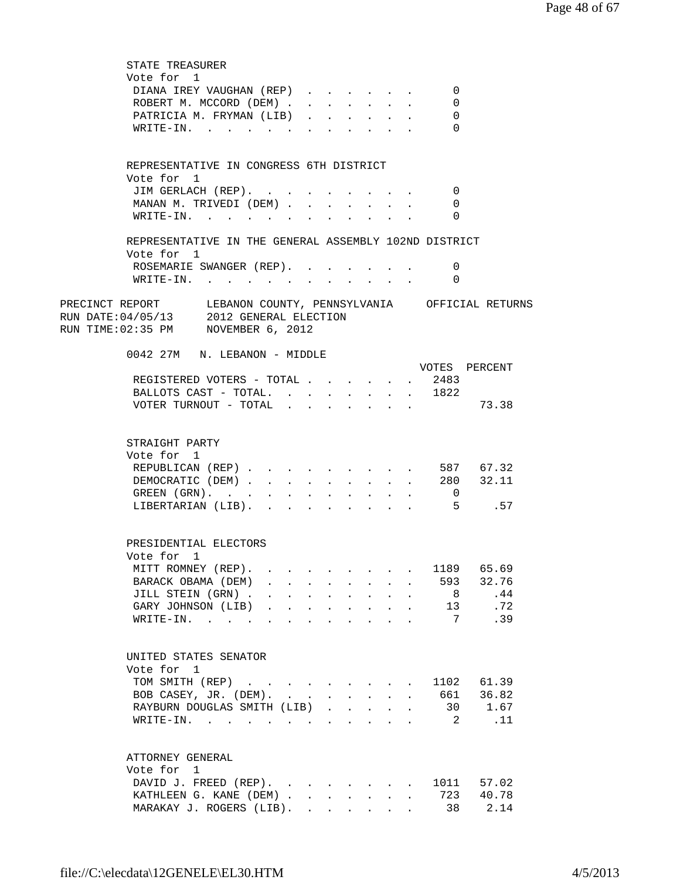STATE TREASURER
Vote for 1

| | |
|---|---|
| DIANA IREY VAUGHAN (REP) | 0 |
| ROBERT M. MCCORD (DEM) | 0 |
| PATRICIA M. FRYMAN (LIB) | 0 |
| WRITE-IN. | 0 |

REPRESENTATIVE IN CONGRESS 6TH DISTRICT
Vote for 1

| | |
|---|---|
| JIM GERLACH (REP). | 0 |
| MANAN M. TRIVEDI (DEM) | 0 |
| WRITE-IN. | 0 |

REPRESENTATIVE IN THE GENERAL ASSEMBLY 102ND DISTRICT
Vote for 1

| | |
|---|---|
| ROSEMARIE SWANGER (REP). | 0 |
| WRITE-IN. | 0 |

PRECINCT REPORT LEBANON COUNTY, PENNSYLVANIA OFFICIAL RETURNS
RUN DATE:04/05/13 2012 GENERAL ELECTION
RUN TIME:02:35 PM NOVEMBER 6, 2012

0042 27M N. LEBANON - MIDDLE

| | VOTES | PERCENT |
|---|---|---|
| REGISTERED VOTERS - TOTAL | 2483 | |
| BALLOTS CAST - TOTAL. | 1822 | |
| VOTER TURNOUT - TOTAL | | 73.38 |

STRAIGHT PARTY
Vote for 1

| | | |
|---|---|---|
| REPUBLICAN (REP) | 587 | 67.32 |
| DEMOCRATIC (DEM) | 280 | 32.11 |
| GREEN (GRN). | 0 | |
| LIBERTARIAN (LIB). | 5 | .57 |

PRESIDENTIAL ELECTORS
Vote for 1

| | | |
|---|---|---|
| MITT ROMNEY (REP). | 1189 | 65.69 |
| BARACK OBAMA (DEM) | 593 | 32.76 |
| JILL STEIN (GRN) | 8 | .44 |
| GARY JOHNSON (LIB) | 13 | .72 |
| WRITE-IN. | 7 | .39 |

UNITED STATES SENATOR
Vote for 1

| | | |
|---|---|---|
| TOM SMITH (REP) | 1102 | 61.39 |
| BOB CASEY, JR. (DEM). | 661 | 36.82 |
| RAYBURN DOUGLAS SMITH (LIB) | 30 | 1.67 |
| WRITE-IN. | 2 | .11 |

ATTORNEY GENERAL
Vote for 1

| | | |
|---|---|---|
| DAVID J. FREED (REP). | 1011 | 57.02 |
| KATHLEEN G. KANE (DEM) | 723 | 40.78 |
| MARAKAY J. ROGERS (LIB). | 38 | 2.14 |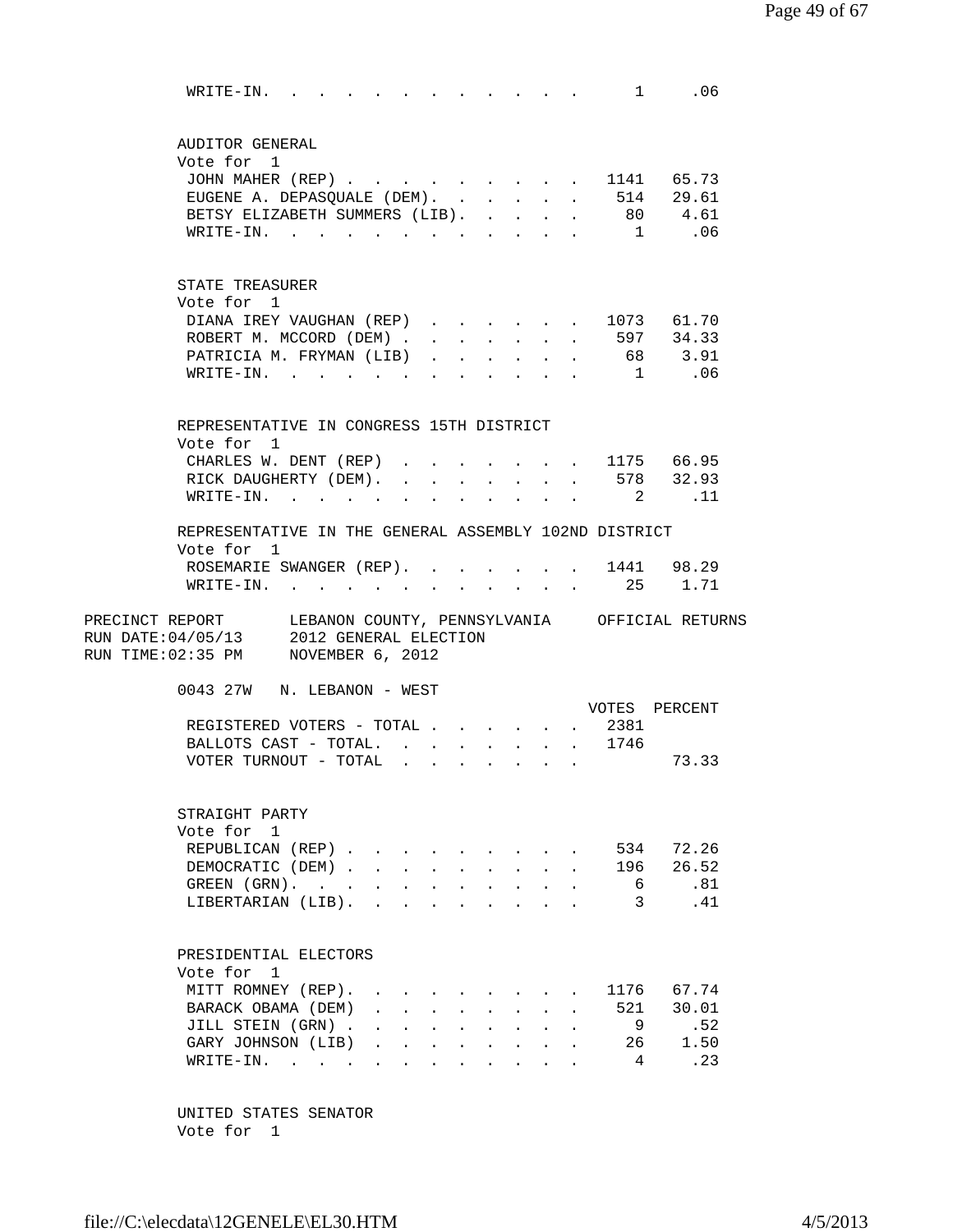| | | |
|---|---|---|
| WRITE-IN. | 1 | .06 |

AUDITOR GENERAL
Vote for 1

| | | |
|---|---|---|
| JOHN MAHER (REP) | 1141 | 65.73 |
| EUGENE A. DEPASQUALE (DEM) | 514 | 29.61 |
| BETSY ELIZABETH SUMMERS (LIB) | 80 | 4.61 |
| WRITE-IN. | 1 | .06 |

STATE TREASURER
Vote for 1

| | | |
|---|---|---|
| DIANA IREY VAUGHAN (REP) | 1073 | 61.70 |
| ROBERT M. MCCORD (DEM) | 597 | 34.33 |
| PATRICIA M. FRYMAN (LIB) | 68 | 3.91 |
| WRITE-IN. | 1 | .06 |

REPRESENTATIVE IN CONGRESS 15TH DISTRICT
Vote for 1

| | | |
|---|---|---|
| CHARLES W. DENT (REP) | 1175 | 66.95 |
| RICK DAUGHERTY (DEM) | 578 | 32.93 |
| WRITE-IN. | 2 | .11 |

REPRESENTATIVE IN THE GENERAL ASSEMBLY 102ND DISTRICT
Vote for 1

| | | |
|---|---|---|
| ROSEMARIE SWANGER (REP) | 1441 | 98.29 |
| WRITE-IN. | 25 | 1.71 |

PRECINCT REPORT LEBANON COUNTY, PENNSYLVANIA OFFICIAL RETURNS
RUN DATE:04/05/13 2012 GENERAL ELECTION
RUN TIME:02:35 PM NOVEMBER 6, 2012

0043 27W N. LEBANON - WEST

| | VOTES | PERCENT |
|---|---|---|
| REGISTERED VOTERS - TOTAL | 2381 | |
| BALLOTS CAST - TOTAL. | 1746 | |
| VOTER TURNOUT - TOTAL | | 73.33 |

STRAIGHT PARTY
Vote for 1

| | | |
|---|---|---|
| REPUBLICAN (REP) | 534 | 72.26 |
| DEMOCRATIC (DEM) | 196 | 26.52 |
| GREEN (GRN) | 6 | .81 |
| LIBERTARIAN (LIB) | 3 | .41 |

PRESIDENTIAL ELECTORS
Vote for 1

| | | |
|---|---|---|
| MITT ROMNEY (REP) | 1176 | 67.74 |
| BARACK OBAMA (DEM) | 521 | 30.01 |
| JILL STEIN (GRN) | 9 | .52 |
| GARY JOHNSON (LIB) | 26 | 1.50 |
| WRITE-IN. | 4 | .23 |

UNITED STATES SENATOR
Vote for 1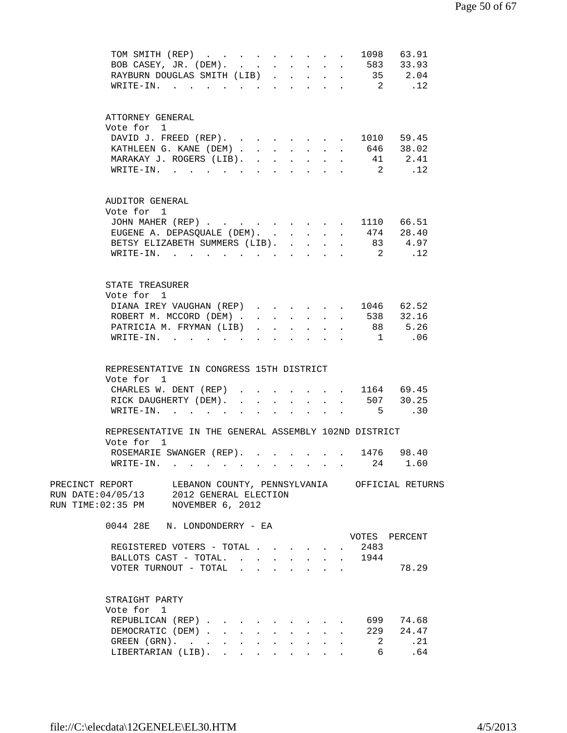| | | |
|---|---|---|
| TOM SMITH (REP) | 1098 | 63.91 |
| BOB CASEY, JR. (DEM) | 583 | 33.93 |
| RAYBURN DOUGLAS SMITH (LIB) | 35 | 2.04 |
| WRITE-IN. | 2 | .12 |

ATTORNEY GENERAL
Vote for 1

| | | |
|---|---|---|
| DAVID J. FREED (REP) | 1010 | 59.45 |
| KATHLEEN G. KANE (DEM) | 646 | 38.02 |
| MARAKAY J. ROGERS (LIB) | 41 | 2.41 |
| WRITE-IN. | 2 | .12 |

AUDITOR GENERAL
Vote for 1

| | | |
|---|---|---|
| JOHN MAHER (REP) | 1110 | 66.51 |
| EUGENE A. DEPASQUALE (DEM) | 474 | 28.40 |
| BETSY ELIZABETH SUMMERS (LIB) | 83 | 4.97 |
| WRITE-IN. | 2 | .12 |

STATE TREASURER
Vote for 1

| | | |
|---|---|---|
| DIANA IREY VAUGHAN (REP) | 1046 | 62.52 |
| ROBERT M. MCCORD (DEM) | 538 | 32.16 |
| PATRICIA M. FRYMAN (LIB) | 88 | 5.26 |
| WRITE-IN. | 1 | .06 |

REPRESENTATIVE IN CONGRESS 15TH DISTRICT
Vote for 1

| | | |
|---|---|---|
| CHARLES W. DENT (REP) | 1164 | 69.45 |
| RICK DAUGHERTY (DEM) | 507 | 30.25 |
| WRITE-IN. | 5 | .30 |

REPRESENTATIVE IN THE GENERAL ASSEMBLY 102ND DISTRICT
Vote for 1

| | | |
|---|---|---|
| ROSEMARIE SWANGER (REP) | 1476 | 98.40 |
| WRITE-IN. | 24 | 1.60 |

PRECINCT REPORT — LEBANON COUNTY, PENNSYLVANIA — OFFICIAL RETURNS
RUN DATE:04/05/13 — 2012 GENERAL ELECTION
RUN TIME:02:35 PM — NOVEMBER 6, 2012

0044 28E N. LONDONDERRY - EA

| | VOTES | PERCENT |
|---|---|---|
| REGISTERED VOTERS - TOTAL | 2483 | |
| BALLOTS CAST - TOTAL. | 1944 | |
| VOTER TURNOUT - TOTAL | | 78.29 |

STRAIGHT PARTY
Vote for 1

| | | |
|---|---|---|
| REPUBLICAN (REP) | 699 | 74.68 |
| DEMOCRATIC (DEM) | 229 | 24.47 |
| GREEN (GRN) | 2 | .21 |
| LIBERTARIAN (LIB) | 6 | .64 |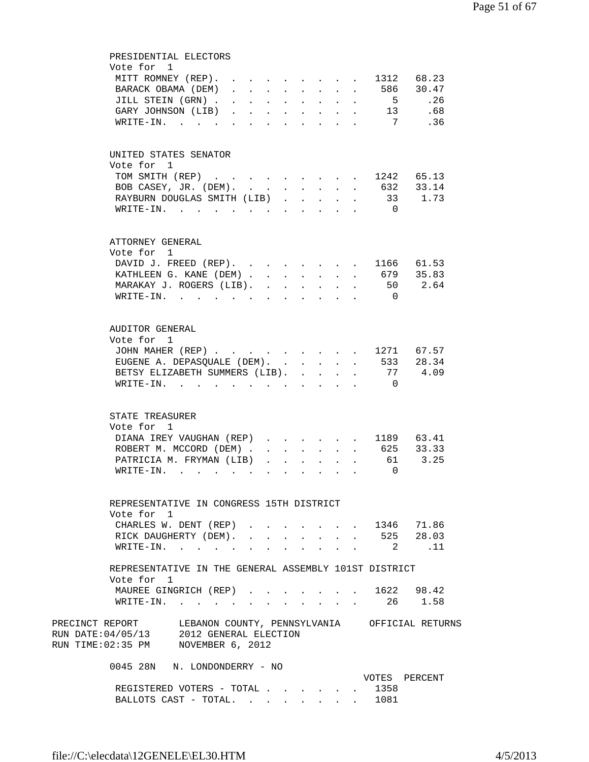PRESIDENTIAL ELECTORS
Vote for 1

| | | |
|---|---|---|
| MITT ROMNEY (REP) | 1312 | 68.23 |
| BARACK OBAMA (DEM) | 586 | 30.47 |
| JILL STEIN (GRN) | 5 | .26 |
| GARY JOHNSON (LIB) | 13 | .68 |
| WRITE-IN. | 7 | .36 |

UNITED STATES SENATOR
Vote for 1

| | | |
|---|---|---|
| TOM SMITH (REP) | 1242 | 65.13 |
| BOB CASEY, JR. (DEM) | 632 | 33.14 |
| RAYBURN DOUGLAS SMITH (LIB) | 33 | 1.73 |
| WRITE-IN. | 0 | |

ATTORNEY GENERAL
Vote for 1

| | | |
|---|---|---|
| DAVID J. FREED (REP) | 1166 | 61.53 |
| KATHLEEN G. KANE (DEM) | 679 | 35.83 |
| MARAKAY J. ROGERS (LIB) | 50 | 2.64 |
| WRITE-IN. | 0 | |

AUDITOR GENERAL
Vote for 1

| | | |
|---|---|---|
| JOHN MAHER (REP) | 1271 | 67.57 |
| EUGENE A. DEPASQUALE (DEM) | 533 | 28.34 |
| BETSY ELIZABETH SUMMERS (LIB) | 77 | 4.09 |
| WRITE-IN. | 0 | |

STATE TREASURER
Vote for 1

| | | |
|---|---|---|
| DIANA IREY VAUGHAN (REP) | 1189 | 63.41 |
| ROBERT M. MCCORD (DEM) | 625 | 33.33 |
| PATRICIA M. FRYMAN (LIB) | 61 | 3.25 |
| WRITE-IN. | 0 | |

REPRESENTATIVE IN CONGRESS 15TH DISTRICT
Vote for 1

| | | |
|---|---|---|
| CHARLES W. DENT (REP) | 1346 | 71.86 |
| RICK DAUGHERTY (DEM) | 525 | 28.03 |
| WRITE-IN. | 2 | .11 |

REPRESENTATIVE IN THE GENERAL ASSEMBLY 101ST DISTRICT
Vote for 1

| | | |
|---|---|---|
| MAUREE GINGRICH (REP) | 1622 | 98.42 |
| WRITE-IN. | 26 | 1.58 |

PRECINCT REPORT LEBANON COUNTY, PENNSYLVANIA OFFICIAL RETURNS
RUN DATE:04/05/13 2012 GENERAL ELECTION
RUN TIME:02:35 PM NOVEMBER 6, 2012

0045 28N N. LONDONDERRY - NO

| | VOTES | PERCENT |
|---|---|---|
| REGISTERED VOTERS - TOTAL | 1358 | |
| BALLOTS CAST - TOTAL. | 1081 | |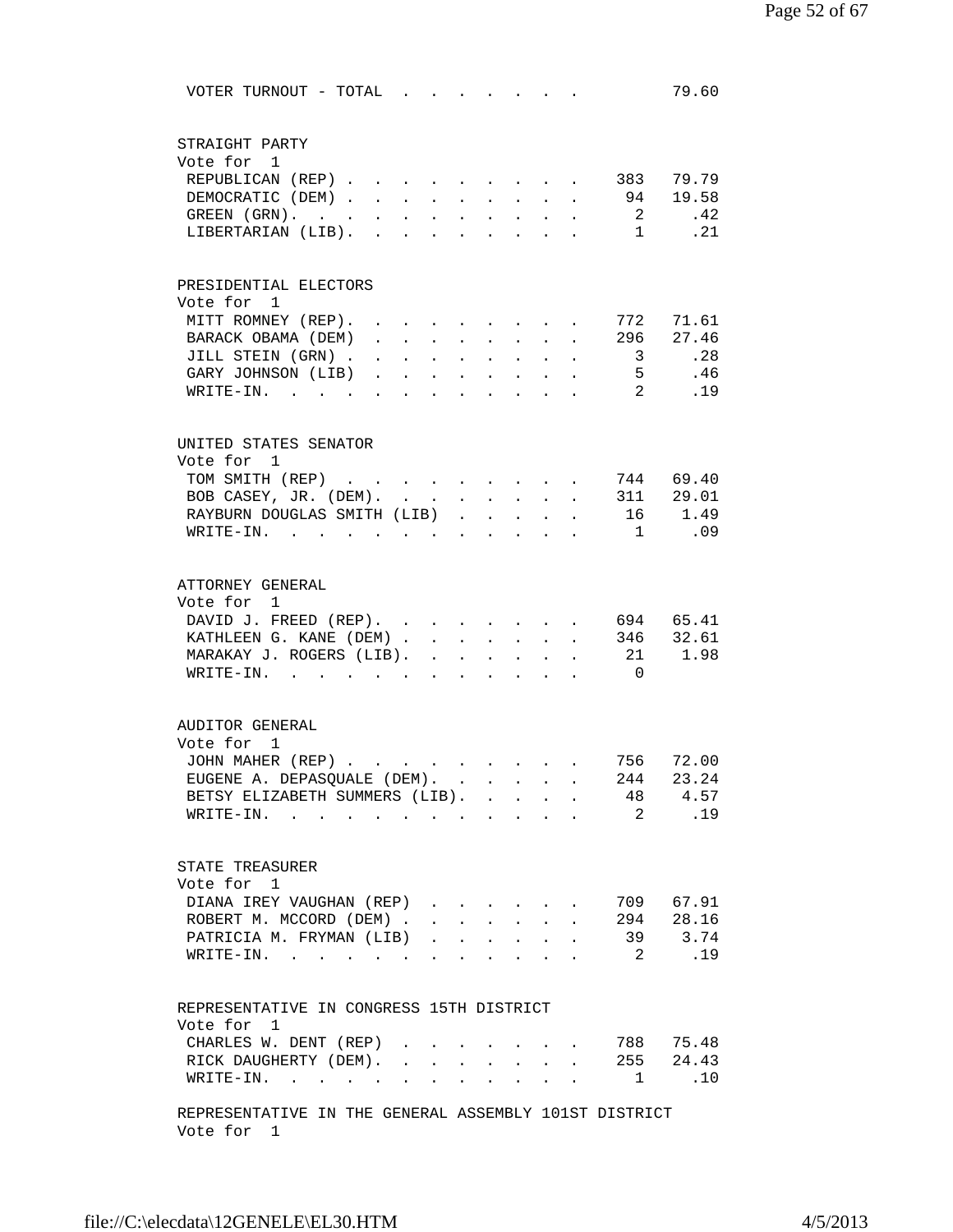VOTER TURNOUT - TOTAL . . . . . . . . 79.60

STRAIGHT PARTY
Vote for 1

| | | |
|---|---|---|
| REPUBLICAN (REP) | 383 | 79.79 |
| DEMOCRATIC (DEM) | 94 | 19.58 |
| GREEN (GRN) | 2 | .42 |
| LIBERTARIAN (LIB) | 1 | .21 |

PRESIDENTIAL ELECTORS
Vote for 1

| | | |
|---|---|---|
| MITT ROMNEY (REP) | 772 | 71.61 |
| BARACK OBAMA (DEM) | 296 | 27.46 |
| JILL STEIN (GRN) | 3 | .28 |
| GARY JOHNSON (LIB) | 5 | .46 |
| WRITE-IN. | 2 | .19 |

UNITED STATES SENATOR
Vote for 1

| | | |
|---|---|---|
| TOM SMITH (REP) | 744 | 69.40 |
| BOB CASEY, JR. (DEM) | 311 | 29.01 |
| RAYBURN DOUGLAS SMITH (LIB) | 16 | 1.49 |
| WRITE-IN. | 1 | .09 |

ATTORNEY GENERAL
Vote for 1

| | | |
|---|---|---|
| DAVID J. FREED (REP) | 694 | 65.41 |
| KATHLEEN G. KANE (DEM) | 346 | 32.61 |
| MARAKAY J. ROGERS (LIB) | 21 | 1.98 |
| WRITE-IN. | 0 | |

AUDITOR GENERAL
Vote for 1

| | | |
|---|---|---|
| JOHN MAHER (REP) | 756 | 72.00 |
| EUGENE A. DEPASQUALE (DEM) | 244 | 23.24 |
| BETSY ELIZABETH SUMMERS (LIB) | 48 | 4.57 |
| WRITE-IN. | 2 | .19 |

STATE TREASURER
Vote for 1

| | | |
|---|---|---|
| DIANA IREY VAUGHAN (REP) | 709 | 67.91 |
| ROBERT M. MCCORD (DEM) | 294 | 28.16 |
| PATRICIA M. FRYMAN (LIB) | 39 | 3.74 |
| WRITE-IN. | 2 | .19 |

REPRESENTATIVE IN CONGRESS 15TH DISTRICT
Vote for 1

| | | |
|---|---|---|
| CHARLES W. DENT (REP) | 788 | 75.48 |
| RICK DAUGHERTY (DEM) | 255 | 24.43 |
| WRITE-IN. | 1 | .10 |

REPRESENTATIVE IN THE GENERAL ASSEMBLY 101ST DISTRICT
Vote for 1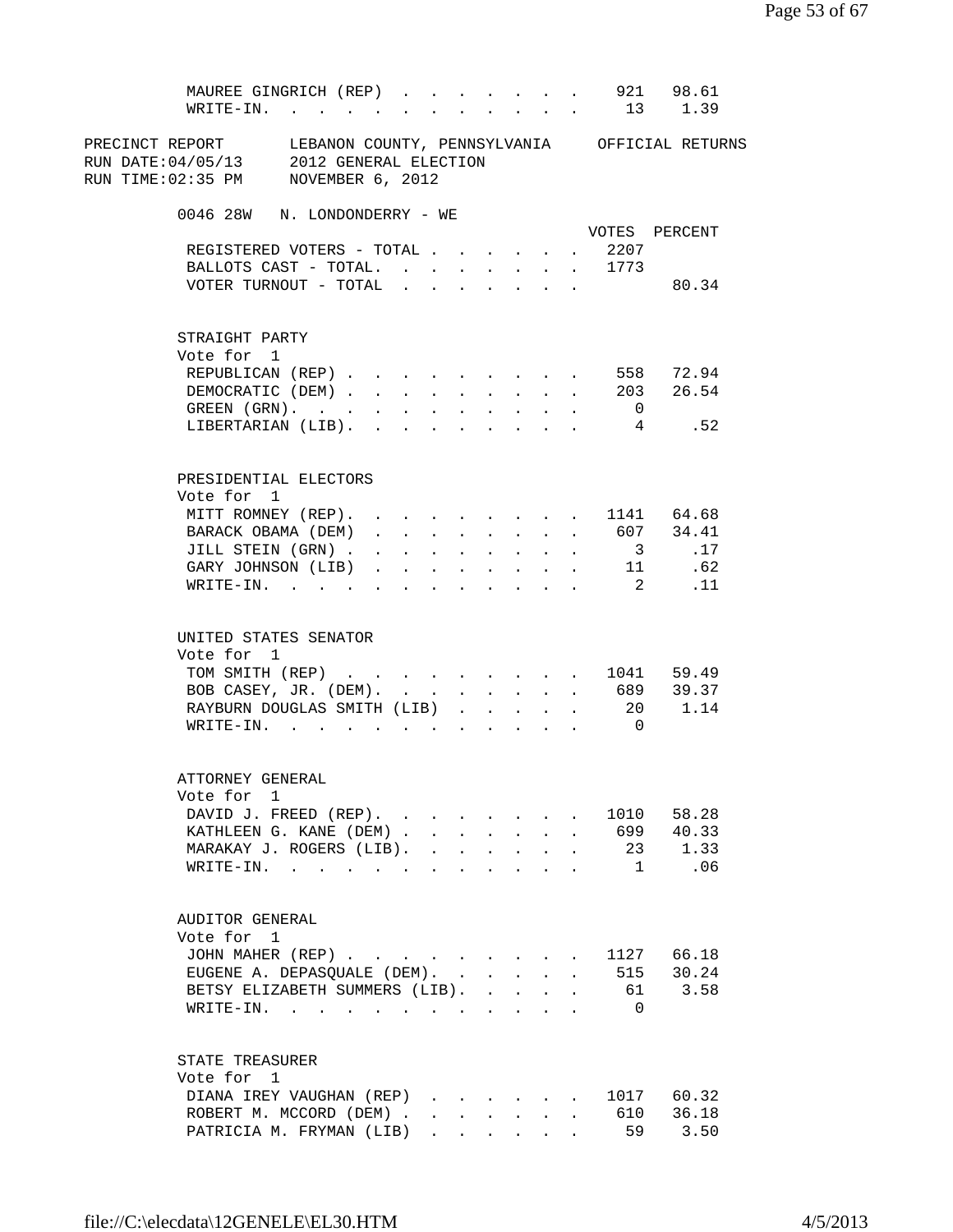| | | |
|---|---|---|
| MAUREE GINGRICH (REP) | 921 | 98.61 |
| WRITE-IN. | 13 | 1.39 |

PRECINCT REPORT LEBANON COUNTY, PENNSYLVANIA OFFICIAL RETURNS
RUN DATE:04/05/13 2012 GENERAL ELECTION
RUN TIME:02:35 PM NOVEMBER 6, 2012

0046 28W N. LONDONDERRY - WE

| | VOTES | PERCENT |
|---|---|---|
| REGISTERED VOTERS - TOTAL | 2207 | |
| BALLOTS CAST - TOTAL. | 1773 | |
| VOTER TURNOUT - TOTAL | | 80.34 |

STRAIGHT PARTY
Vote for 1

| | | |
|---|---|---|
| REPUBLICAN (REP) | 558 | 72.94 |
| DEMOCRATIC (DEM) | 203 | 26.54 |
| GREEN (GRN). | 0 | |
| LIBERTARIAN (LIB). | 4 | .52 |

PRESIDENTIAL ELECTORS
Vote for 1

| | | |
|---|---|---|
| MITT ROMNEY (REP). | 1141 | 64.68 |
| BARACK OBAMA (DEM) | 607 | 34.41 |
| JILL STEIN (GRN) | 3 | .17 |
| GARY JOHNSON (LIB) | 11 | .62 |
| WRITE-IN. | 2 | .11 |

UNITED STATES SENATOR
Vote for 1

| | | |
|---|---|---|
| TOM SMITH (REP) | 1041 | 59.49 |
| BOB CASEY, JR. (DEM). | 689 | 39.37 |
| RAYBURN DOUGLAS SMITH (LIB) | 20 | 1.14 |
| WRITE-IN. | 0 | |

ATTORNEY GENERAL
Vote for 1

| | | |
|---|---|---|
| DAVID J. FREED (REP). | 1010 | 58.28 |
| KATHLEEN G. KANE (DEM) | 699 | 40.33 |
| MARAKAY J. ROGERS (LIB). | 23 | 1.33 |
| WRITE-IN. | 1 | .06 |

AUDITOR GENERAL
Vote for 1

| | | |
|---|---|---|
| JOHN MAHER (REP) | 1127 | 66.18 |
| EUGENE A. DEPASQUALE (DEM). | 515 | 30.24 |
| BETSY ELIZABETH SUMMERS (LIB). | 61 | 3.58 |
| WRITE-IN. | 0 | |

STATE TREASURER
Vote for 1

| | | |
|---|---|---|
| DIANA IREY VAUGHAN (REP) | 1017 | 60.32 |
| ROBERT M. MCCORD (DEM) | 610 | 36.18 |
| PATRICIA M. FRYMAN (LIB) | 59 | 3.50 |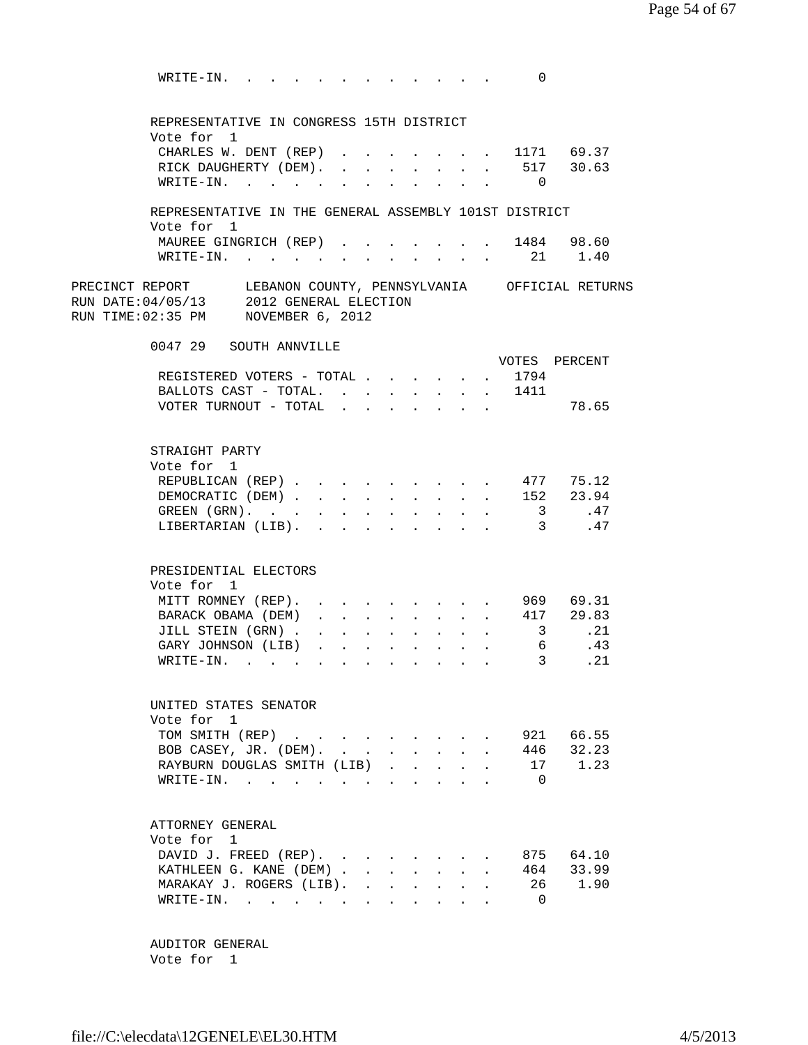| | | |
|---|---|---|
| WRITE-IN. | 0 | |

REPRESENTATIVE IN CONGRESS 15TH DISTRICT

Vote for 1

| | | |
|---|---|---|
| CHARLES W. DENT (REP) | 1171 | 69.37 |
| RICK DAUGHERTY (DEM). | 517 | 30.63 |
| WRITE-IN. | 0 | |

REPRESENTATIVE IN THE GENERAL ASSEMBLY 101ST DISTRICT

Vote for 1

| | | |
|---|---|---|
| MAUREE GINGRICH (REP) | 1484 | 98.60 |
| WRITE-IN. | 21 | 1.40 |

PRECINCT REPORT LEBANON COUNTY, PENNSYLVANIA OFFICIAL RETURNS
RUN DATE:04/05/13 2012 GENERAL ELECTION
RUN TIME:02:35 PM NOVEMBER 6, 2012

0047 29 SOUTH ANNVILLE

| | VOTES | PERCENT |
|---|---|---|
| REGISTERED VOTERS - TOTAL | 1794 | |
| BALLOTS CAST - TOTAL. | 1411 | |
| VOTER TURNOUT - TOTAL | | 78.65 |

STRAIGHT PARTY

Vote for 1

| | | |
|---|---|---|
| REPUBLICAN (REP) | 477 | 75.12 |
| DEMOCRATIC (DEM) | 152 | 23.94 |
| GREEN (GRN). | 3 | .47 |
| LIBERTARIAN (LIB). | 3 | .47 |

PRESIDENTIAL ELECTORS

Vote for 1

| | | |
|---|---|---|
| MITT ROMNEY (REP). | 969 | 69.31 |
| BARACK OBAMA (DEM) | 417 | 29.83 |
| JILL STEIN (GRN) | 3 | .21 |
| GARY JOHNSON (LIB) | 6 | .43 |
| WRITE-IN. | 3 | .21 |

UNITED STATES SENATOR

Vote for 1

| | | |
|---|---|---|
| TOM SMITH (REP) | 921 | 66.55 |
| BOB CASEY, JR. (DEM). | 446 | 32.23 |
| RAYBURN DOUGLAS SMITH (LIB) | 17 | 1.23 |
| WRITE-IN. | 0 | |

ATTORNEY GENERAL

Vote for 1

| | | |
|---|---|---|
| DAVID J. FREED (REP). | 875 | 64.10 |
| KATHLEEN G. KANE (DEM) | 464 | 33.99 |
| MARAKAY J. ROGERS (LIB). | 26 | 1.90 |
| WRITE-IN. | 0 | |

AUDITOR GENERAL

Vote for 1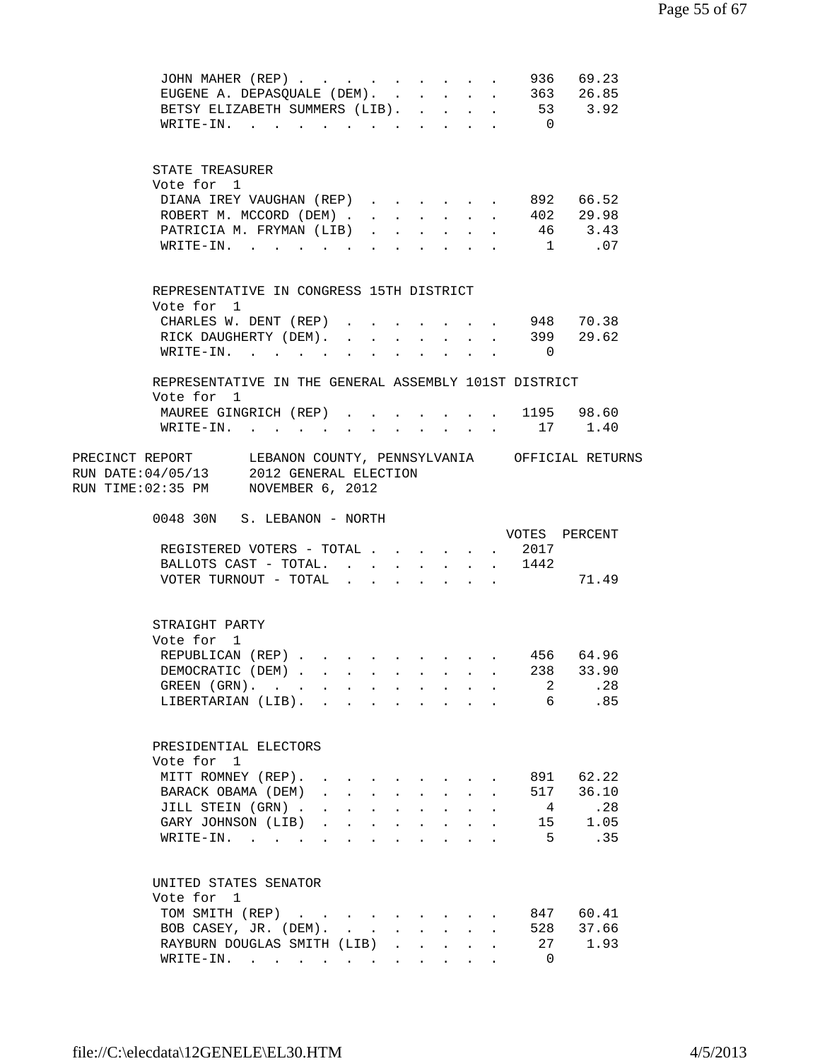| | VOTES | PERCENT |
|---|---|---|
| JOHN MAHER (REP) | 936 | 69.23 |
| EUGENE A. DEPASQUALE (DEM). | 363 | 26.85 |
| BETSY ELIZABETH SUMMERS (LIB). | 53 | 3.92 |
| WRITE-IN. | 0 | |

STATE TREASURER
Vote for 1

| | VOTES | PERCENT |
|---|---|---|
| DIANA IREY VAUGHAN (REP) | 892 | 66.52 |
| ROBERT M. MCCORD (DEM) | 402 | 29.98 |
| PATRICIA M. FRYMAN (LIB) | 46 | 3.43 |
| WRITE-IN. | 1 | .07 |

REPRESENTATIVE IN CONGRESS 15TH DISTRICT
Vote for 1

| | VOTES | PERCENT |
|---|---|---|
| CHARLES W. DENT (REP) | 948 | 70.38 |
| RICK DAUGHERTY (DEM). | 399 | 29.62 |
| WRITE-IN. | 0 | |

REPRESENTATIVE IN THE GENERAL ASSEMBLY 101ST DISTRICT
Vote for 1

| | VOTES | PERCENT |
|---|---|---|
| MAUREE GINGRICH (REP) | 1195 | 98.60 |
| WRITE-IN. | 17 | 1.40 |

PRECINCT REPORT LEBANON COUNTY, PENNSYLVANIA OFFICIAL RETURNS
RUN DATE:04/05/13 2012 GENERAL ELECTION
RUN TIME:02:35 PM NOVEMBER 6, 2012

0048 30N S. LEBANON - NORTH

| | VOTES | PERCENT |
|---|---|---|
| REGISTERED VOTERS - TOTAL | 2017 | |
| BALLOTS CAST - TOTAL. | 1442 | |
| VOTER TURNOUT - TOTAL | | 71.49 |

STRAIGHT PARTY
Vote for 1

| | VOTES | PERCENT |
|---|---|---|
| REPUBLICAN (REP) | 456 | 64.96 |
| DEMOCRATIC (DEM) | 238 | 33.90 |
| GREEN (GRN). | 2 | .28 |
| LIBERTARIAN (LIB). | 6 | .85 |

PRESIDENTIAL ELECTORS
Vote for 1

| | VOTES | PERCENT |
|---|---|---|
| MITT ROMNEY (REP). | 891 | 62.22 |
| BARACK OBAMA (DEM) | 517 | 36.10 |
| JILL STEIN (GRN) | 4 | .28 |
| GARY JOHNSON (LIB) | 15 | 1.05 |
| WRITE-IN. | 5 | .35 |

UNITED STATES SENATOR
Vote for 1

| | VOTES | PERCENT |
|---|---|---|
| TOM SMITH (REP) | 847 | 60.41 |
| BOB CASEY, JR. (DEM). | 528 | 37.66 |
| RAYBURN DOUGLAS SMITH (LIB) | 27 | 1.93 |
| WRITE-IN. | 0 | |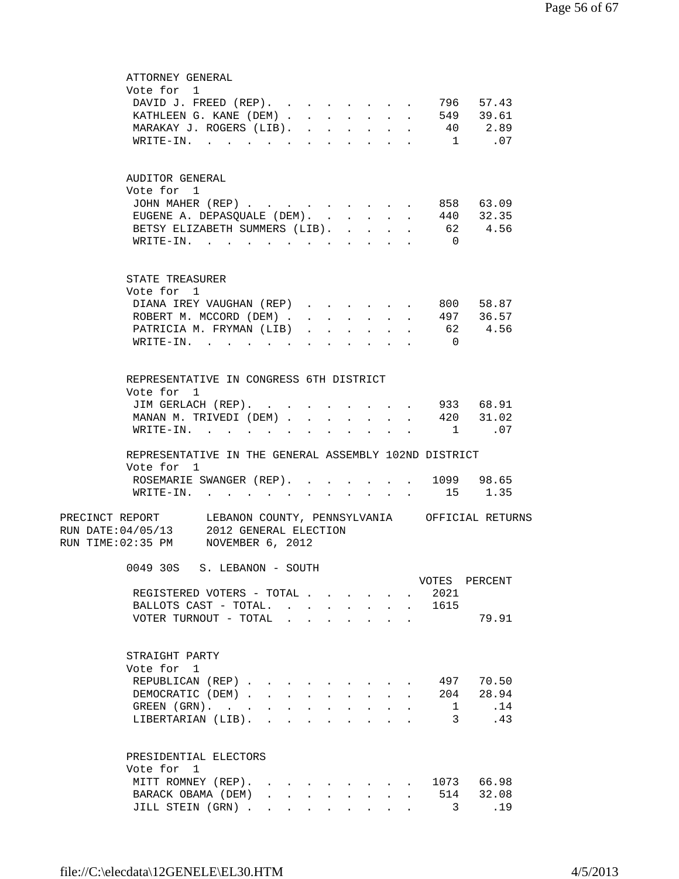ATTORNEY GENERAL
Vote for 1

| | | |
|---|---|---|
| DAVID J. FREED (REP) | 796 | 57.43 |
| KATHLEEN G. KANE (DEM) | 549 | 39.61 |
| MARAKAY J. ROGERS (LIB) | 40 | 2.89 |
| WRITE-IN | 1 | .07 |

AUDITOR GENERAL
Vote for 1

| | | |
|---|---|---|
| JOHN MAHER (REP) | 858 | 63.09 |
| EUGENE A. DEPASQUALE (DEM) | 440 | 32.35 |
| BETSY ELIZABETH SUMMERS (LIB) | 62 | 4.56 |
| WRITE-IN | 0 | |

STATE TREASURER
Vote for 1

| | | |
|---|---|---|
| DIANA IREY VAUGHAN (REP) | 800 | 58.87 |
| ROBERT M. MCCORD (DEM) | 497 | 36.57 |
| PATRICIA M. FRYMAN (LIB) | 62 | 4.56 |
| WRITE-IN | 0 | |

REPRESENTATIVE IN CONGRESS 6TH DISTRICT
Vote for 1

| | | |
|---|---|---|
| JIM GERLACH (REP) | 933 | 68.91 |
| MANAN M. TRIVEDI (DEM) | 420 | 31.02 |
| WRITE-IN | 1 | .07 |

REPRESENTATIVE IN THE GENERAL ASSEMBLY 102ND DISTRICT
Vote for 1

| | | |
|---|---|---|
| ROSEMARIE SWANGER (REP) | 1099 | 98.65 |
| WRITE-IN | 15 | 1.35 |

PRECINCT REPORT LEBANON COUNTY, PENNSYLVANIA OFFICIAL RETURNS
RUN DATE:04/05/13 2012 GENERAL ELECTION
RUN TIME:02:35 PM NOVEMBER 6, 2012

0049 30S S. LEBANON - SOUTH

| | VOTES | PERCENT |
|---|---|---|
| REGISTERED VOTERS - TOTAL | 2021 | |
| BALLOTS CAST - TOTAL | 1615 | |
| VOTER TURNOUT - TOTAL | | 79.91 |

STRAIGHT PARTY
Vote for 1

| | | |
|---|---|---|
| REPUBLICAN (REP) | 497 | 70.50 |
| DEMOCRATIC (DEM) | 204 | 28.94 |
| GREEN (GRN) | 1 | .14 |
| LIBERTARIAN (LIB) | 3 | .43 |

PRESIDENTIAL ELECTORS
Vote for 1

| | | |
|---|---|---|
| MITT ROMNEY (REP) | 1073 | 66.98 |
| BARACK OBAMA (DEM) | 514 | 32.08 |
| JILL STEIN (GRN) | 3 | .19 |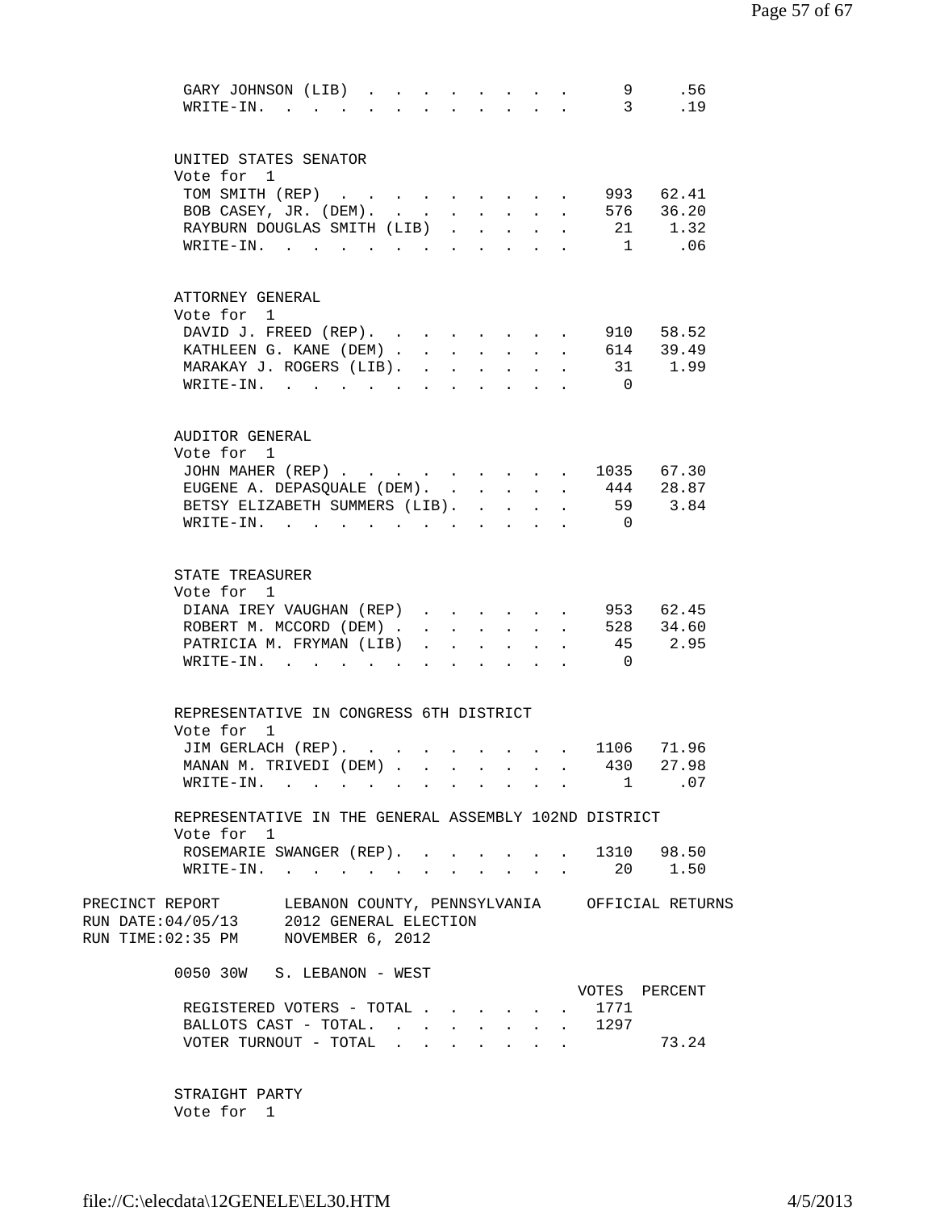| | | |
|---|---|---|
| GARY JOHNSON (LIB) | 9 | .56 |
| WRITE-IN. | 3 | .19 |

UNITED STATES SENATOR
Vote for 1

| | | |
|---|---|---|
| TOM SMITH (REP) | 993 | 62.41 |
| BOB CASEY, JR. (DEM). | 576 | 36.20 |
| RAYBURN DOUGLAS SMITH (LIB) | 21 | 1.32 |
| WRITE-IN. | 1 | .06 |

ATTORNEY GENERAL
Vote for 1

| | | |
|---|---|---|
| DAVID J. FREED (REP). | 910 | 58.52 |
| KATHLEEN G. KANE (DEM) | 614 | 39.49 |
| MARAKAY J. ROGERS (LIB). | 31 | 1.99 |
| WRITE-IN. | 0 | |

AUDITOR GENERAL
Vote for 1

| | | |
|---|---|---|
| JOHN MAHER (REP) | 1035 | 67.30 |
| EUGENE A. DEPASQUALE (DEM). | 444 | 28.87 |
| BETSY ELIZABETH SUMMERS (LIB). | 59 | 3.84 |
| WRITE-IN. | 0 | |

STATE TREASURER
Vote for 1

| | | |
|---|---|---|
| DIANA IREY VAUGHAN (REP) | 953 | 62.45 |
| ROBERT M. MCCORD (DEM) | 528 | 34.60 |
| PATRICIA M. FRYMAN (LIB) | 45 | 2.95 |
| WRITE-IN. | 0 | |

REPRESENTATIVE IN CONGRESS 6TH DISTRICT
Vote for 1

| | | |
|---|---|---|
| JIM GERLACH (REP). | 1106 | 71.96 |
| MANAN M. TRIVEDI (DEM) | 430 | 27.98 |
| WRITE-IN. | 1 | .07 |

REPRESENTATIVE IN THE GENERAL ASSEMBLY 102ND DISTRICT
Vote for 1

| | | |
|---|---|---|
| ROSEMARIE SWANGER (REP). | 1310 | 98.50 |
| WRITE-IN. | 20 | 1.50 |

PRECINCT REPORT LEBANON COUNTY, PENNSYLVANIA OFFICIAL RETURNS
RUN DATE:04/05/13 2012 GENERAL ELECTION
RUN TIME:02:35 PM NOVEMBER 6, 2012

0050 30W S. LEBANON - WEST

| | VOTES | PERCENT |
|---|---|---|
| REGISTERED VOTERS - TOTAL | 1771 | |
| BALLOTS CAST - TOTAL. | 1297 | |
| VOTER TURNOUT - TOTAL | | 73.24 |

STRAIGHT PARTY
Vote for 1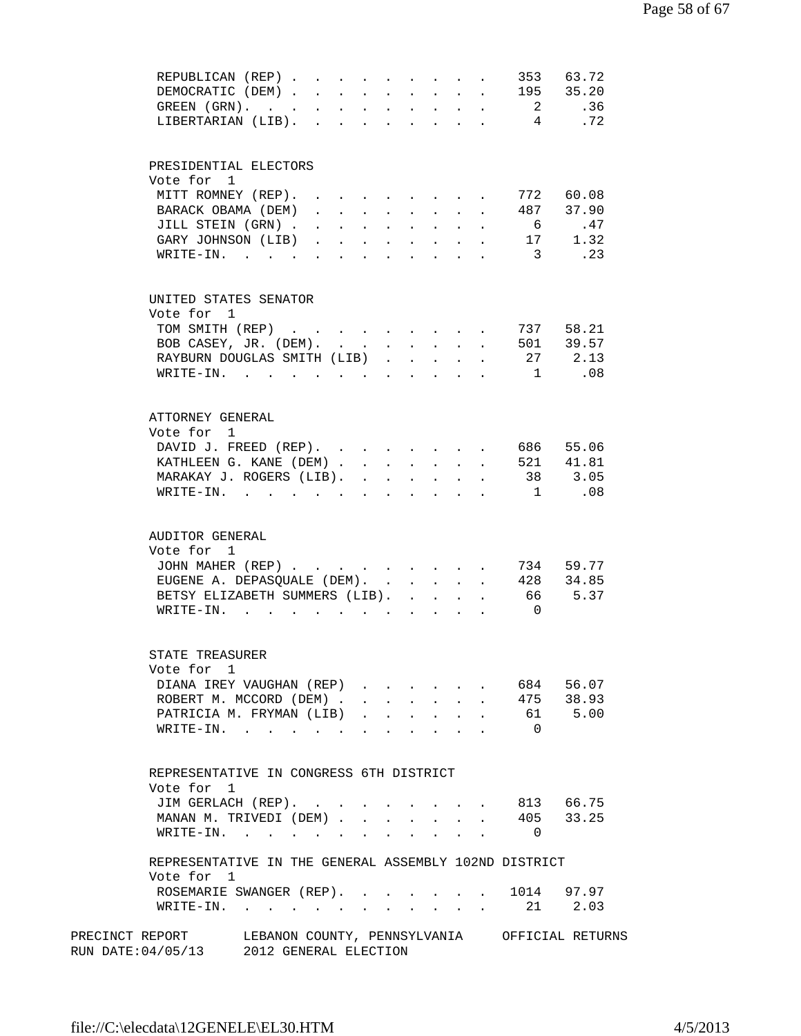| | | |
|---|---|---|
| REPUBLICAN (REP) | 353 | 63.72 |
| DEMOCRATIC (DEM) | 195 | 35.20 |
| GREEN (GRN) | 2 | .36 |
| LIBERTARIAN (LIB) | 4 | .72 |

PRESIDENTIAL ELECTORS
Vote for 1

| | | |
|---|---|---|
| MITT ROMNEY (REP) | 772 | 60.08 |
| BARACK OBAMA (DEM) | 487 | 37.90 |
| JILL STEIN (GRN) | 6 | .47 |
| GARY JOHNSON (LIB) | 17 | 1.32 |
| WRITE-IN. | 3 | .23 |

UNITED STATES SENATOR
Vote for 1

| | | |
|---|---|---|
| TOM SMITH (REP) | 737 | 58.21 |
| BOB CASEY, JR. (DEM) | 501 | 39.57 |
| RAYBURN DOUGLAS SMITH (LIB) | 27 | 2.13 |
| WRITE-IN. | 1 | .08 |

ATTORNEY GENERAL
Vote for 1

| | | |
|---|---|---|
| DAVID J. FREED (REP) | 686 | 55.06 |
| KATHLEEN G. KANE (DEM) | 521 | 41.81 |
| MARAKAY J. ROGERS (LIB) | 38 | 3.05 |
| WRITE-IN. | 1 | .08 |

AUDITOR GENERAL
Vote for 1

| | | |
|---|---|---|
| JOHN MAHER (REP) | 734 | 59.77 |
| EUGENE A. DEPASQUALE (DEM) | 428 | 34.85 |
| BETSY ELIZABETH SUMMERS (LIB) | 66 | 5.37 |
| WRITE-IN. | 0 | |

STATE TREASURER
Vote for 1

| | | |
|---|---|---|
| DIANA IREY VAUGHAN (REP) | 684 | 56.07 |
| ROBERT M. MCCORD (DEM) | 475 | 38.93 |
| PATRICIA M. FRYMAN (LIB) | 61 | 5.00 |
| WRITE-IN. | 0 | |

REPRESENTATIVE IN CONGRESS 6TH DISTRICT
Vote for 1

| | | |
|---|---|---|
| JIM GERLACH (REP) | 813 | 66.75 |
| MANAN M. TRIVEDI (DEM) | 405 | 33.25 |
| WRITE-IN. | 0 | |

REPRESENTATIVE IN THE GENERAL ASSEMBLY 102ND DISTRICT
Vote for 1

| | | |
|---|---|---|
| ROSEMARIE SWANGER (REP) | 1014 | 97.97 |
| WRITE-IN. | 21 | 2.03 |

PRECINCT REPORT LEBANON COUNTY, PENNSYLVANIA OFFICIAL RETURNS
RUN DATE:04/05/13 2012 GENERAL ELECTION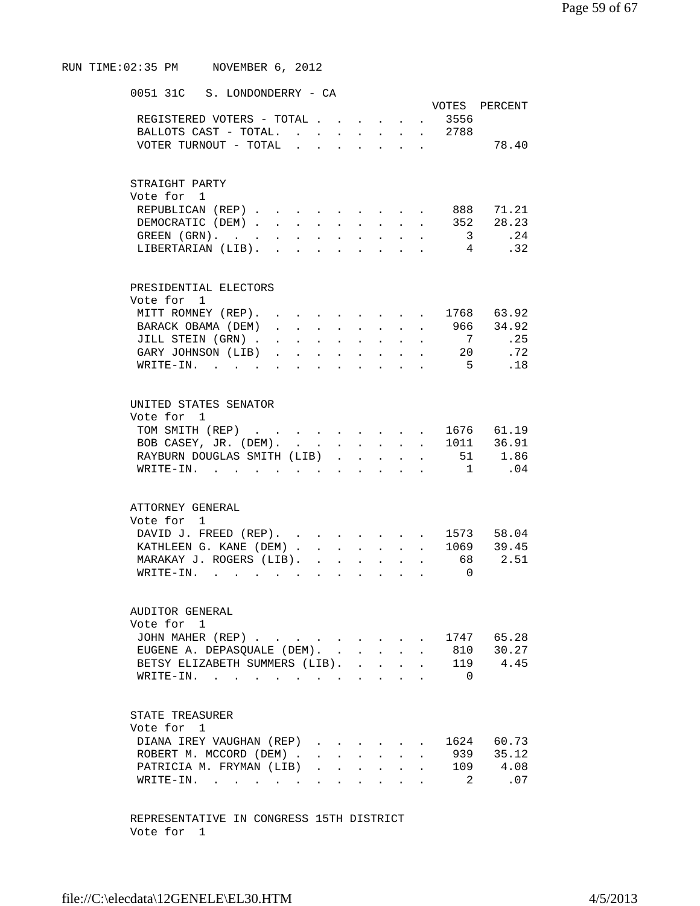RUN TIME:02:35 PM NOVEMBER 6, 2012

0051 31C S. LONDONDERRY - CA

| | VOTES | PERCENT |
|---|---|---|
| REGISTERED VOTERS - TOTAL | 3556 | |
| BALLOTS CAST - TOTAL | 2788 | |
| VOTER TURNOUT - TOTAL | | 78.40 |

STRAIGHT PARTY
Vote for 1

| | VOTES | PERCENT |
|---|---|---|
| REPUBLICAN (REP) | 888 | 71.21 |
| DEMOCRATIC (DEM) | 352 | 28.23 |
| GREEN (GRN) | 3 | .24 |
| LIBERTARIAN (LIB) | 4 | .32 |

PRESIDENTIAL ELECTORS
Vote for 1

| | VOTES | PERCENT |
|---|---|---|
| MITT ROMNEY (REP) | 1768 | 63.92 |
| BARACK OBAMA (DEM) | 966 | 34.92 |
| JILL STEIN (GRN) | 7 | .25 |
| GARY JOHNSON (LIB) | 20 | .72 |
| WRITE-IN | 5 | .18 |

UNITED STATES SENATOR
Vote for 1

| | VOTES | PERCENT |
|---|---|---|
| TOM SMITH (REP) | 1676 | 61.19 |
| BOB CASEY, JR. (DEM) | 1011 | 36.91 |
| RAYBURN DOUGLAS SMITH (LIB) | 51 | 1.86 |
| WRITE-IN | 1 | .04 |

ATTORNEY GENERAL
Vote for 1

| | VOTES | PERCENT |
|---|---|---|
| DAVID J. FREED (REP) | 1573 | 58.04 |
| KATHLEEN G. KANE (DEM) | 1069 | 39.45 |
| MARAKAY J. ROGERS (LIB) | 68 | 2.51 |
| WRITE-IN | 0 | |

AUDITOR GENERAL
Vote for 1

| | VOTES | PERCENT |
|---|---|---|
| JOHN MAHER (REP) | 1747 | 65.28 |
| EUGENE A. DEPASQUALE (DEM) | 810 | 30.27 |
| BETSY ELIZABETH SUMMERS (LIB) | 119 | 4.45 |
| WRITE-IN | 0 | |

STATE TREASURER
Vote for 1

| | VOTES | PERCENT |
|---|---|---|
| DIANA IREY VAUGHAN (REP) | 1624 | 60.73 |
| ROBERT M. MCCORD (DEM) | 939 | 35.12 |
| PATRICIA M. FRYMAN (LIB) | 109 | 4.08 |
| WRITE-IN | 2 | .07 |

REPRESENTATIVE IN CONGRESS 15TH DISTRICT
Vote for 1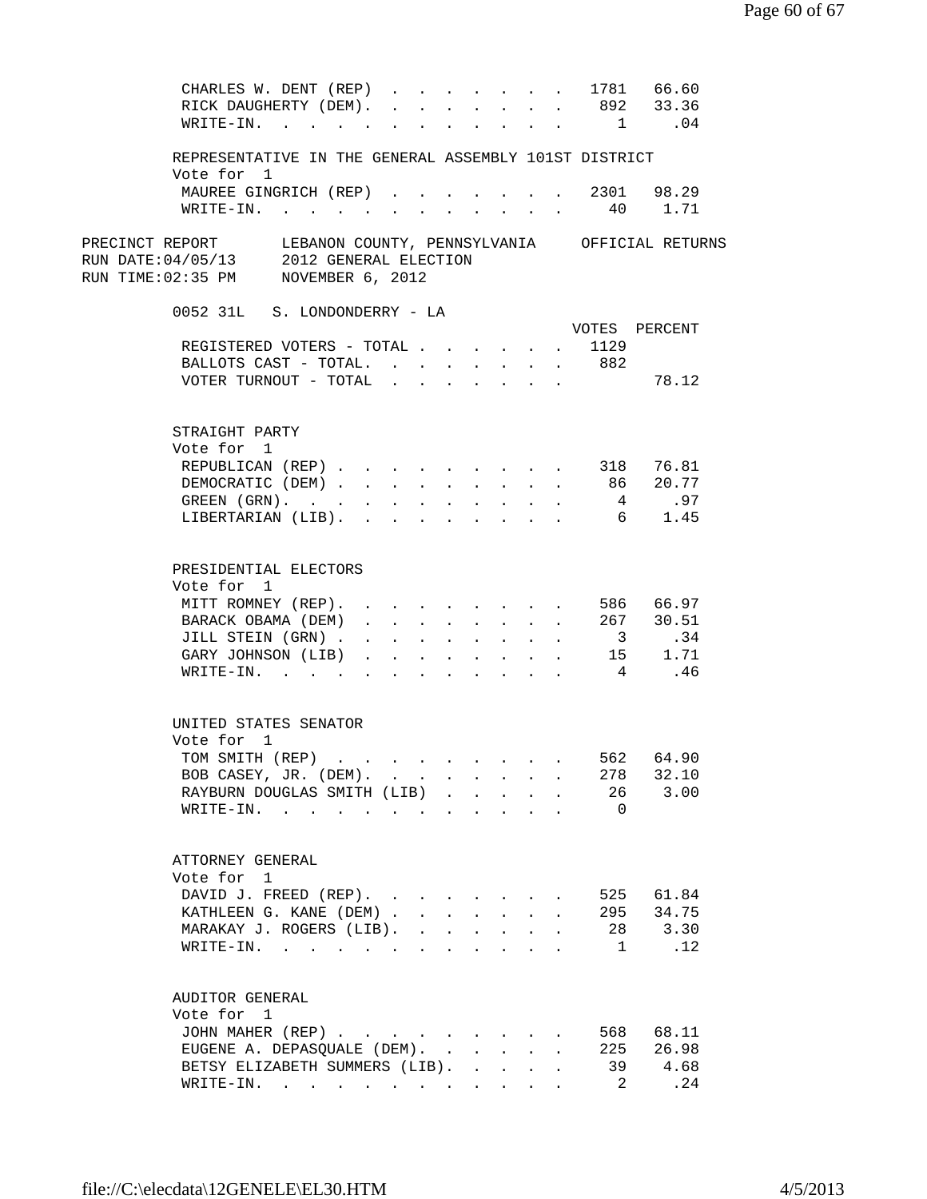| | | |
|---|---|---|
| CHARLES W. DENT (REP) | 1781 | 66.60 |
| RICK DAUGHERTY (DEM) | 892 | 33.36 |
| WRITE-IN | 1 | .04 |

REPRESENTATIVE IN THE GENERAL ASSEMBLY 101ST DISTRICT
Vote for 1

| | | |
|---|---|---|
| MAUREE GINGRICH (REP) | 2301 | 98.29 |
| WRITE-IN | 40 | 1.71 |

PRECINCT REPORT LEBANON COUNTY, PENNSYLVANIA OFFICIAL RETURNS
RUN DATE:04/05/13 2012 GENERAL ELECTION
RUN TIME:02:35 PM NOVEMBER 6, 2012

## 0052 31L S. LONDONDERRY - LA

| | VOTES | PERCENT |
|---|---|---|
| REGISTERED VOTERS - TOTAL | 1129 | |
| BALLOTS CAST - TOTAL | 882 | |
| VOTER TURNOUT - TOTAL | | 78.12 |

STRAIGHT PARTY
Vote for 1

| | | |
|---|---|---|
| REPUBLICAN (REP) | 318 | 76.81 |
| DEMOCRATIC (DEM) | 86 | 20.77 |
| GREEN (GRN) | 4 | .97 |
| LIBERTARIAN (LIB) | 6 | 1.45 |

PRESIDENTIAL ELECTORS
Vote for 1

| | | |
|---|---|---|
| MITT ROMNEY (REP) | 586 | 66.97 |
| BARACK OBAMA (DEM) | 267 | 30.51 |
| JILL STEIN (GRN) | 3 | .34 |
| GARY JOHNSON (LIB) | 15 | 1.71 |
| WRITE-IN | 4 | .46 |

UNITED STATES SENATOR
Vote for 1

| | | |
|---|---|---|
| TOM SMITH (REP) | 562 | 64.90 |
| BOB CASEY, JR. (DEM) | 278 | 32.10 |
| RAYBURN DOUGLAS SMITH (LIB) | 26 | 3.00 |
| WRITE-IN | 0 | |

ATTORNEY GENERAL
Vote for 1

| | | |
|---|---|---|
| DAVID J. FREED (REP) | 525 | 61.84 |
| KATHLEEN G. KANE (DEM) | 295 | 34.75 |
| MARAKAY J. ROGERS (LIB) | 28 | 3.30 |
| WRITE-IN | 1 | .12 |

AUDITOR GENERAL
Vote for 1

| | | |
|---|---|---|
| JOHN MAHER (REP) | 568 | 68.11 |
| EUGENE A. DEPASQUALE (DEM) | 225 | 26.98 |
| BETSY ELIZABETH SUMMERS (LIB) | 39 | 4.68 |
| WRITE-IN | 2 | .24 |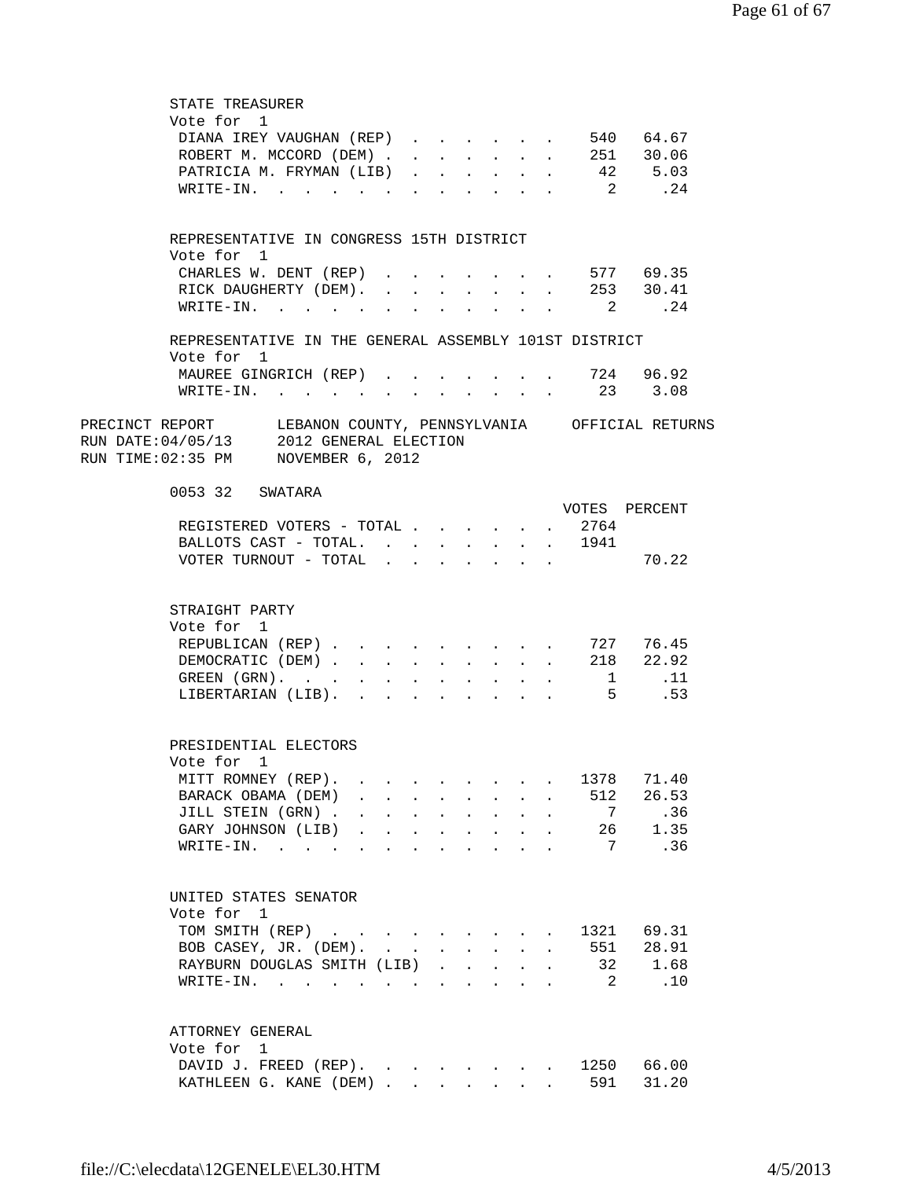STATE TREASURER
Vote for 1

| | | |
|---|---|---|
| DIANA IREY VAUGHAN (REP) | 540 | 64.67 |
| ROBERT M. MCCORD (DEM) | 251 | 30.06 |
| PATRICIA M. FRYMAN (LIB) | 42 | 5.03 |
| WRITE-IN. | 2 | .24 |

REPRESENTATIVE IN CONGRESS 15TH DISTRICT
Vote for 1

| | | |
|---|---|---|
| CHARLES W. DENT (REP) | 577 | 69.35 |
| RICK DAUGHERTY (DEM). | 253 | 30.41 |
| WRITE-IN. | 2 | .24 |

REPRESENTATIVE IN THE GENERAL ASSEMBLY 101ST DISTRICT
Vote for 1

| | | |
|---|---|---|
| MAUREE GINGRICH (REP) | 724 | 96.92 |
| WRITE-IN. | 23 | 3.08 |

PRECINCT REPORT LEBANON COUNTY, PENNSYLVANIA OFFICIAL RETURNS
RUN DATE:04/05/13 2012 GENERAL ELECTION
RUN TIME:02:35 PM NOVEMBER 6, 2012

0053 32 SWATARA

| | VOTES | PERCENT |
|---|---|---|
| REGISTERED VOTERS - TOTAL | 2764 | |
| BALLOTS CAST - TOTAL. | 1941 | |
| VOTER TURNOUT - TOTAL | | 70.22 |

STRAIGHT PARTY
Vote for 1

| | | |
|---|---|---|
| REPUBLICAN (REP) | 727 | 76.45 |
| DEMOCRATIC (DEM) | 218 | 22.92 |
| GREEN (GRN). | 1 | .11 |
| LIBERTARIAN (LIB). | 5 | .53 |

PRESIDENTIAL ELECTORS
Vote for 1

| | | |
|---|---|---|
| MITT ROMNEY (REP). | 1378 | 71.40 |
| BARACK OBAMA (DEM) | 512 | 26.53 |
| JILL STEIN (GRN) | 7 | .36 |
| GARY JOHNSON (LIB) | 26 | 1.35 |
| WRITE-IN. | 7 | .36 |

UNITED STATES SENATOR
Vote for 1

| | | |
|---|---|---|
| TOM SMITH (REP) | 1321 | 69.31 |
| BOB CASEY, JR. (DEM). | 551 | 28.91 |
| RAYBURN DOUGLAS SMITH (LIB) | 32 | 1.68 |
| WRITE-IN. | 2 | .10 |

ATTORNEY GENERAL
Vote for 1

| | | |
|---|---|---|
| DAVID J. FREED (REP). | 1250 | 66.00 |
| KATHLEEN G. KANE (DEM) | 591 | 31.20 |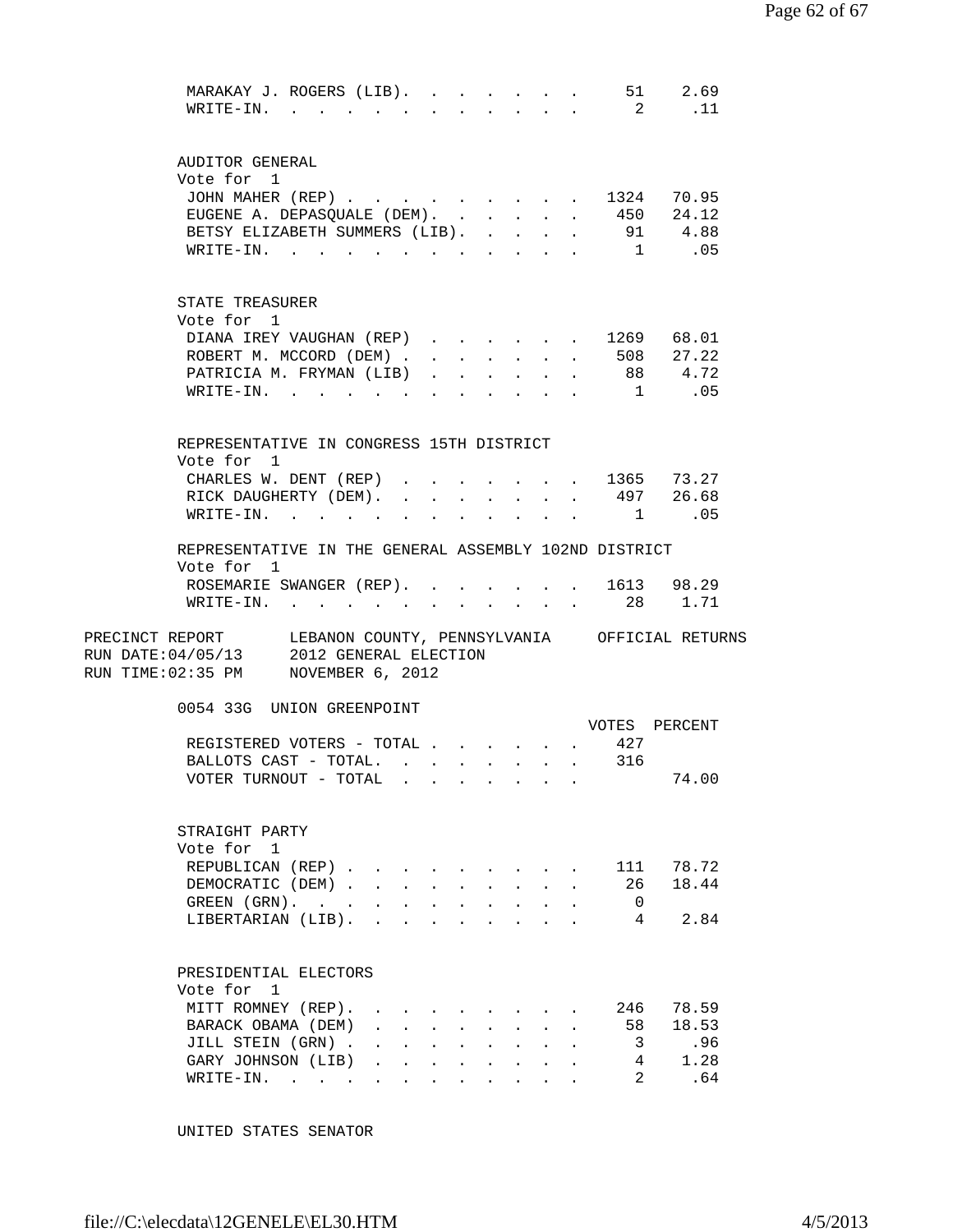| | | |
|---|---|---|
| MARAKAY J. ROGERS (LIB) | 51 | 2.69 |
| WRITE-IN | 2 | .11 |

### AUDITOR GENERAL
Vote for 1

| | | |
|---|---|---|
| JOHN MAHER (REP) | 1324 | 70.95 |
| EUGENE A. DEPASQUALE (DEM) | 450 | 24.12 |
| BETSY ELIZABETH SUMMERS (LIB) | 91 | 4.88 |
| WRITE-IN | 1 | .05 |

### STATE TREASURER
Vote for 1

| | | |
|---|---|---|
| DIANA IREY VAUGHAN (REP) | 1269 | 68.01 |
| ROBERT M. MCCORD (DEM) | 508 | 27.22 |
| PATRICIA M. FRYMAN (LIB) | 88 | 4.72 |
| WRITE-IN | 1 | .05 |

### REPRESENTATIVE IN CONGRESS 15TH DISTRICT
Vote for 1

| | | |
|---|---|---|
| CHARLES W. DENT (REP) | 1365 | 73.27 |
| RICK DAUGHERTY (DEM) | 497 | 26.68 |
| WRITE-IN | 1 | .05 |

### REPRESENTATIVE IN THE GENERAL ASSEMBLY 102ND DISTRICT
Vote for 1

| | | |
|---|---|---|
| ROSEMARIE SWANGER (REP) | 1613 | 98.29 |
| WRITE-IN | 28 | 1.71 |

PRECINCT REPORT LEBANON COUNTY, PENNSYLVANIA OFFICIAL RETURNS
RUN DATE:04/05/13 2012 GENERAL ELECTION
RUN TIME:02:35 PM NOVEMBER 6, 2012

## 0054 33G UNION GREENPOINT

| | VOTES | PERCENT |
|---|---|---|
| REGISTERED VOTERS - TOTAL | 427 | |
| BALLOTS CAST - TOTAL | 316 | |
| VOTER TURNOUT - TOTAL | | 74.00 |

### STRAIGHT PARTY
Vote for 1

| | | |
|---|---|---|
| REPUBLICAN (REP) | 111 | 78.72 |
| DEMOCRATIC (DEM) | 26 | 18.44 |
| GREEN (GRN) | 0 | |
| LIBERTARIAN (LIB) | 4 | 2.84 |

### PRESIDENTIAL ELECTORS
Vote for 1

| | | |
|---|---|---|
| MITT ROMNEY (REP) | 246 | 78.59 |
| BARACK OBAMA (DEM) | 58 | 18.53 |
| JILL STEIN (GRN) | 3 | .96 |
| GARY JOHNSON (LIB) | 4 | 1.28 |
| WRITE-IN | 2 | .64 |

### UNITED STATES SENATOR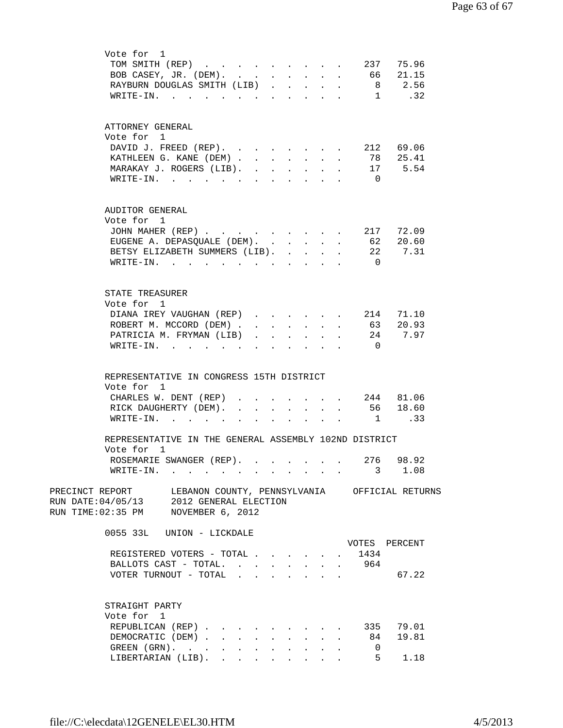Vote for 1

| | | |
|---|---|---|
| TOM SMITH (REP) | 237 | 75.96 |
| BOB CASEY, JR. (DEM). | 66 | 21.15 |
| RAYBURN DOUGLAS SMITH (LIB) | 8 | 2.56 |
| WRITE-IN. | 1 | .32 |

ATTORNEY GENERAL
Vote for 1

| | | |
|---|---|---|
| DAVID J. FREED (REP). | 212 | 69.06 |
| KATHLEEN G. KANE (DEM) | 78 | 25.41 |
| MARAKAY J. ROGERS (LIB). | 17 | 5.54 |
| WRITE-IN. | 0 | |

AUDITOR GENERAL
Vote for 1

| | | |
|---|---|---|
| JOHN MAHER (REP) | 217 | 72.09 |
| EUGENE A. DEPASQUALE (DEM). | 62 | 20.60 |
| BETSY ELIZABETH SUMMERS (LIB). | 22 | 7.31 |
| WRITE-IN. | 0 | |

STATE TREASURER
Vote for 1

| | | |
|---|---|---|
| DIANA IREY VAUGHAN (REP) | 214 | 71.10 |
| ROBERT M. MCCORD (DEM) | 63 | 20.93 |
| PATRICIA M. FRYMAN (LIB) | 24 | 7.97 |
| WRITE-IN. | 0 | |

REPRESENTATIVE IN CONGRESS 15TH DISTRICT
Vote for 1

| | | |
|---|---|---|
| CHARLES W. DENT (REP) | 244 | 81.06 |
| RICK DAUGHERTY (DEM). | 56 | 18.60 |
| WRITE-IN. | 1 | .33 |

REPRESENTATIVE IN THE GENERAL ASSEMBLY 102ND DISTRICT
Vote for 1

| | | |
|---|---|---|
| ROSEMARIE SWANGER (REP). | 276 | 98.92 |
| WRITE-IN. | 3 | 1.08 |

PRECINCT REPORT LEBANON COUNTY, PENNSYLVANIA OFFICIAL RETURNS
RUN DATE:04/05/13 2012 GENERAL ELECTION
RUN TIME:02:35 PM NOVEMBER 6, 2012

0055 33L UNION - LICKDALE

| | VOTES | PERCENT |
|---|---|---|
| REGISTERED VOTERS - TOTAL | 1434 | |
| BALLOTS CAST - TOTAL. | 964 | |
| VOTER TURNOUT - TOTAL | | 67.22 |

STRAIGHT PARTY
Vote for 1

| | | |
|---|---|---|
| REPUBLICAN (REP) | 335 | 79.01 |
| DEMOCRATIC (DEM) | 84 | 19.81 |
| GREEN (GRN). | 0 | |
| LIBERTARIAN (LIB). | 5 | 1.18 |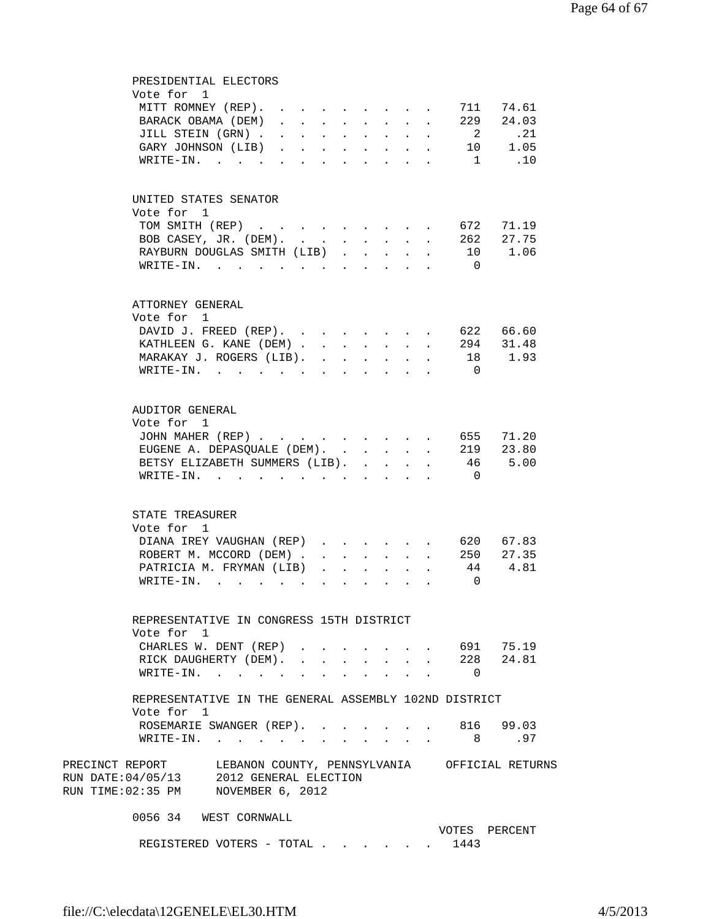PRESIDENTIAL ELECTORS
Vote for 1

| | | |
|---|---|---|
| MITT ROMNEY (REP) | 711 | 74.61 |
| BARACK OBAMA (DEM) | 229 | 24.03 |
| JILL STEIN (GRN) | 2 | .21 |
| GARY JOHNSON (LIB) | 10 | 1.05 |
| WRITE-IN | 1 | .10 |

UNITED STATES SENATOR
Vote for 1

| | | |
|---|---|---|
| TOM SMITH (REP) | 672 | 71.19 |
| BOB CASEY, JR. (DEM) | 262 | 27.75 |
| RAYBURN DOUGLAS SMITH (LIB) | 10 | 1.06 |
| WRITE-IN | 0 | |

ATTORNEY GENERAL
Vote for 1

| | | |
|---|---|---|
| DAVID J. FREED (REP) | 622 | 66.60 |
| KATHLEEN G. KANE (DEM) | 294 | 31.48 |
| MARAKAY J. ROGERS (LIB) | 18 | 1.93 |
| WRITE-IN | 0 | |

AUDITOR GENERAL
Vote for 1

| | | |
|---|---|---|
| JOHN MAHER (REP) | 655 | 71.20 |
| EUGENE A. DEPASQUALE (DEM) | 219 | 23.80 |
| BETSY ELIZABETH SUMMERS (LIB) | 46 | 5.00 |
| WRITE-IN | 0 | |

STATE TREASURER
Vote for 1

| | | |
|---|---|---|
| DIANA IREY VAUGHAN (REP) | 620 | 67.83 |
| ROBERT M. MCCORD (DEM) | 250 | 27.35 |
| PATRICIA M. FRYMAN (LIB) | 44 | 4.81 |
| WRITE-IN | 0 | |

REPRESENTATIVE IN CONGRESS 15TH DISTRICT
Vote for 1

| | | |
|---|---|---|
| CHARLES W. DENT (REP) | 691 | 75.19 |
| RICK DAUGHERTY (DEM) | 228 | 24.81 |
| WRITE-IN | 0 | |

REPRESENTATIVE IN THE GENERAL ASSEMBLY 102ND DISTRICT
Vote for 1

| | | |
|---|---|---|
| ROSEMARIE SWANGER (REP) | 816 | 99.03 |
| WRITE-IN | 8 | .97 |

PRECINCT REPORT LEBANON COUNTY, PENNSYLVANIA OFFICIAL RETURNS
RUN DATE:04/05/13 2012 GENERAL ELECTION
RUN TIME:02:35 PM NOVEMBER 6, 2012

0056 34 WEST CORNWALL

| | VOTES | PERCENT |
|---|---|---|
| REGISTERED VOTERS - TOTAL | 1443 | |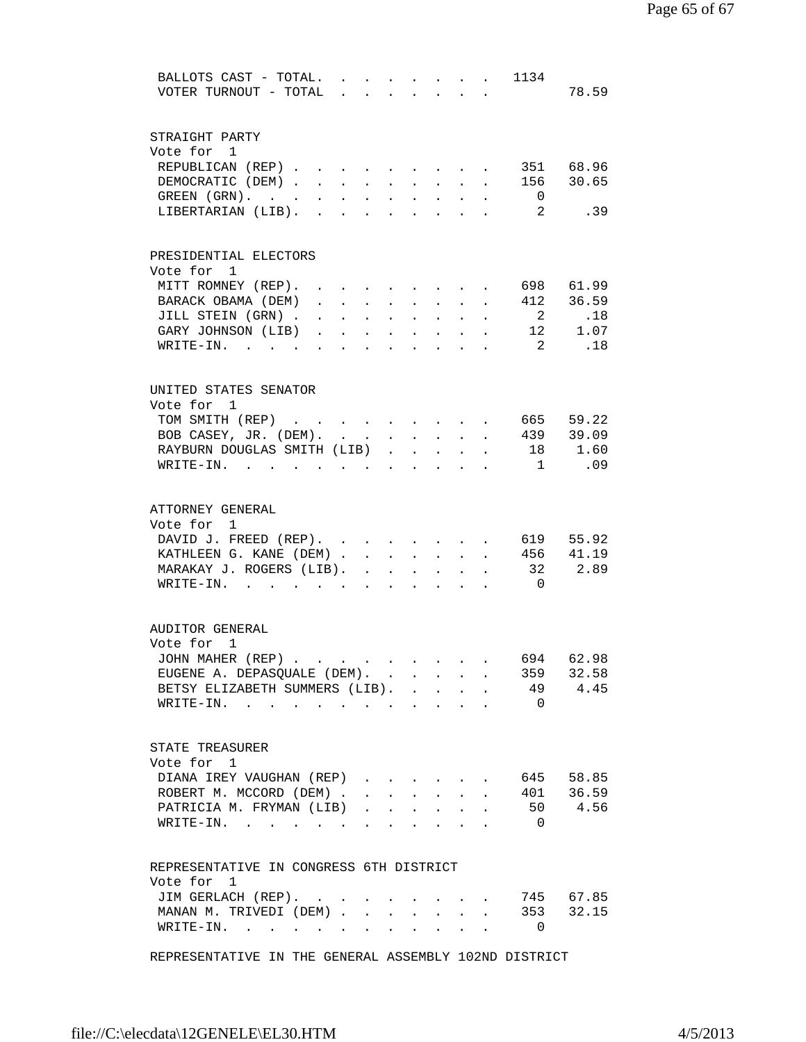BALLOTS CAST - TOTAL. . . . . . . . . 1134
VOTER TURNOUT - TOTAL . . . . . . . . 78.59

## STRAIGHT PARTY
Vote for 1

| | | |
|---|---|---|
| REPUBLICAN (REP) | 351 | 68.96 |
| DEMOCRATIC (DEM) | 156 | 30.65 |
| GREEN (GRN) | 0 | |
| LIBERTARIAN (LIB) | 2 | .39 |

## PRESIDENTIAL ELECTORS
Vote for 1

| | | |
|---|---|---|
| MITT ROMNEY (REP) | 698 | 61.99 |
| BARACK OBAMA (DEM) | 412 | 36.59 |
| JILL STEIN (GRN) | 2 | .18 |
| GARY JOHNSON (LIB) | 12 | 1.07 |
| WRITE-IN | 2 | .18 |

## UNITED STATES SENATOR
Vote for 1

| | | |
|---|---|---|
| TOM SMITH (REP) | 665 | 59.22 |
| BOB CASEY, JR. (DEM) | 439 | 39.09 |
| RAYBURN DOUGLAS SMITH (LIB) | 18 | 1.60 |
| WRITE-IN | 1 | .09 |

## ATTORNEY GENERAL
Vote for 1

| | | |
|---|---|---|
| DAVID J. FREED (REP) | 619 | 55.92 |
| KATHLEEN G. KANE (DEM) | 456 | 41.19 |
| MARAKAY J. ROGERS (LIB) | 32 | 2.89 |
| WRITE-IN | 0 | |

## AUDITOR GENERAL
Vote for 1

| | | |
|---|---|---|
| JOHN MAHER (REP) | 694 | 62.98 |
| EUGENE A. DEPASQUALE (DEM) | 359 | 32.58 |
| BETSY ELIZABETH SUMMERS (LIB) | 49 | 4.45 |
| WRITE-IN | 0 | |

## STATE TREASURER
Vote for 1

| | | |
|---|---|---|
| DIANA IREY VAUGHAN (REP) | 645 | 58.85 |
| ROBERT M. MCCORD (DEM) | 401 | 36.59 |
| PATRICIA M. FRYMAN (LIB) | 50 | 4.56 |
| WRITE-IN | 0 | |

## REPRESENTATIVE IN CONGRESS 6TH DISTRICT
Vote for 1

| | | |
|---|---|---|
| JIM GERLACH (REP) | 745 | 67.85 |
| MANAN M. TRIVEDI (DEM) | 353 | 32.15 |
| WRITE-IN | 0 | |

## REPRESENTATIVE IN THE GENERAL ASSEMBLY 102ND DISTRICT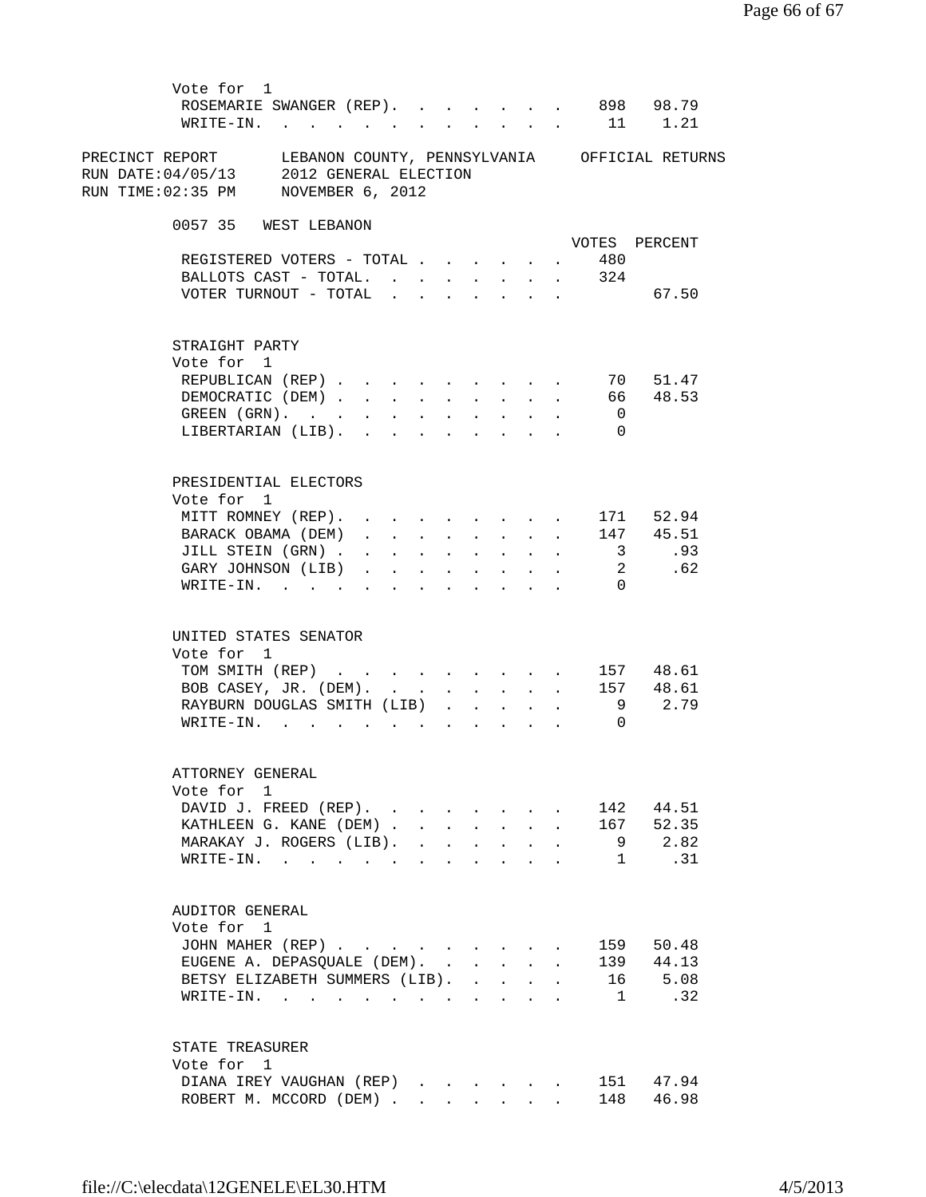Vote for 1

| | | |
|---|---|---|
| ROSEMARIE SWANGER (REP). | 898 | 98.79 |
| WRITE-IN. | 11 | 1.21 |

PRECINCT REPORT LEBANON COUNTY, PENNSYLVANIA OFFICIAL RETURNS
RUN DATE:04/05/13 2012 GENERAL ELECTION
RUN TIME:02:35 PM NOVEMBER 6, 2012

0057 35 WEST LEBANON

| | VOTES | PERCENT |
|---|---|---|
| REGISTERED VOTERS - TOTAL | 480 | |
| BALLOTS CAST - TOTAL. | 324 | |
| VOTER TURNOUT - TOTAL | | 67.50 |

STRAIGHT PARTY
Vote for 1

| | | |
|---|---|---|
| REPUBLICAN (REP) | 70 | 51.47 |
| DEMOCRATIC (DEM) | 66 | 48.53 |
| GREEN (GRN). | 0 | |
| LIBERTARIAN (LIB). | 0 | |

PRESIDENTIAL ELECTORS
Vote for 1

| | | |
|---|---|---|
| MITT ROMNEY (REP). | 171 | 52.94 |
| BARACK OBAMA (DEM) | 147 | 45.51 |
| JILL STEIN (GRN) | 3 | .93 |
| GARY JOHNSON (LIB) | 2 | .62 |
| WRITE-IN. | 0 | |

UNITED STATES SENATOR
Vote for 1

| | | |
|---|---|---|
| TOM SMITH (REP) | 157 | 48.61 |
| BOB CASEY, JR. (DEM). | 157 | 48.61 |
| RAYBURN DOUGLAS SMITH (LIB) | 9 | 2.79 |
| WRITE-IN. | 0 | |

ATTORNEY GENERAL
Vote for 1

| | | |
|---|---|---|
| DAVID J. FREED (REP). | 142 | 44.51 |
| KATHLEEN G. KANE (DEM) | 167 | 52.35 |
| MARAKAY J. ROGERS (LIB). | 9 | 2.82 |
| WRITE-IN. | 1 | .31 |

AUDITOR GENERAL
Vote for 1

| | | |
|---|---|---|
| JOHN MAHER (REP) | 159 | 50.48 |
| EUGENE A. DEPASQUALE (DEM). | 139 | 44.13 |
| BETSY ELIZABETH SUMMERS (LIB). | 16 | 5.08 |
| WRITE-IN. | 1 | .32 |

STATE TREASURER
Vote for 1

| | | |
|---|---|---|
| DIANA IREY VAUGHAN (REP) | 151 | 47.94 |
| ROBERT M. MCCORD (DEM) | 148 | 46.98 |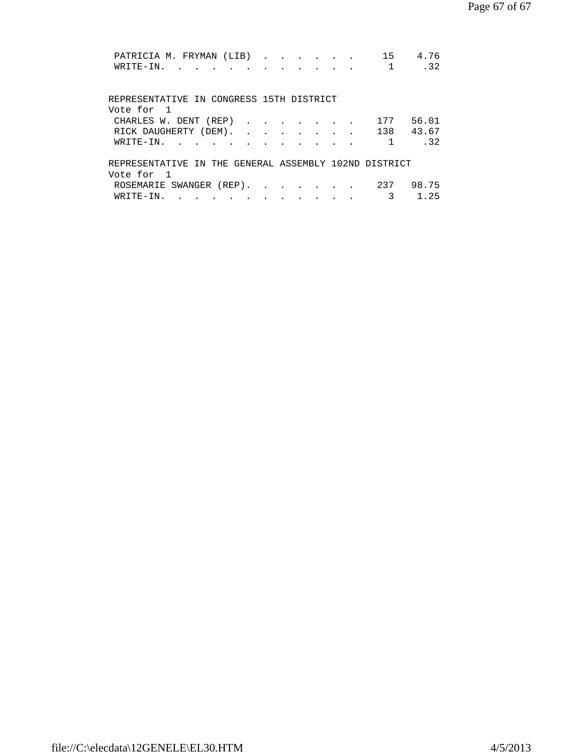| | | |
|---|---|---|
| PATRICIA M. FRYMAN (LIB) | 15 | 4.76 |
| WRITE-IN. | 1 | .32 |

REPRESENTATIVE IN CONGRESS 15TH DISTRICT
Vote for 1

| | | |
|---|---|---|
| CHARLES W. DENT (REP) | 177 | 56.01 |
| RICK DAUGHERTY (DEM). | 138 | 43.67 |
| WRITE-IN. | 1 | .32 |

REPRESENTATIVE IN THE GENERAL ASSEMBLY 102ND DISTRICT
Vote for 1

| | | |
|---|---|---|
| ROSEMARIE SWANGER (REP). | 237 | 98.75 |
| WRITE-IN. | 3 | 1.25 |